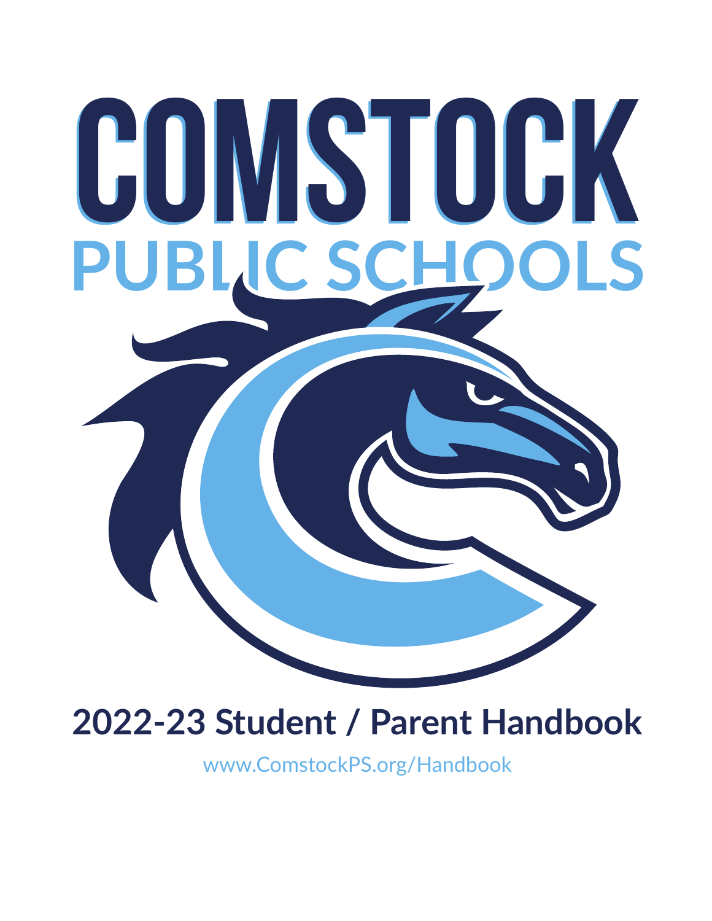# COMSTOCK PUBLIC SCHOOLS

## 2022-23 Student / Parent Handbook

www.ComstockPS.org/Handbook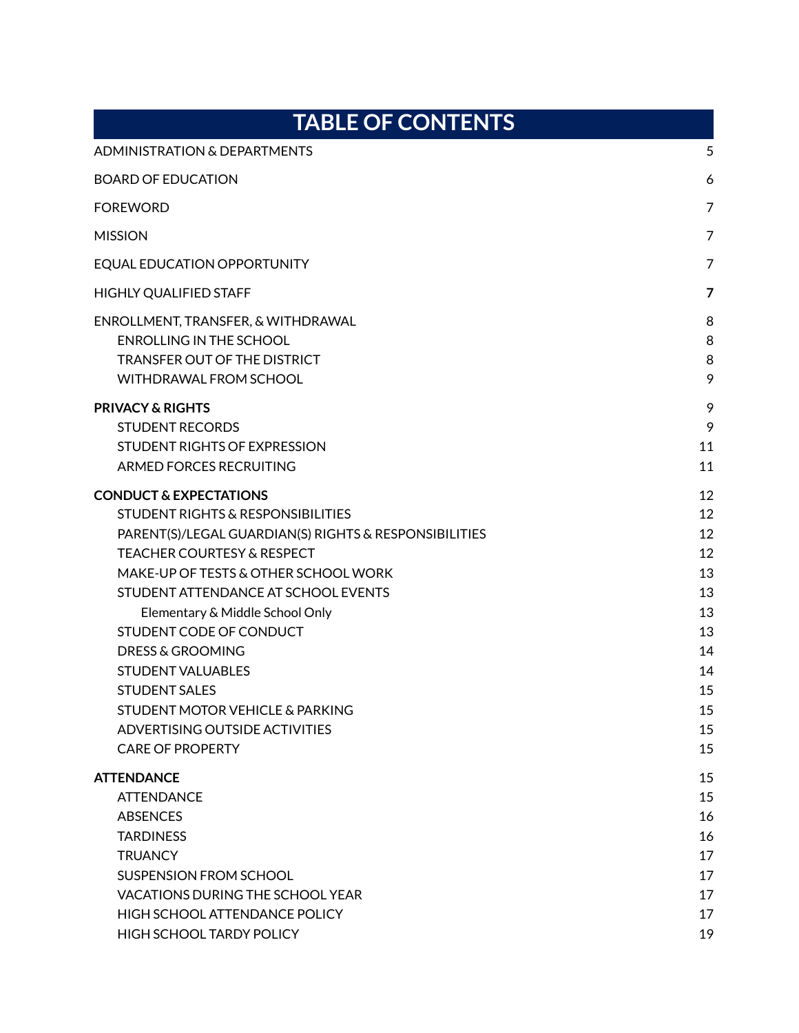# TABLE OF CONTENTS

| | |
|---|---|
| ADMINISTRATION & DEPARTMENTS | 5 |
| BOARD OF EDUCATION | 6 |
| FOREWORD | 7 |
| MISSION | 7 |
| EQUAL EDUCATION OPPORTUNITY | 7 |
| HIGHLY QUALIFIED STAFF | **7** |
| ENROLLMENT, TRANSFER, & WITHDRAWAL | 8 |
| ENROLLING IN THE SCHOOL | 8 |
| TRANSFER OUT OF THE DISTRICT | 8 |
| WITHDRAWAL FROM SCHOOL | 9 |
| **PRIVACY & RIGHTS** | 9 |
| STUDENT RECORDS | 9 |
| STUDENT RIGHTS OF EXPRESSION | 11 |
| ARMED FORCES RECRUITING | 11 |
| **CONDUCT & EXPECTATIONS** | 12 |
| STUDENT RIGHTS & RESPONSIBILITIES | 12 |
| PARENT(S)/LEGAL GUARDIAN(S) RIGHTS & RESPONSIBILITIES | 12 |
| TEACHER COURTESY & RESPECT | 12 |
| MAKE-UP OF TESTS & OTHER SCHOOL WORK | 13 |
| STUDENT ATTENDANCE AT SCHOOL EVENTS | 13 |
| Elementary & Middle School Only | 13 |
| STUDENT CODE OF CONDUCT | 13 |
| DRESS & GROOMING | 14 |
| STUDENT VALUABLES | 14 |
| STUDENT SALES | 15 |
| STUDENT MOTOR VEHICLE & PARKING | 15 |
| ADVERTISING OUTSIDE ACTIVITIES | 15 |
| CARE OF PROPERTY | 15 |
| **ATTENDANCE** | 15 |
| ATTENDANCE | 15 |
| ABSENCES | 16 |
| TARDINESS | 16 |
| TRUANCY | 17 |
| SUSPENSION FROM SCHOOL | 17 |
| VACATIONS DURING THE SCHOOL YEAR | 17 |
| HIGH SCHOOL ATTENDANCE POLICY | 17 |
| HIGH SCHOOL TARDY POLICY | 19 |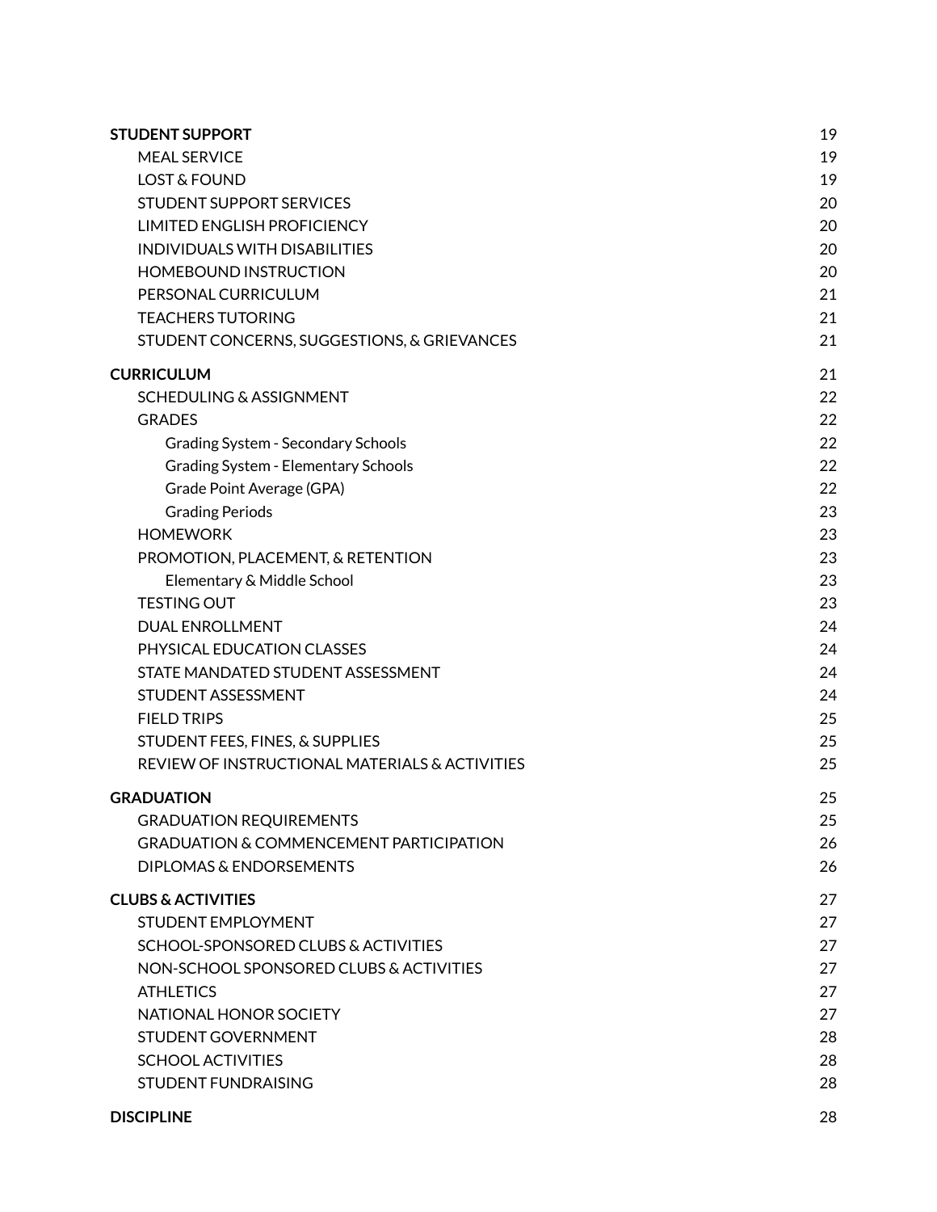| | |
|---|---|
| **STUDENT SUPPORT** | 19 |
| MEAL SERVICE | 19 |
| LOST & FOUND | 19 |
| STUDENT SUPPORT SERVICES | 20 |
| LIMITED ENGLISH PROFICIENCY | 20 |
| INDIVIDUALS WITH DISABILITIES | 20 |
| HOMEBOUND INSTRUCTION | 20 |
| PERSONAL CURRICULUM | 21 |
| TEACHERS TUTORING | 21 |
| STUDENT CONCERNS, SUGGESTIONS, & GRIEVANCES | 21 |
| **CURRICULUM** | 21 |
| SCHEDULING & ASSIGNMENT | 22 |
| GRADES | 22 |
| Grading System - Secondary Schools | 22 |
| Grading System - Elementary Schools | 22 |
| Grade Point Average (GPA) | 22 |
| Grading Periods | 23 |
| HOMEWORK | 23 |
| PROMOTION, PLACEMENT, & RETENTION | 23 |
| Elementary & Middle School | 23 |
| TESTING OUT | 23 |
| DUAL ENROLLMENT | 24 |
| PHYSICAL EDUCATION CLASSES | 24 |
| STATE MANDATED STUDENT ASSESSMENT | 24 |
| STUDENT ASSESSMENT | 24 |
| FIELD TRIPS | 25 |
| STUDENT FEES, FINES, & SUPPLIES | 25 |
| REVIEW OF INSTRUCTIONAL MATERIALS & ACTIVITIES | 25 |
| **GRADUATION** | 25 |
| GRADUATION REQUIREMENTS | 25 |
| GRADUATION & COMMENCEMENT PARTICIPATION | 26 |
| DIPLOMAS & ENDORSEMENTS | 26 |
| **CLUBS & ACTIVITIES** | 27 |
| STUDENT EMPLOYMENT | 27 |
| SCHOOL-SPONSORED CLUBS & ACTIVITIES | 27 |
| NON-SCHOOL SPONSORED CLUBS & ACTIVITIES | 27 |
| ATHLETICS | 27 |
| NATIONAL HONOR SOCIETY | 27 |
| STUDENT GOVERNMENT | 28 |
| SCHOOL ACTIVITIES | 28 |
| STUDENT FUNDRAISING | 28 |
| **DISCIPLINE** | 28 |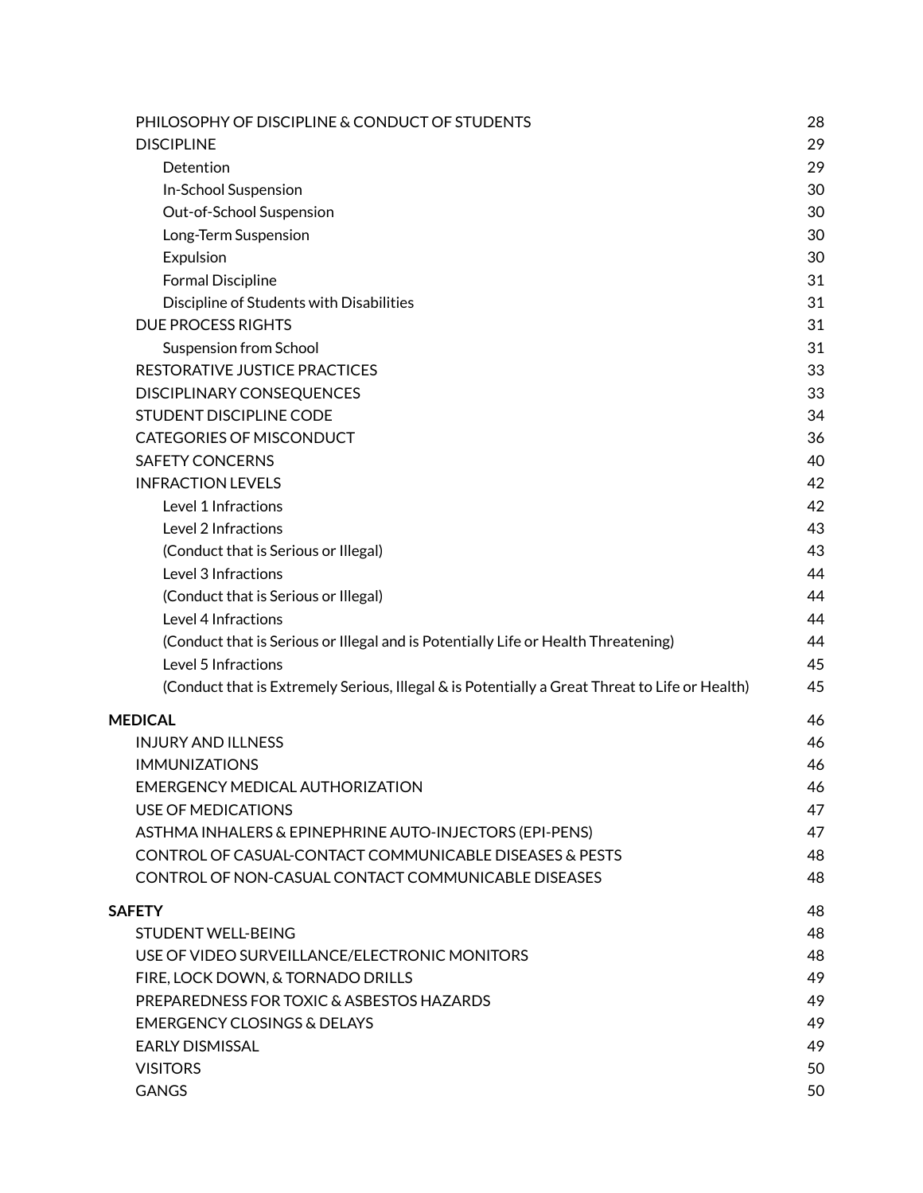| | |
|---|---|
| PHILOSOPHY OF DISCIPLINE & CONDUCT OF STUDENTS | 28 |
| DISCIPLINE | 29 |
| Detention | 29 |
| In-School Suspension | 30 |
| Out-of-School Suspension | 30 |
| Long-Term Suspension | 30 |
| Expulsion | 30 |
| Formal Discipline | 31 |
| Discipline of Students with Disabilities | 31 |
| DUE PROCESS RIGHTS | 31 |
| Suspension from School | 31 |
| RESTORATIVE JUSTICE PRACTICES | 33 |
| DISCIPLINARY CONSEQUENCES | 33 |
| STUDENT DISCIPLINE CODE | 34 |
| CATEGORIES OF MISCONDUCT | 36 |
| SAFETY CONCERNS | 40 |
| INFRACTION LEVELS | 42 |
| Level 1 Infractions | 42 |
| Level 2 Infractions | 43 |
| (Conduct that is Serious or Illegal) | 43 |
| Level 3 Infractions | 44 |
| (Conduct that is Serious or Illegal) | 44 |
| Level 4 Infractions | 44 |
| (Conduct that is Serious or Illegal and is Potentially Life or Health Threatening) | 44 |
| Level 5 Infractions | 45 |
| (Conduct that is Extremely Serious, Illegal & is Potentially a Great Threat to Life or Health) | 45 |
| **MEDICAL** | 46 |
| INJURY AND ILLNESS | 46 |
| IMMUNIZATIONS | 46 |
| EMERGENCY MEDICAL AUTHORIZATION | 46 |
| USE OF MEDICATIONS | 47 |
| ASTHMA INHALERS & EPINEPHRINE AUTO-INJECTORS (EPI-PENS) | 47 |
| CONTROL OF CASUAL-CONTACT COMMUNICABLE DISEASES & PESTS | 48 |
| CONTROL OF NON-CASUAL CONTACT COMMUNICABLE DISEASES | 48 |
| **SAFETY** | 48 |
| STUDENT WELL-BEING | 48 |
| USE OF VIDEO SURVEILLANCE/ELECTRONIC MONITORS | 48 |
| FIRE, LOCK DOWN, & TORNADO DRILLS | 49 |
| PREPAREDNESS FOR TOXIC & ASBESTOS HAZARDS | 49 |
| EMERGENCY CLOSINGS & DELAYS | 49 |
| EARLY DISMISSAL | 49 |
| VISITORS | 50 |
| GANGS | 50 |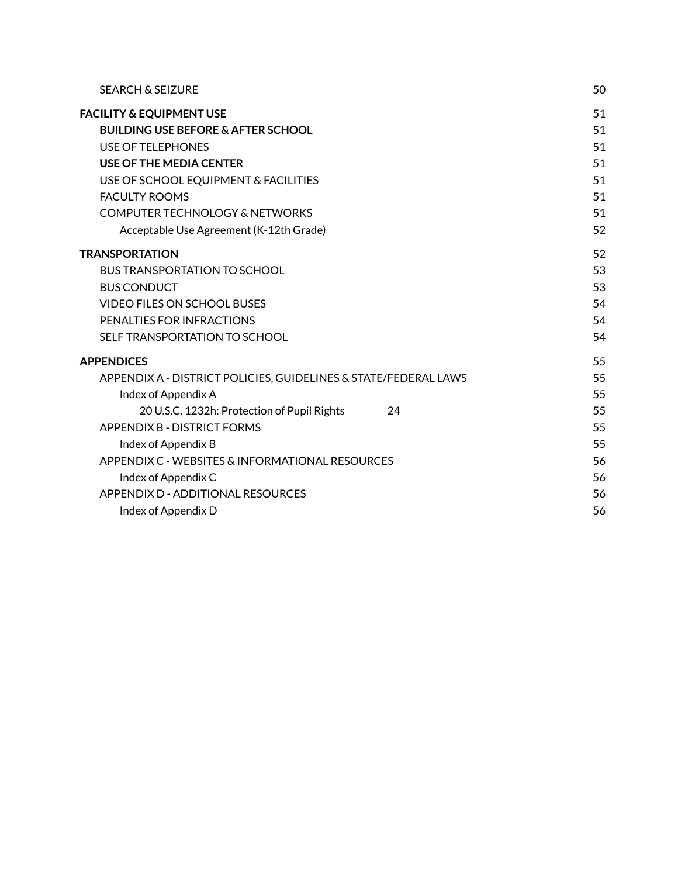SEARCH & SEIZURE 50

**FACILITY & EQUIPMENT USE** 51

**BUILDING USE BEFORE & AFTER SCHOOL** 51

USE OF TELEPHONES 51

**USE OF THE MEDIA CENTER** 51

USE OF SCHOOL EQUIPMENT & FACILITIES 51

FACULTY ROOMS 51

COMPUTER TECHNOLOGY & NETWORKS 51

Acceptable Use Agreement (K-12th Grade) 52

**TRANSPORTATION** 52

BUS TRANSPORTATION TO SCHOOL 53

BUS CONDUCT 53

VIDEO FILES ON SCHOOL BUSES 54

PENALTIES FOR INFRACTIONS 54

SELF TRANSPORTATION TO SCHOOL 54

**APPENDICES** 55

APPENDIX A - DISTRICT POLICIES, GUIDELINES & STATE/FEDERAL LAWS 55

Index of Appendix A 55

20 U.S.C. 1232h: Protection of Pupil Rights 24 55

APPENDIX B - DISTRICT FORMS 55

Index of Appendix B 55

APPENDIX C - WEBSITES & INFORMATIONAL RESOURCES 56

Index of Appendix C 56

APPENDIX D - ADDITIONAL RESOURCES 56

Index of Appendix D 56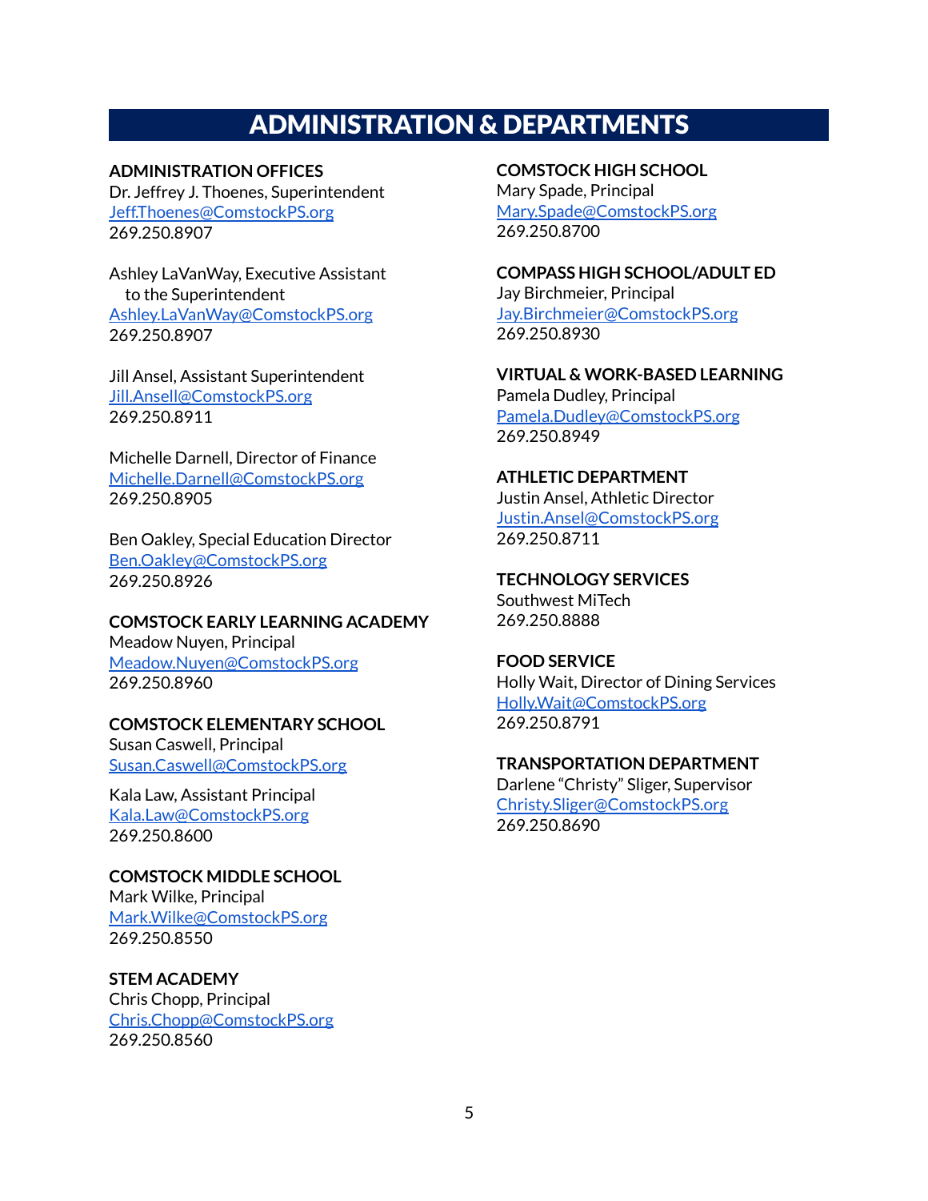# ADMINISTRATION & DEPARTMENTS

**ADMINISTRATION OFFICES**
Dr. Jeffrey J. Thoenes, Superintendent
Jeff.Thoenes@ComstockPS.org
269.250.8907

Ashley LaVanWay, Executive Assistant to the Superintendent
Ashley.LaVanWay@ComstockPS.org
269.250.8907

Jill Ansel, Assistant Superintendent
Jill.Ansell@ComstockPS.org
269.250.8911

Michelle Darnell, Director of Finance
Michelle.Darnell@ComstockPS.org
269.250.8905

Ben Oakley, Special Education Director
Ben.Oakley@ComstockPS.org
269.250.8926

**COMSTOCK EARLY LEARNING ACADEMY**
Meadow Nuyen, Principal
Meadow.Nuyen@ComstockPS.org
269.250.8960

**COMSTOCK ELEMENTARY SCHOOL**
Susan Caswell, Principal
Susan.Caswell@ComstockPS.org

Kala Law, Assistant Principal
Kala.Law@ComstockPS.org
269.250.8600

**COMSTOCK MIDDLE SCHOOL**
Mark Wilke, Principal
Mark.Wilke@ComstockPS.org
269.250.8550

**STEM ACADEMY**
Chris Chopp, Principal
Chris.Chopp@ComstockPS.org
269.250.8560

**COMSTOCK HIGH SCHOOL**
Mary Spade, Principal
Mary.Spade@ComstockPS.org
269.250.8700

**COMPASS HIGH SCHOOL/ADULT ED**
Jay Birchmeier, Principal
Jay.Birchmeier@ComstockPS.org
269.250.8930

**VIRTUAL & WORK-BASED LEARNING**
Pamela Dudley, Principal
Pamela.Dudley@ComstockPS.org
269.250.8949

**ATHLETIC DEPARTMENT**
Justin Ansel, Athletic Director
Justin.Ansel@ComstockPS.org
269.250.8711

**TECHNOLOGY SERVICES**
Southwest MiTech
269.250.8888

**FOOD SERVICE**
Holly Wait, Director of Dining Services
Holly.Wait@ComstockPS.org
269.250.8791

**TRANSPORTATION DEPARTMENT**
Darlene "Christy" Sliger, Supervisor
Christy.Sliger@ComstockPS.org
269.250.8690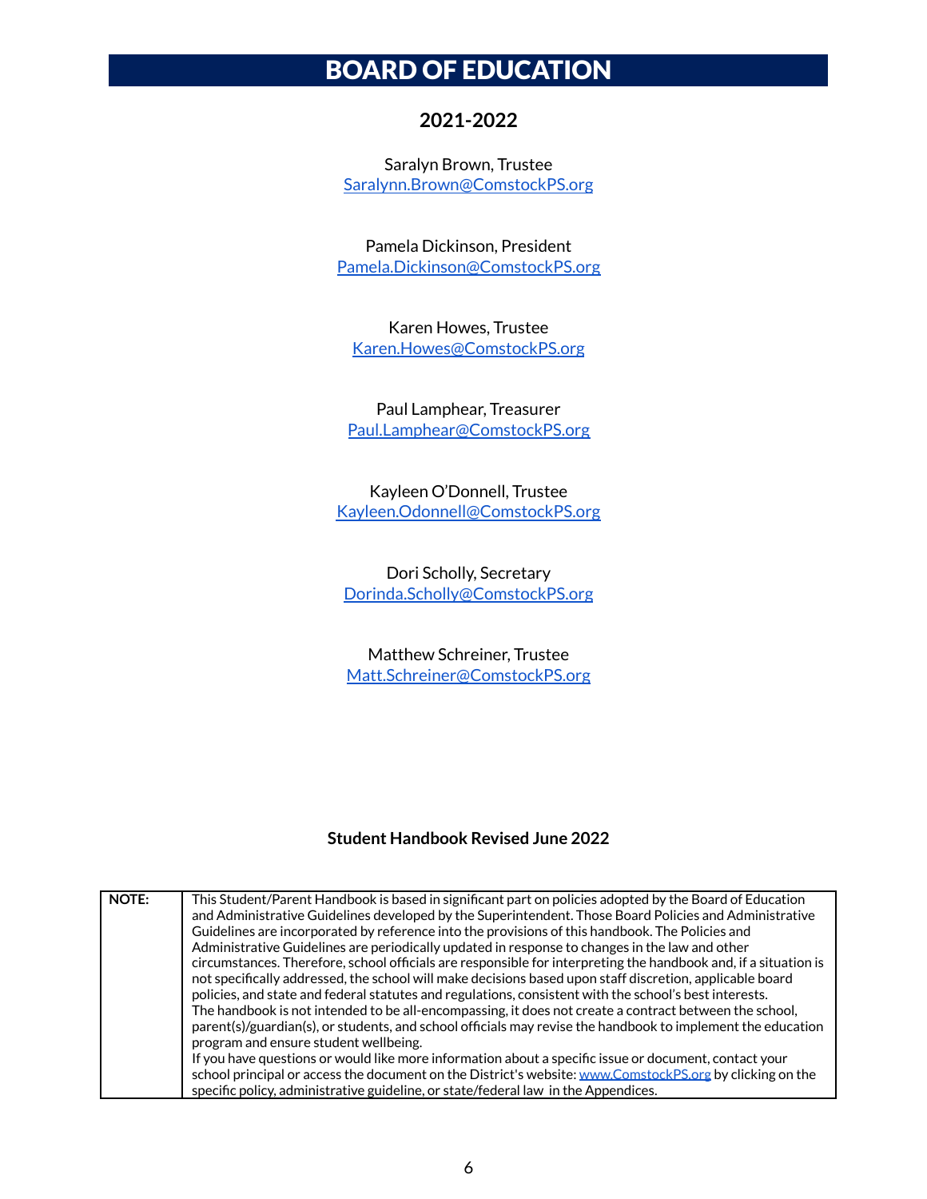# BOARD OF EDUCATION

## 2021-2022

Saralyn Brown, Trustee
Saralynn.Brown@ComstockPS.org

Pamela Dickinson, President
Pamela.Dickinson@ComstockPS.org

Karen Howes, Trustee
Karen.Howes@ComstockPS.org

Paul Lamphear, Treasurer
Paul.Lamphear@ComstockPS.org

Kayleen O'Donnell, Trustee
Kayleen.Odonnell@ComstockPS.org

Dori Scholly, Secretary
Dorinda.Scholly@ComstockPS.org

Matthew Schreiner, Trustee
Matt.Schreiner@ComstockPS.org

**Student Handbook Revised June 2022**

| NOTE: | This Student/Parent Handbook is based in significant part on policies adopted by the Board of Education and Administrative Guidelines developed by the Superintendent. Those Board Policies and Administrative Guidelines are incorporated by reference into the provisions of this handbook. The Policies and Administrative Guidelines are periodically updated in response to changes in the law and other circumstances. Therefore, school officials are responsible for interpreting the handbook and, if a situation is not specifically addressed, the school will make decisions based upon staff discretion, applicable board policies, and state and federal statutes and regulations, consistent with the school's best interests. The handbook is not intended to be all-encompassing, it does not create a contract between the school, parent(s)/guardian(s), or students, and school officials may revise the handbook to implement the education program and ensure student wellbeing. If you have questions or would like more information about a specific issue or document, contact your school principal or access the document on the District's website: www.ComstockPS.org by clicking on the specific policy, administrative guideline, or state/federal law in the Appendices. |
|---|---|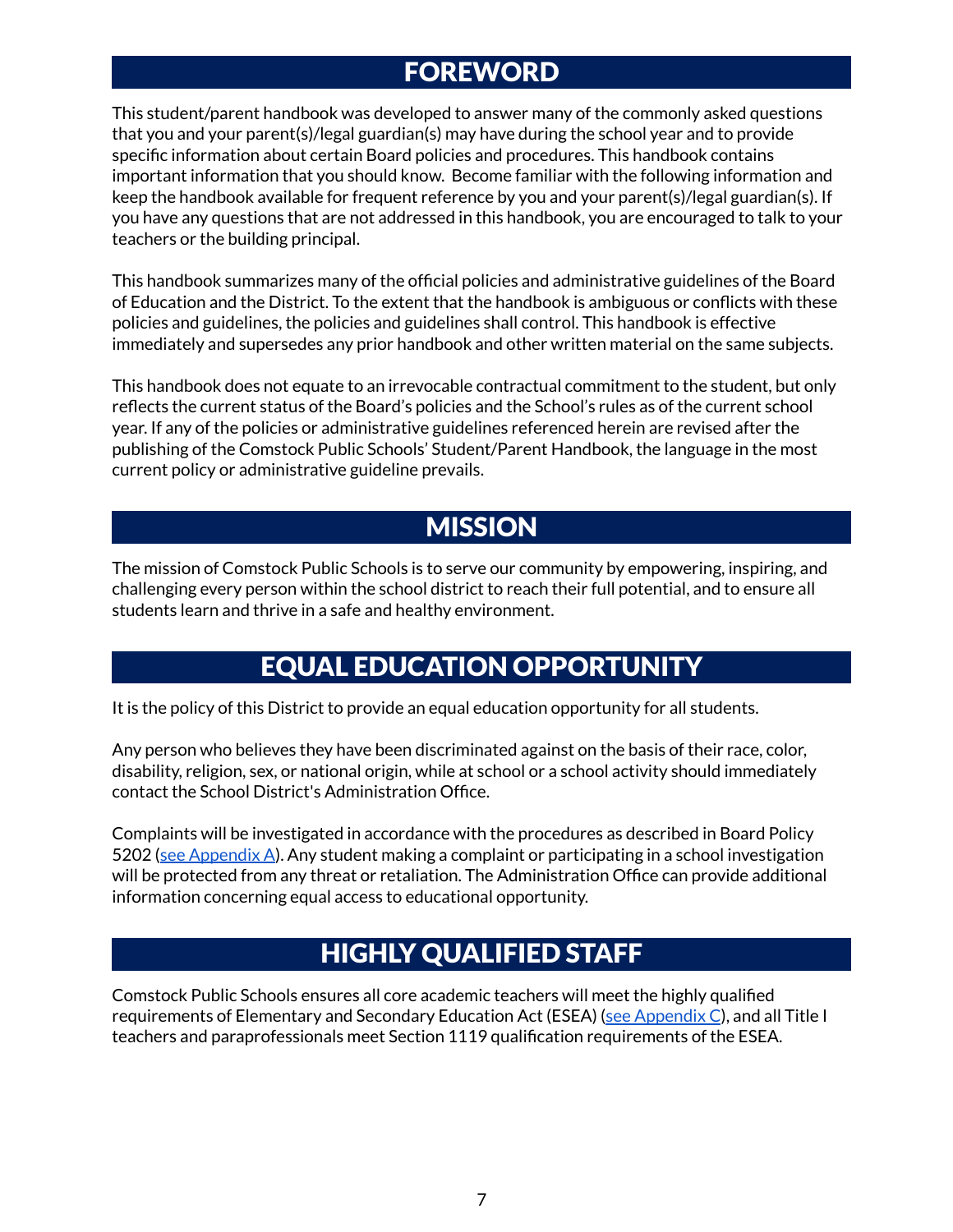# FOREWORD

This student/parent handbook was developed to answer many of the commonly asked questions that you and your parent(s)/legal guardian(s) may have during the school year and to provide specific information about certain Board policies and procedures. This handbook contains important information that you should know. Become familiar with the following information and keep the handbook available for frequent reference by you and your parent(s)/legal guardian(s). If you have any questions that are not addressed in this handbook, you are encouraged to talk to your teachers or the building principal.

This handbook summarizes many of the official policies and administrative guidelines of the Board of Education and the District. To the extent that the handbook is ambiguous or conflicts with these policies and guidelines, the policies and guidelines shall control. This handbook is effective immediately and supersedes any prior handbook and other written material on the same subjects.

This handbook does not equate to an irrevocable contractual commitment to the student, but only reflects the current status of the Board's policies and the School's rules as of the current school year. If any of the policies or administrative guidelines referenced herein are revised after the publishing of the Comstock Public Schools' Student/Parent Handbook, the language in the most current policy or administrative guideline prevails.

# MISSION

The mission of Comstock Public Schools is to serve our community by empowering, inspiring, and challenging every person within the school district to reach their full potential, and to ensure all students learn and thrive in a safe and healthy environment.

# EQUAL EDUCATION OPPORTUNITY

It is the policy of this District to provide an equal education opportunity for all students.

Any person who believes they have been discriminated against on the basis of their race, color, disability, religion, sex, or national origin, while at school or a school activity should immediately contact the School District's Administration Office.

Complaints will be investigated in accordance with the procedures as described in Board Policy 5202 (see Appendix A). Any student making a complaint or participating in a school investigation will be protected from any threat or retaliation. The Administration Office can provide additional information concerning equal access to educational opportunity.

# HIGHLY QUALIFIED STAFF

Comstock Public Schools ensures all core academic teachers will meet the highly qualified requirements of Elementary and Secondary Education Act (ESEA) (see Appendix C), and all Title I teachers and paraprofessionals meet Section 1119 qualification requirements of the ESEA.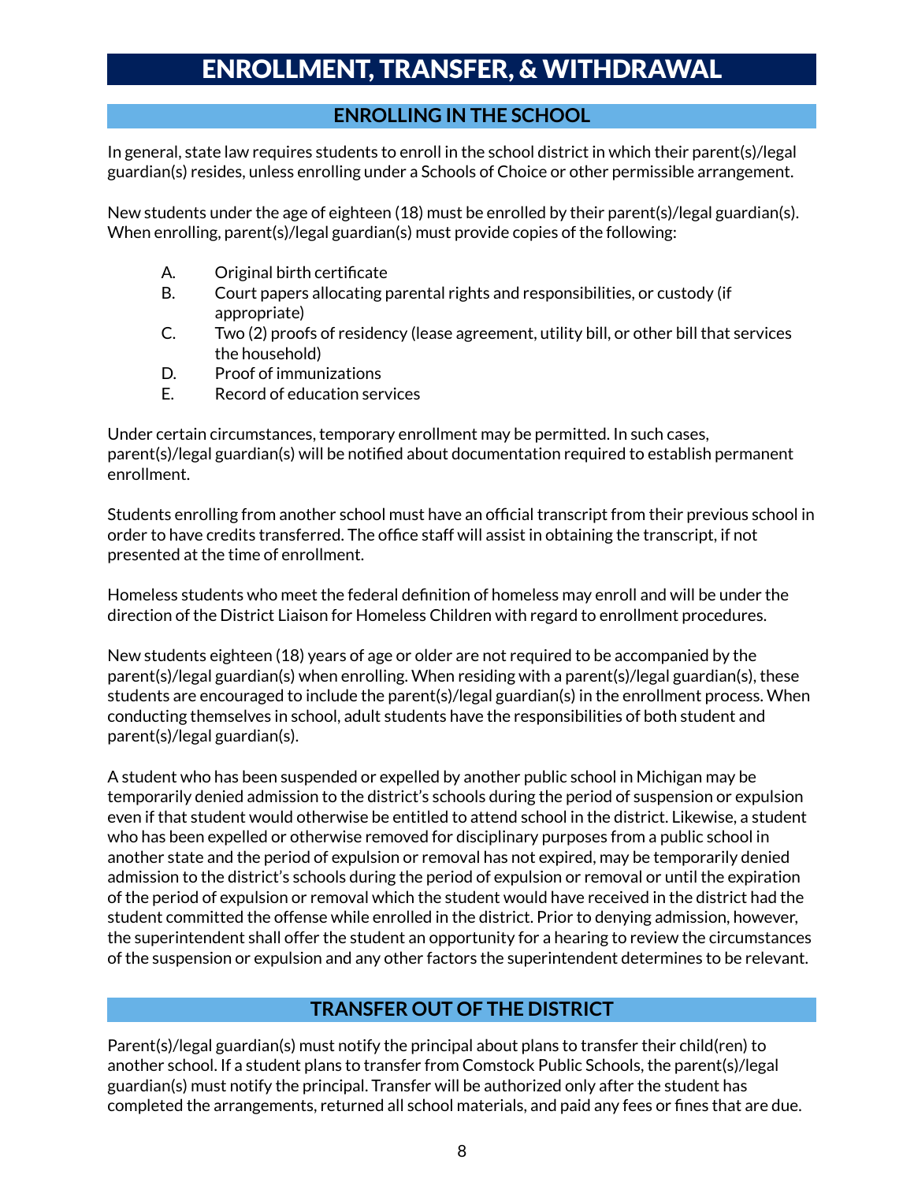# ENROLLMENT, TRANSFER, & WITHDRAWAL

## ENROLLING IN THE SCHOOL

In general, state law requires students to enroll in the school district in which their parent(s)/legal guardian(s) resides, unless enrolling under a Schools of Choice or other permissible arrangement.

New students under the age of eighteen (18) must be enrolled by their parent(s)/legal guardian(s). When enrolling, parent(s)/legal guardian(s) must provide copies of the following:

A. Original birth certificate
B. Court papers allocating parental rights and responsibilities, or custody (if appropriate)
C. Two (2) proofs of residency (lease agreement, utility bill, or other bill that services the household)
D. Proof of immunizations
E. Record of education services

Under certain circumstances, temporary enrollment may be permitted. In such cases, parent(s)/legal guardian(s) will be notified about documentation required to establish permanent enrollment.

Students enrolling from another school must have an official transcript from their previous school in order to have credits transferred. The office staff will assist in obtaining the transcript, if not presented at the time of enrollment.

Homeless students who meet the federal definition of homeless may enroll and will be under the direction of the District Liaison for Homeless Children with regard to enrollment procedures.

New students eighteen (18) years of age or older are not required to be accompanied by the parent(s)/legal guardian(s) when enrolling. When residing with a parent(s)/legal guardian(s), these students are encouraged to include the parent(s)/legal guardian(s) in the enrollment process. When conducting themselves in school, adult students have the responsibilities of both student and parent(s)/legal guardian(s).

A student who has been suspended or expelled by another public school in Michigan may be temporarily denied admission to the district's schools during the period of suspension or expulsion even if that student would otherwise be entitled to attend school in the district. Likewise, a student who has been expelled or otherwise removed for disciplinary purposes from a public school in another state and the period of expulsion or removal has not expired, may be temporarily denied admission to the district's schools during the period of expulsion or removal or until the expiration of the period of expulsion or removal which the student would have received in the district had the student committed the offense while enrolled in the district. Prior to denying admission, however, the superintendent shall offer the student an opportunity for a hearing to review the circumstances of the suspension or expulsion and any other factors the superintendent determines to be relevant.

## TRANSFER OUT OF THE DISTRICT

Parent(s)/legal guardian(s) must notify the principal about plans to transfer their child(ren) to another school. If a student plans to transfer from Comstock Public Schools, the parent(s)/legal guardian(s) must notify the principal. Transfer will be authorized only after the student has completed the arrangements, returned all school materials, and paid any fees or fines that are due.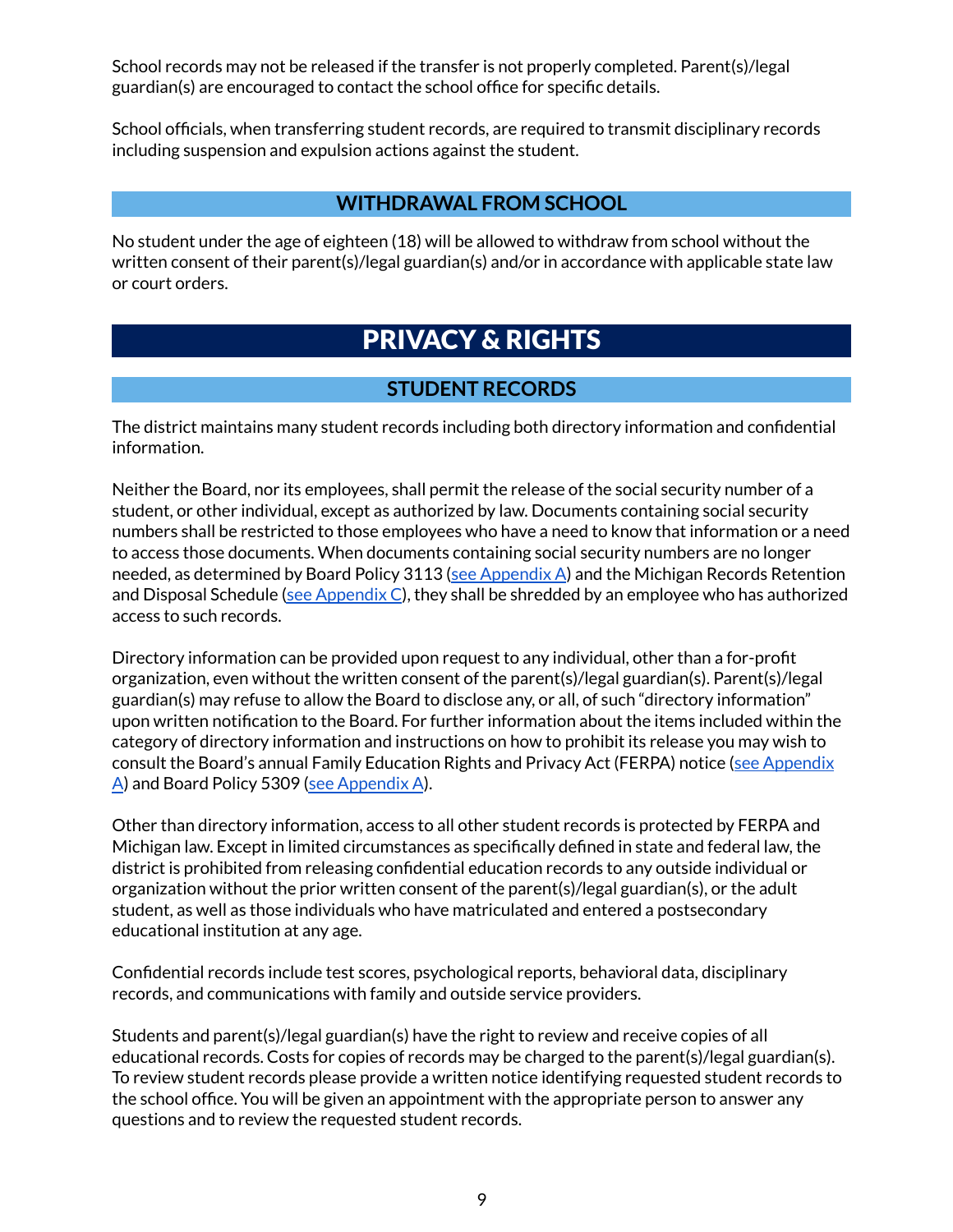School records may not be released if the transfer is not properly completed. Parent(s)/legal guardian(s) are encouraged to contact the school office for specific details.

School officials, when transferring student records, are required to transmit disciplinary records including suspension and expulsion actions against the student.

### WITHDRAWAL FROM SCHOOL

No student under the age of eighteen (18) will be allowed to withdraw from school without the written consent of their parent(s)/legal guardian(s) and/or in accordance with applicable state law or court orders.

## PRIVACY & RIGHTS

### STUDENT RECORDS

The district maintains many student records including both directory information and confidential information.

Neither the Board, nor its employees, shall permit the release of the social security number of a student, or other individual, except as authorized by law. Documents containing social security numbers shall be restricted to those employees who have a need to know that information or a need to access those documents. When documents containing social security numbers are no longer needed, as determined by Board Policy 3113 (see Appendix A) and the Michigan Records Retention and Disposal Schedule (see Appendix C), they shall be shredded by an employee who has authorized access to such records.

Directory information can be provided upon request to any individual, other than a for-profit organization, even without the written consent of the parent(s)/legal guardian(s). Parent(s)/legal guardian(s) may refuse to allow the Board to disclose any, or all, of such "directory information" upon written notification to the Board. For further information about the items included within the category of directory information and instructions on how to prohibit its release you may wish to consult the Board's annual Family Education Rights and Privacy Act (FERPA) notice (see Appendix A) and Board Policy 5309 (see Appendix A).

Other than directory information, access to all other student records is protected by FERPA and Michigan law. Except in limited circumstances as specifically defined in state and federal law, the district is prohibited from releasing confidential education records to any outside individual or organization without the prior written consent of the parent(s)/legal guardian(s), or the adult student, as well as those individuals who have matriculated and entered a postsecondary educational institution at any age.

Confidential records include test scores, psychological reports, behavioral data, disciplinary records, and communications with family and outside service providers.

Students and parent(s)/legal guardian(s) have the right to review and receive copies of all educational records. Costs for copies of records may be charged to the parent(s)/legal guardian(s). To review student records please provide a written notice identifying requested student records to the school office. You will be given an appointment with the appropriate person to answer any questions and to review the requested student records.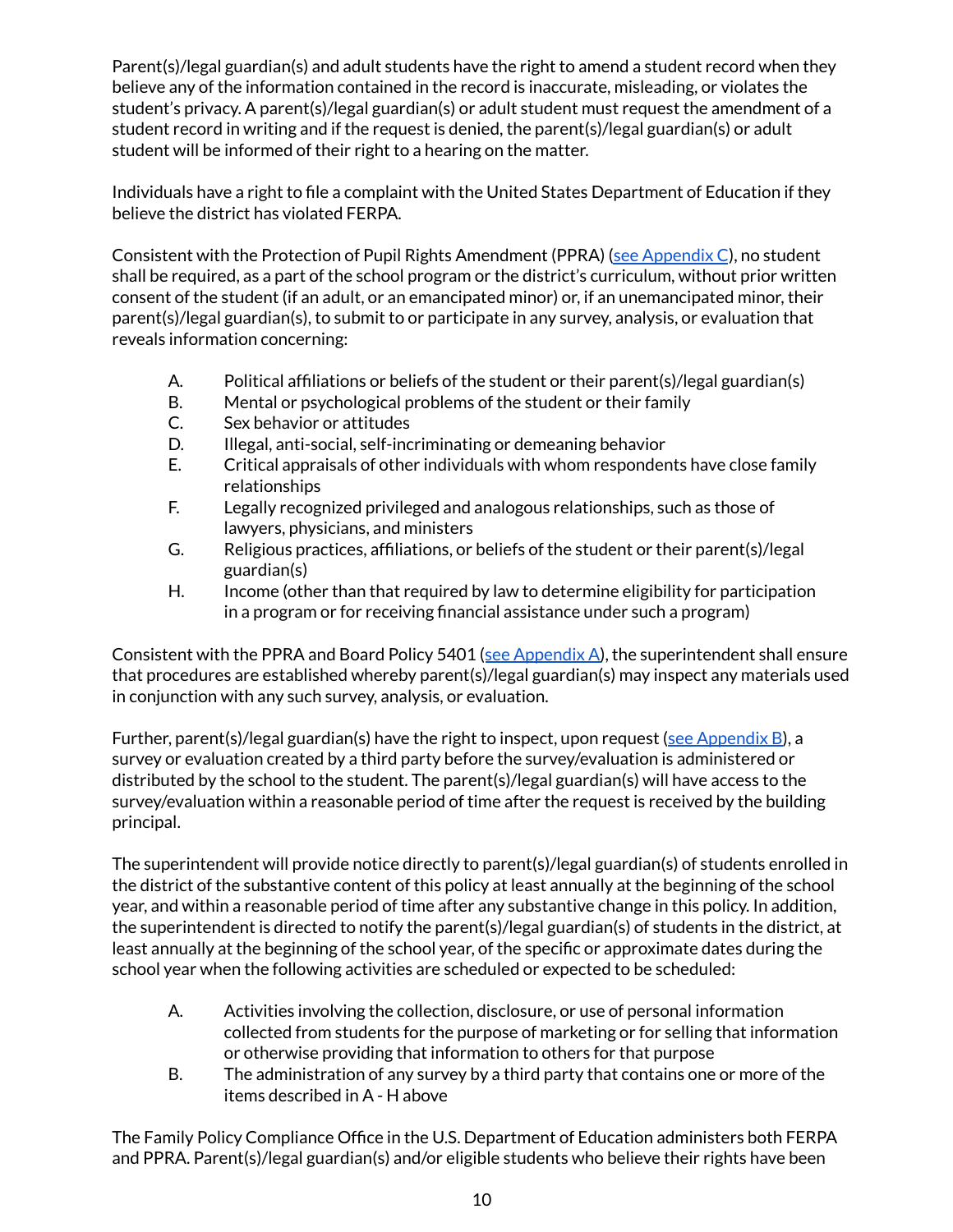Parent(s)/legal guardian(s) and adult students have the right to amend a student record when they believe any of the information contained in the record is inaccurate, misleading, or violates the student's privacy. A parent(s)/legal guardian(s) or adult student must request the amendment of a student record in writing and if the request is denied, the parent(s)/legal guardian(s) or adult student will be informed of their right to a hearing on the matter.

Individuals have a right to file a complaint with the United States Department of Education if they believe the district has violated FERPA.

Consistent with the Protection of Pupil Rights Amendment (PPRA) (see Appendix C), no student shall be required, as a part of the school program or the district's curriculum, without prior written consent of the student (if an adult, or an emancipated minor) or, if an unemancipated minor, their parent(s)/legal guardian(s), to submit to or participate in any survey, analysis, or evaluation that reveals information concerning:

A. Political affiliations or beliefs of the student or their parent(s)/legal guardian(s)
B. Mental or psychological problems of the student or their family
C. Sex behavior or attitudes
D. Illegal, anti-social, self-incriminating or demeaning behavior
E. Critical appraisals of other individuals with whom respondents have close family relationships
F. Legally recognized privileged and analogous relationships, such as those of lawyers, physicians, and ministers
G. Religious practices, affiliations, or beliefs of the student or their parent(s)/legal guardian(s)
H. Income (other than that required by law to determine eligibility for participation in a program or for receiving financial assistance under such a program)

Consistent with the PPRA and Board Policy 5401 (see Appendix A), the superintendent shall ensure that procedures are established whereby parent(s)/legal guardian(s) may inspect any materials used in conjunction with any such survey, analysis, or evaluation.

Further, parent(s)/legal guardian(s) have the right to inspect, upon request (see Appendix B), a survey or evaluation created by a third party before the survey/evaluation is administered or distributed by the school to the student. The parent(s)/legal guardian(s) will have access to the survey/evaluation within a reasonable period of time after the request is received by the building principal.

The superintendent will provide notice directly to parent(s)/legal guardian(s) of students enrolled in the district of the substantive content of this policy at least annually at the beginning of the school year, and within a reasonable period of time after any substantive change in this policy. In addition, the superintendent is directed to notify the parent(s)/legal guardian(s) of students in the district, at least annually at the beginning of the school year, of the specific or approximate dates during the school year when the following activities are scheduled or expected to be scheduled:

A. Activities involving the collection, disclosure, or use of personal information collected from students for the purpose of marketing or for selling that information or otherwise providing that information to others for that purpose
B. The administration of any survey by a third party that contains one or more of the items described in A - H above

The Family Policy Compliance Office in the U.S. Department of Education administers both FERPA and PPRA. Parent(s)/legal guardian(s) and/or eligible students who believe their rights have been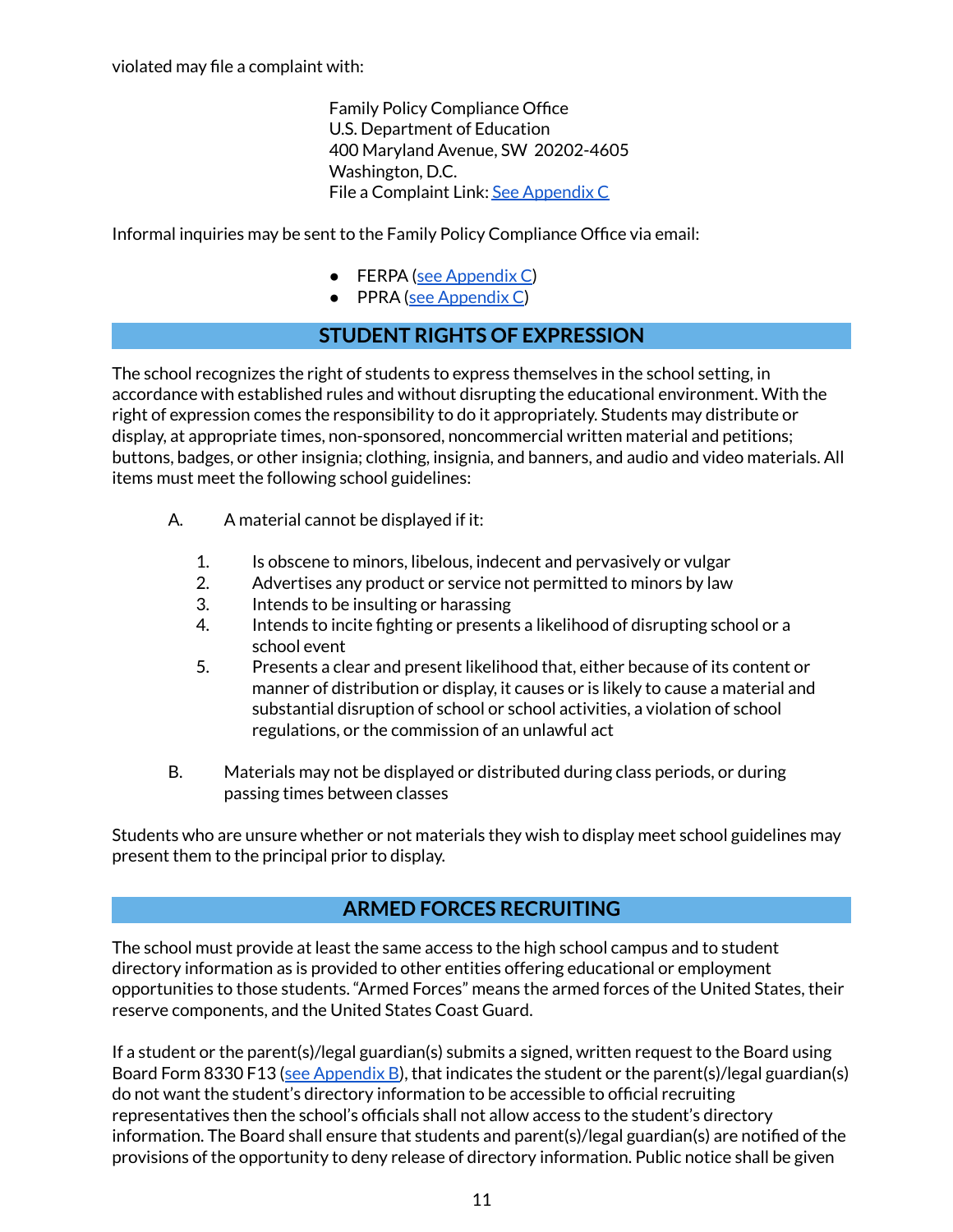violated may file a complaint with:

Family Policy Compliance Office
U.S. Department of Education
400 Maryland Avenue, SW 20202-4605
Washington, D.C.
File a Complaint Link: See Appendix C

Informal inquiries may be sent to the Family Policy Compliance Office via email:

- FERPA (see Appendix C)
- PPRA (see Appendix C)

## STUDENT RIGHTS OF EXPRESSION

The school recognizes the right of students to express themselves in the school setting, in accordance with established rules and without disrupting the educational environment. With the right of expression comes the responsibility to do it appropriately. Students may distribute or display, at appropriate times, non-sponsored, noncommercial written material and petitions; buttons, badges, or other insignia; clothing, insignia, and banners, and audio and video materials. All items must meet the following school guidelines:

A. A material cannot be displayed if it:

1. Is obscene to minors, libelous, indecent and pervasively or vulgar
2. Advertises any product or service not permitted to minors by law
3. Intends to be insulting or harassing
4. Intends to incite fighting or presents a likelihood of disrupting school or a school event
5. Presents a clear and present likelihood that, either because of its content or manner of distribution or display, it causes or is likely to cause a material and substantial disruption of school or school activities, a violation of school regulations, or the commission of an unlawful act

B. Materials may not be displayed or distributed during class periods, or during passing times between classes

Students who are unsure whether or not materials they wish to display meet school guidelines may present them to the principal prior to display.

## ARMED FORCES RECRUITING

The school must provide at least the same access to the high school campus and to student directory information as is provided to other entities offering educational or employment opportunities to those students. "Armed Forces" means the armed forces of the United States, their reserve components, and the United States Coast Guard.

If a student or the parent(s)/legal guardian(s) submits a signed, written request to the Board using Board Form 8330 F13 (see Appendix B), that indicates the student or the parent(s)/legal guardian(s) do not want the student's directory information to be accessible to official recruiting representatives then the school's officials shall not allow access to the student's directory information. The Board shall ensure that students and parent(s)/legal guardian(s) are notified of the provisions of the opportunity to deny release of directory information. Public notice shall be given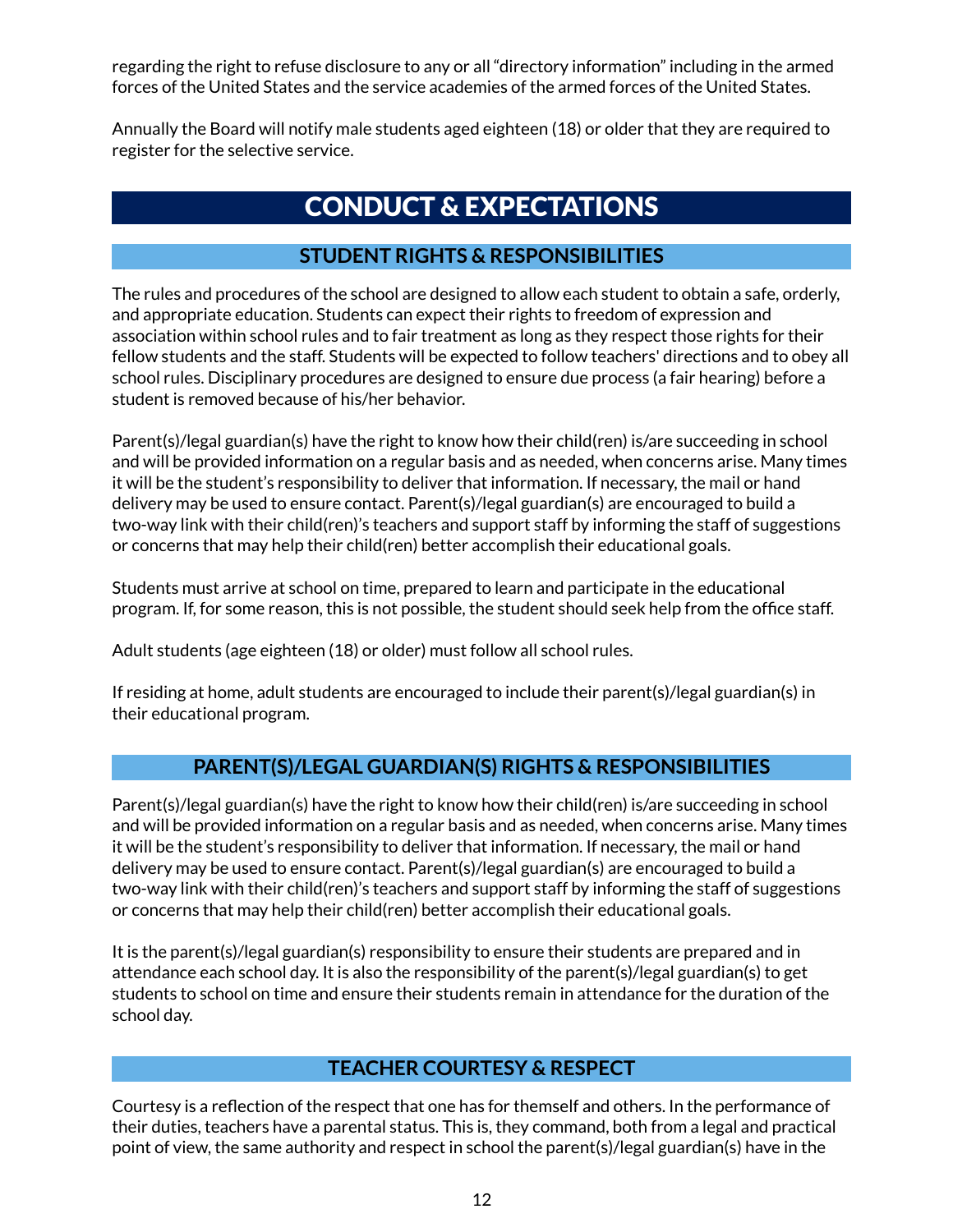regarding the right to refuse disclosure to any or all "directory information" including in the armed forces of the United States and the service academies of the armed forces of the United States.

Annually the Board will notify male students aged eighteen (18) or older that they are required to register for the selective service.

# CONDUCT & EXPECTATIONS

## STUDENT RIGHTS & RESPONSIBILITIES

The rules and procedures of the school are designed to allow each student to obtain a safe, orderly, and appropriate education. Students can expect their rights to freedom of expression and association within school rules and to fair treatment as long as they respect those rights for their fellow students and the staff. Students will be expected to follow teachers' directions and to obey all school rules. Disciplinary procedures are designed to ensure due process (a fair hearing) before a student is removed because of his/her behavior.

Parent(s)/legal guardian(s) have the right to know how their child(ren) is/are succeeding in school and will be provided information on a regular basis and as needed, when concerns arise. Many times it will be the student's responsibility to deliver that information. If necessary, the mail or hand delivery may be used to ensure contact. Parent(s)/legal guardian(s) are encouraged to build a two-way link with their child(ren)'s teachers and support staff by informing the staff of suggestions or concerns that may help their child(ren) better accomplish their educational goals.

Students must arrive at school on time, prepared to learn and participate in the educational program. If, for some reason, this is not possible, the student should seek help from the office staff.

Adult students (age eighteen (18) or older) must follow all school rules.

If residing at home, adult students are encouraged to include their parent(s)/legal guardian(s) in their educational program.

## PARENT(S)/LEGAL GUARDIAN(S) RIGHTS & RESPONSIBILITIES

Parent(s)/legal guardian(s) have the right to know how their child(ren) is/are succeeding in school and will be provided information on a regular basis and as needed, when concerns arise. Many times it will be the student's responsibility to deliver that information. If necessary, the mail or hand delivery may be used to ensure contact. Parent(s)/legal guardian(s) are encouraged to build a two-way link with their child(ren)'s teachers and support staff by informing the staff of suggestions or concerns that may help their child(ren) better accomplish their educational goals.

It is the parent(s)/legal guardian(s) responsibility to ensure their students are prepared and in attendance each school day. It is also the responsibility of the parent(s)/legal guardian(s) to get students to school on time and ensure their students remain in attendance for the duration of the school day.

## TEACHER COURTESY & RESPECT

Courtesy is a reflection of the respect that one has for themself and others. In the performance of their duties, teachers have a parental status. This is, they command, both from a legal and practical point of view, the same authority and respect in school the parent(s)/legal guardian(s) have in the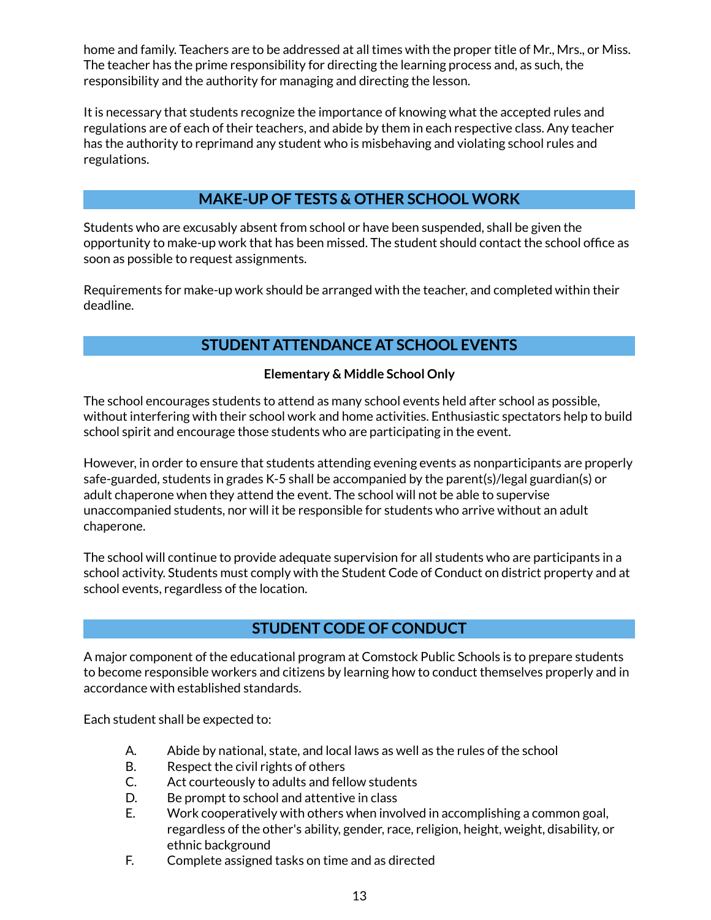home and family. Teachers are to be addressed at all times with the proper title of Mr., Mrs., or Miss. The teacher has the prime responsibility for directing the learning process and, as such, the responsibility and the authority for managing and directing the lesson.

It is necessary that students recognize the importance of knowing what the accepted rules and regulations are of each of their teachers, and abide by them in each respective class. Any teacher has the authority to reprimand any student who is misbehaving and violating school rules and regulations.

## MAKE-UP OF TESTS & OTHER SCHOOL WORK

Students who are excusably absent from school or have been suspended, shall be given the opportunity to make-up work that has been missed. The student should contact the school office as soon as possible to request assignments.

Requirements for make-up work should be arranged with the teacher, and completed within their deadline.

## STUDENT ATTENDANCE AT SCHOOL EVENTS

**Elementary & Middle School Only**

The school encourages students to attend as many school events held after school as possible, without interfering with their school work and home activities. Enthusiastic spectators help to build school spirit and encourage those students who are participating in the event.

However, in order to ensure that students attending evening events as nonparticipants are properly safe-guarded, students in grades K-5 shall be accompanied by the parent(s)/legal guardian(s) or adult chaperone when they attend the event. The school will not be able to supervise unaccompanied students, nor will it be responsible for students who arrive without an adult chaperone.

The school will continue to provide adequate supervision for all students who are participants in a school activity. Students must comply with the Student Code of Conduct on district property and at school events, regardless of the location.

## STUDENT CODE OF CONDUCT

A major component of the educational program at Comstock Public Schools is to prepare students to become responsible workers and citizens by learning how to conduct themselves properly and in accordance with established standards.

Each student shall be expected to:

A. Abide by national, state, and local laws as well as the rules of the school
B. Respect the civil rights of others
C. Act courteously to adults and fellow students
D. Be prompt to school and attentive in class
E. Work cooperatively with others when involved in accomplishing a common goal, regardless of the other's ability, gender, race, religion, height, weight, disability, or ethnic background
F. Complete assigned tasks on time and as directed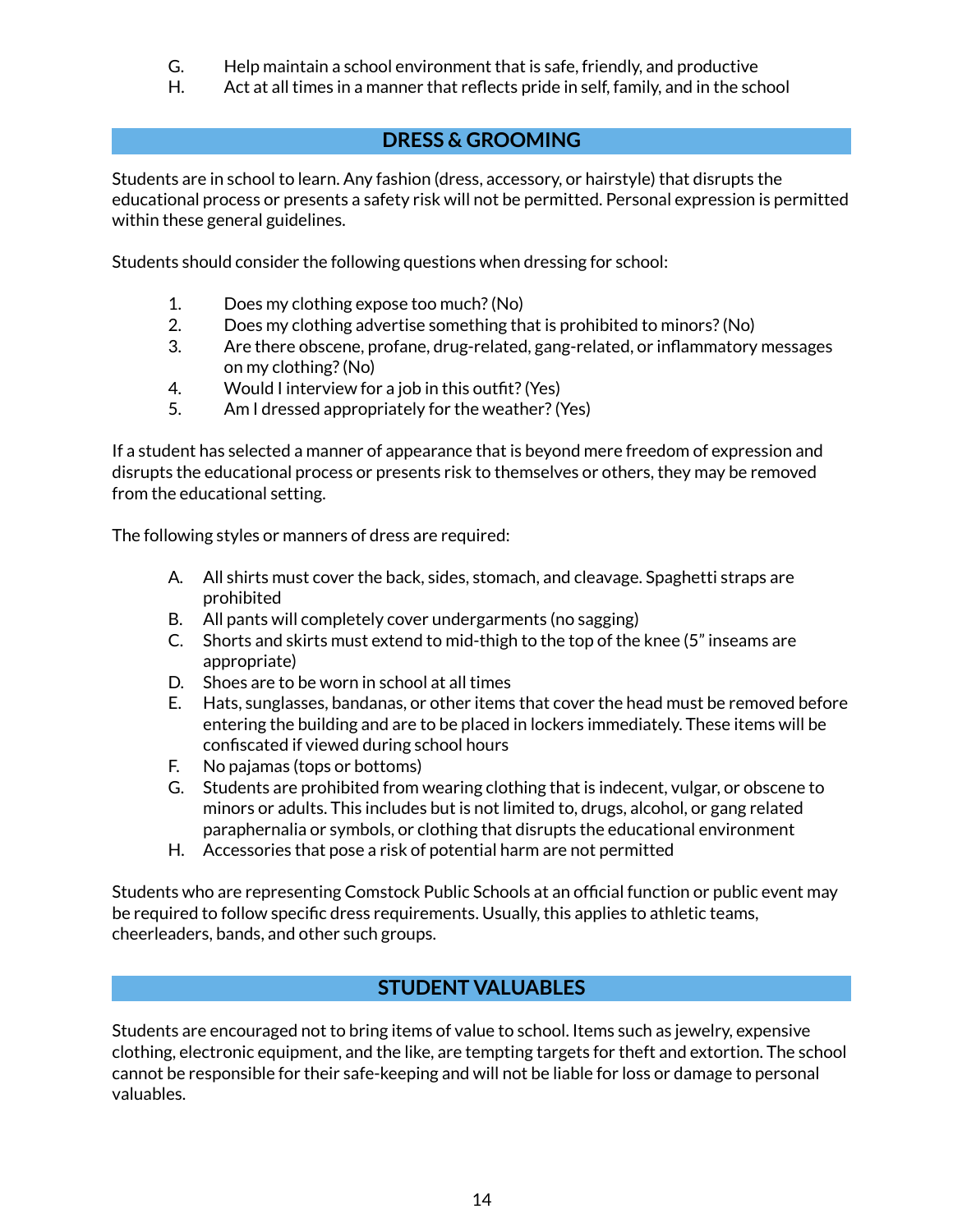G. Help maintain a school environment that is safe, friendly, and productive
H. Act at all times in a manner that reflects pride in self, family, and in the school

## DRESS & GROOMING

Students are in school to learn. Any fashion (dress, accessory, or hairstyle) that disrupts the educational process or presents a safety risk will not be permitted. Personal expression is permitted within these general guidelines.

Students should consider the following questions when dressing for school:

1. Does my clothing expose too much? (No)
2. Does my clothing advertise something that is prohibited to minors? (No)
3. Are there obscene, profane, drug-related, gang-related, or inflammatory messages on my clothing? (No)
4. Would I interview for a job in this outfit? (Yes)
5. Am I dressed appropriately for the weather? (Yes)

If a student has selected a manner of appearance that is beyond mere freedom of expression and disrupts the educational process or presents risk to themselves or others, they may be removed from the educational setting.

The following styles or manners of dress are required:

A. All shirts must cover the back, sides, stomach, and cleavage. Spaghetti straps are prohibited
B. All pants will completely cover undergarments (no sagging)
C. Shorts and skirts must extend to mid-thigh to the top of the knee (5" inseams are appropriate)
D. Shoes are to be worn in school at all times
E. Hats, sunglasses, bandanas, or other items that cover the head must be removed before entering the building and are to be placed in lockers immediately. These items will be confiscated if viewed during school hours
F. No pajamas (tops or bottoms)
G. Students are prohibited from wearing clothing that is indecent, vulgar, or obscene to minors or adults. This includes but is not limited to, drugs, alcohol, or gang related paraphernalia or symbols, or clothing that disrupts the educational environment
H. Accessories that pose a risk of potential harm are not permitted

Students who are representing Comstock Public Schools at an official function or public event may be required to follow specific dress requirements. Usually, this applies to athletic teams, cheerleaders, bands, and other such groups.

## STUDENT VALUABLES

Students are encouraged not to bring items of value to school. Items such as jewelry, expensive clothing, electronic equipment, and the like, are tempting targets for theft and extortion. The school cannot be responsible for their safe-keeping and will not be liable for loss or damage to personal valuables.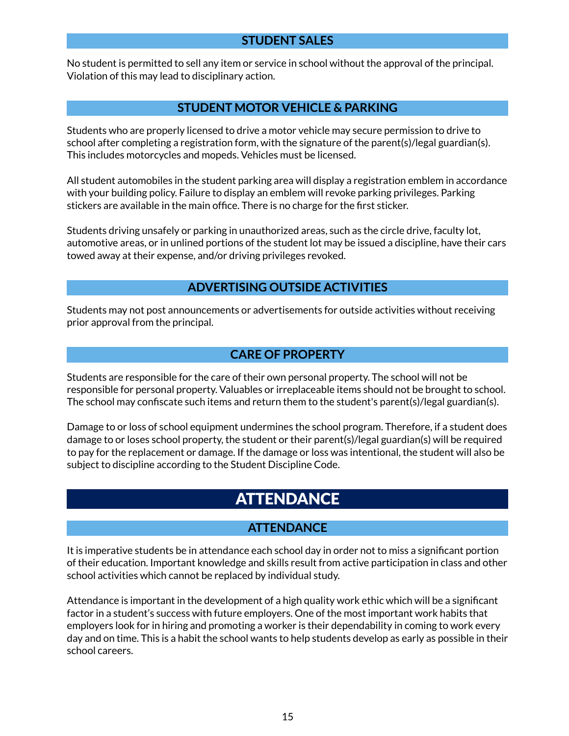## STUDENT SALES

No student is permitted to sell any item or service in school without the approval of the principal. Violation of this may lead to disciplinary action.

## STUDENT MOTOR VEHICLE & PARKING

Students who are properly licensed to drive a motor vehicle may secure permission to drive to school after completing a registration form, with the signature of the parent(s)/legal guardian(s). This includes motorcycles and mopeds. Vehicles must be licensed.

All student automobiles in the student parking area will display a registration emblem in accordance with your building policy. Failure to display an emblem will revoke parking privileges. Parking stickers are available in the main office. There is no charge for the first sticker.

Students driving unsafely or parking in unauthorized areas, such as the circle drive, faculty lot, automotive areas, or in unlined portions of the student lot may be issued a discipline, have their cars towed away at their expense, and/or driving privileges revoked.

## ADVERTISING OUTSIDE ACTIVITIES

Students may not post announcements or advertisements for outside activities without receiving prior approval from the principal.

## CARE OF PROPERTY

Students are responsible for the care of their own personal property. The school will not be responsible for personal property. Valuables or irreplaceable items should not be brought to school. The school may confiscate such items and return them to the student's parent(s)/legal guardian(s).

Damage to or loss of school equipment undermines the school program. Therefore, if a student does damage to or loses school property, the student or their parent(s)/legal guardian(s) will be required to pay for the replacement or damage. If the damage or loss was intentional, the student will also be subject to discipline according to the Student Discipline Code.

# ATTENDANCE

## ATTENDANCE

It is imperative students be in attendance each school day in order not to miss a significant portion of their education. Important knowledge and skills result from active participation in class and other school activities which cannot be replaced by individual study.

Attendance is important in the development of a high quality work ethic which will be a significant factor in a student's success with future employers. One of the most important work habits that employers look for in hiring and promoting a worker is their dependability in coming to work every day and on time. This is a habit the school wants to help students develop as early as possible in their school careers.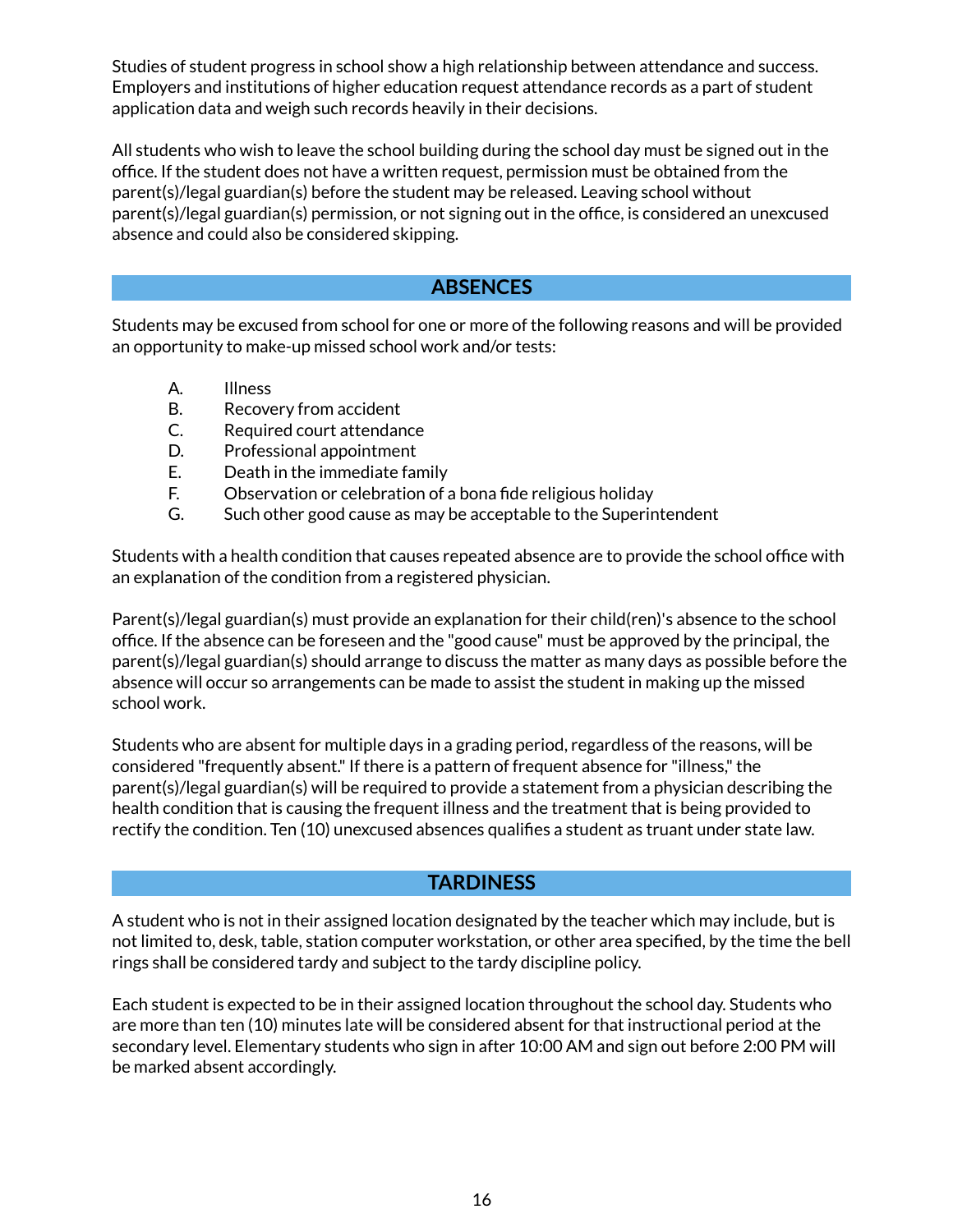Studies of student progress in school show a high relationship between attendance and success. Employers and institutions of higher education request attendance records as a part of student application data and weigh such records heavily in their decisions.

All students who wish to leave the school building during the school day must be signed out in the office. If the student does not have a written request, permission must be obtained from the parent(s)/legal guardian(s) before the student may be released. Leaving school without parent(s)/legal guardian(s) permission, or not signing out in the office, is considered an unexcused absence and could also be considered skipping.

## ABSENCES

Students may be excused from school for one or more of the following reasons and will be provided an opportunity to make-up missed school work and/or tests:

A. Illness
B. Recovery from accident
C. Required court attendance
D. Professional appointment
E. Death in the immediate family
F. Observation or celebration of a bona fide religious holiday
G. Such other good cause as may be acceptable to the Superintendent

Students with a health condition that causes repeated absence are to provide the school office with an explanation of the condition from a registered physician.

Parent(s)/legal guardian(s) must provide an explanation for their child(ren)'s absence to the school office. If the absence can be foreseen and the "good cause" must be approved by the principal, the parent(s)/legal guardian(s) should arrange to discuss the matter as many days as possible before the absence will occur so arrangements can be made to assist the student in making up the missed school work.

Students who are absent for multiple days in a grading period, regardless of the reasons, will be considered "frequently absent." If there is a pattern of frequent absence for "illness," the parent(s)/legal guardian(s) will be required to provide a statement from a physician describing the health condition that is causing the frequent illness and the treatment that is being provided to rectify the condition. Ten (10) unexcused absences qualifies a student as truant under state law.

## TARDINESS

A student who is not in their assigned location designated by the teacher which may include, but is not limited to, desk, table, station computer workstation, or other area specified, by the time the bell rings shall be considered tardy and subject to the tardy discipline policy.

Each student is expected to be in their assigned location throughout the school day. Students who are more than ten (10) minutes late will be considered absent for that instructional period at the secondary level. Elementary students who sign in after 10:00 AM and sign out before 2:00 PM will be marked absent accordingly.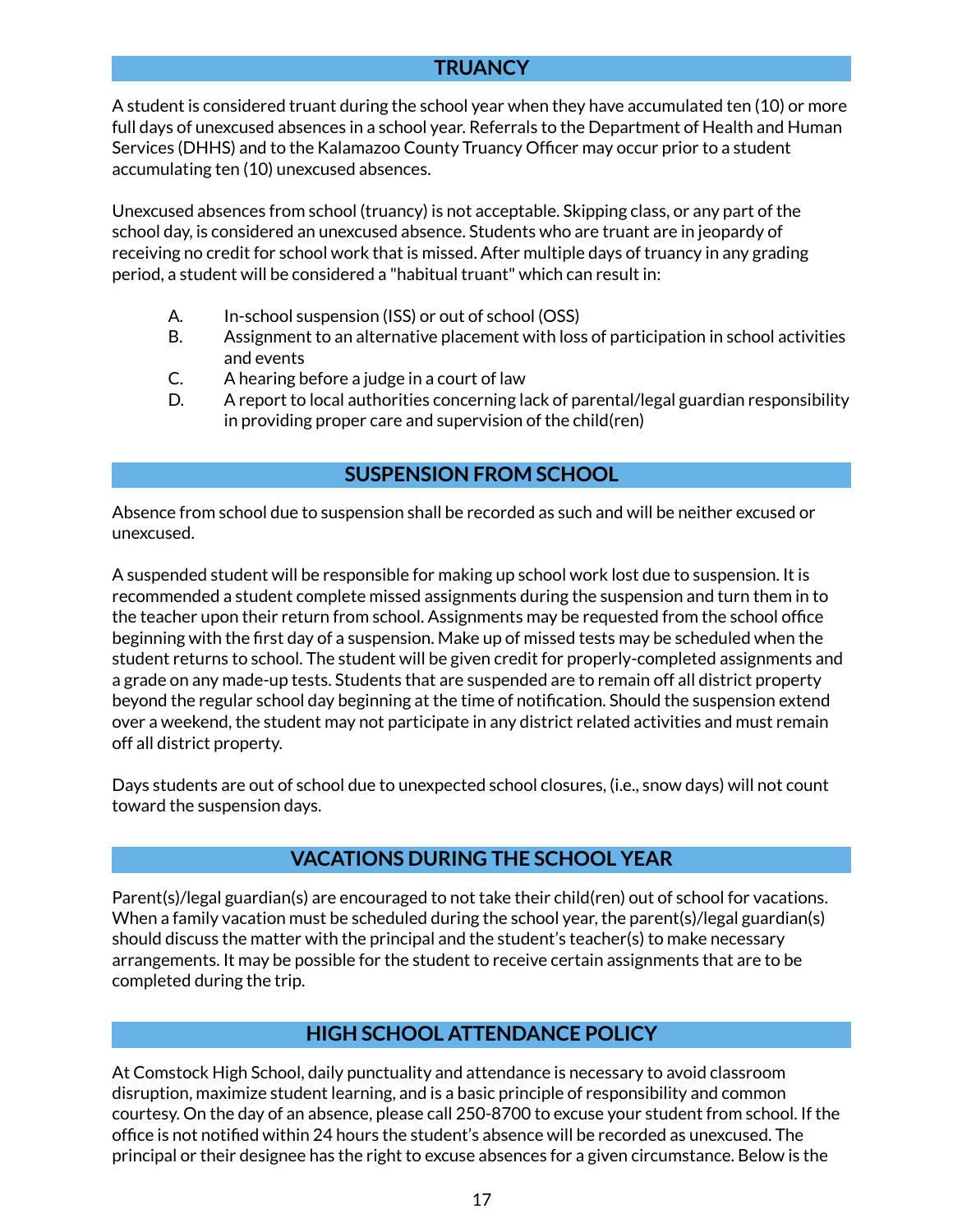## TRUANCY

A student is considered truant during the school year when they have accumulated ten (10) or more full days of unexcused absences in a school year. Referrals to the Department of Health and Human Services (DHHS) and to the Kalamazoo County Truancy Officer may occur prior to a student accumulating ten (10) unexcused absences.

Unexcused absences from school (truancy) is not acceptable. Skipping class, or any part of the school day, is considered an unexcused absence. Students who are truant are in jeopardy of receiving no credit for school work that is missed. After multiple days of truancy in any grading period, a student will be considered a "habitual truant" which can result in:

A. In-school suspension (ISS) or out of school (OSS)
B. Assignment to an alternative placement with loss of participation in school activities and events
C. A hearing before a judge in a court of law
D. A report to local authorities concerning lack of parental/legal guardian responsibility in providing proper care and supervision of the child(ren)

## SUSPENSION FROM SCHOOL

Absence from school due to suspension shall be recorded as such and will be neither excused or unexcused.

A suspended student will be responsible for making up school work lost due to suspension. It is recommended a student complete missed assignments during the suspension and turn them in to the teacher upon their return from school. Assignments may be requested from the school office beginning with the first day of a suspension. Make up of missed tests may be scheduled when the student returns to school. The student will be given credit for properly-completed assignments and a grade on any made-up tests. Students that are suspended are to remain off all district property beyond the regular school day beginning at the time of notification. Should the suspension extend over a weekend, the student may not participate in any district related activities and must remain off all district property.

Days students are out of school due to unexpected school closures, (i.e., snow days) will not count toward the suspension days.

## VACATIONS DURING THE SCHOOL YEAR

Parent(s)/legal guardian(s) are encouraged to not take their child(ren) out of school for vacations. When a family vacation must be scheduled during the school year, the parent(s)/legal guardian(s) should discuss the matter with the principal and the student's teacher(s) to make necessary arrangements. It may be possible for the student to receive certain assignments that are to be completed during the trip.

## HIGH SCHOOL ATTENDANCE POLICY

At Comstock High School, daily punctuality and attendance is necessary to avoid classroom disruption, maximize student learning, and is a basic principle of responsibility and common courtesy. On the day of an absence, please call 250-8700 to excuse your student from school. If the office is not notified within 24 hours the student's absence will be recorded as unexcused. The principal or their designee has the right to excuse absences for a given circumstance. Below is the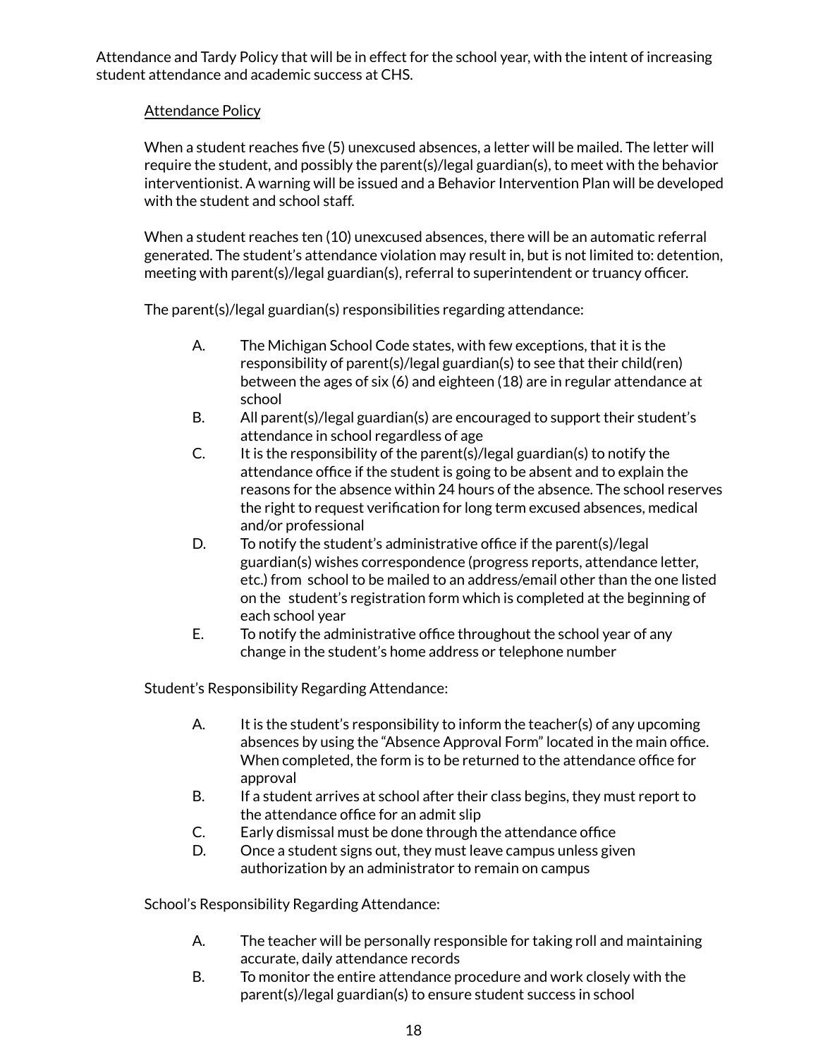Attendance and Tardy Policy that will be in effect for the school year, with the intent of increasing student attendance and academic success at CHS.

Attendance Policy

When a student reaches five (5) unexcused absences, a letter will be mailed. The letter will require the student, and possibly the parent(s)/legal guardian(s), to meet with the behavior interventionist. A warning will be issued and a Behavior Intervention Plan will be developed with the student and school staff.

When a student reaches ten (10) unexcused absences, there will be an automatic referral generated. The student's attendance violation may result in, but is not limited to: detention, meeting with parent(s)/legal guardian(s), referral to superintendent or truancy officer.

The parent(s)/legal guardian(s) responsibilities regarding attendance:

A. The Michigan School Code states, with few exceptions, that it is the responsibility of parent(s)/legal guardian(s) to see that their child(ren) between the ages of six (6) and eighteen (18) are in regular attendance at school
B. All parent(s)/legal guardian(s) are encouraged to support their student's attendance in school regardless of age
C. It is the responsibility of the parent(s)/legal guardian(s) to notify the attendance office if the student is going to be absent and to explain the reasons for the absence within 24 hours of the absence. The school reserves the right to request verification for long term excused absences, medical and/or professional
D. To notify the student's administrative office if the parent(s)/legal guardian(s) wishes correspondence (progress reports, attendance letter, etc.) from school to be mailed to an address/email other than the one listed on the student's registration form which is completed at the beginning of each school year
E. To notify the administrative office throughout the school year of any change in the student's home address or telephone number

Student's Responsibility Regarding Attendance:

A. It is the student's responsibility to inform the teacher(s) of any upcoming absences by using the "Absence Approval Form" located in the main office. When completed, the form is to be returned to the attendance office for approval
B. If a student arrives at school after their class begins, they must report to the attendance office for an admit slip
C. Early dismissal must be done through the attendance office
D. Once a student signs out, they must leave campus unless given authorization by an administrator to remain on campus

School's Responsibility Regarding Attendance:

A. The teacher will be personally responsible for taking roll and maintaining accurate, daily attendance records
B. To monitor the entire attendance procedure and work closely with the parent(s)/legal guardian(s) to ensure student success in school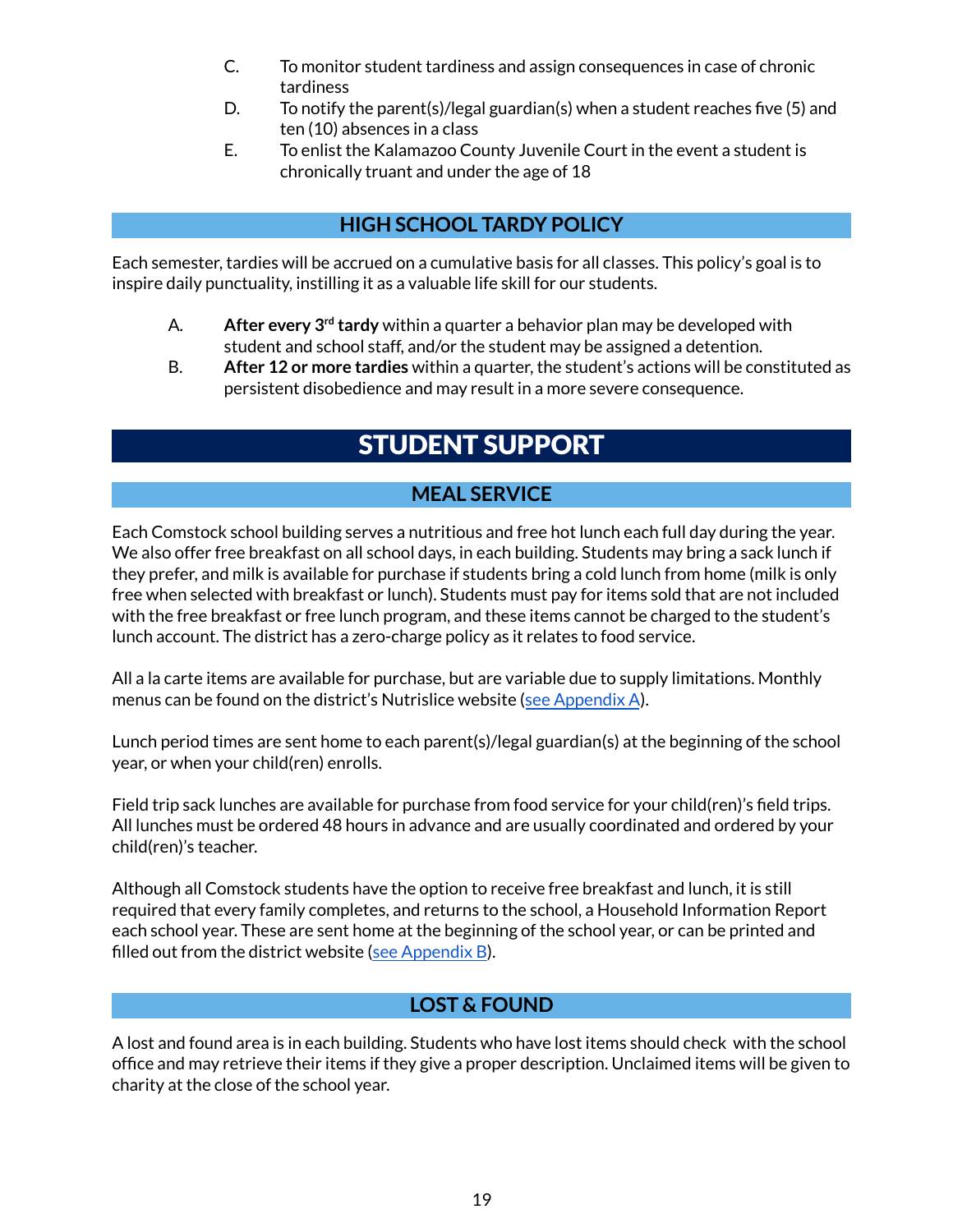C. To monitor student tardiness and assign consequences in case of chronic tardiness

D. To notify the parent(s)/legal guardian(s) when a student reaches five (5) and ten (10) absences in a class

E. To enlist the Kalamazoo County Juvenile Court in the event a student is chronically truant and under the age of 18

### HIGH SCHOOL TARDY POLICY

Each semester, tardies will be accrued on a cumulative basis for all classes. This policy's goal is to inspire daily punctuality, instilling it as a valuable life skill for our students.

A. **After every 3rd tardy** within a quarter a behavior plan may be developed with student and school staff, and/or the student may be assigned a detention.

B. **After 12 or more tardies** within a quarter, the student's actions will be constituted as persistent disobedience and may result in a more severe consequence.

## STUDENT SUPPORT

### MEAL SERVICE

Each Comstock school building serves a nutritious and free hot lunch each full day during the year. We also offer free breakfast on all school days, in each building. Students may bring a sack lunch if they prefer, and milk is available for purchase if students bring a cold lunch from home (milk is only free when selected with breakfast or lunch). Students must pay for items sold that are not included with the free breakfast or free lunch program, and these items cannot be charged to the student's lunch account. The district has a zero-charge policy as it relates to food service.

All a la carte items are available for purchase, but are variable due to supply limitations. Monthly menus can be found on the district's Nutrislice website (see Appendix A).

Lunch period times are sent home to each parent(s)/legal guardian(s) at the beginning of the school year, or when your child(ren) enrolls.

Field trip sack lunches are available for purchase from food service for your child(ren)'s field trips. All lunches must be ordered 48 hours in advance and are usually coordinated and ordered by your child(ren)'s teacher.

Although all Comstock students have the option to receive free breakfast and lunch, it is still required that every family completes, and returns to the school, a Household Information Report each school year. These are sent home at the beginning of the school year, or can be printed and filled out from the district website (see Appendix B).

### LOST & FOUND

A lost and found area is in each building. Students who have lost items should check with the school office and may retrieve their items if they give a proper description. Unclaimed items will be given to charity at the close of the school year.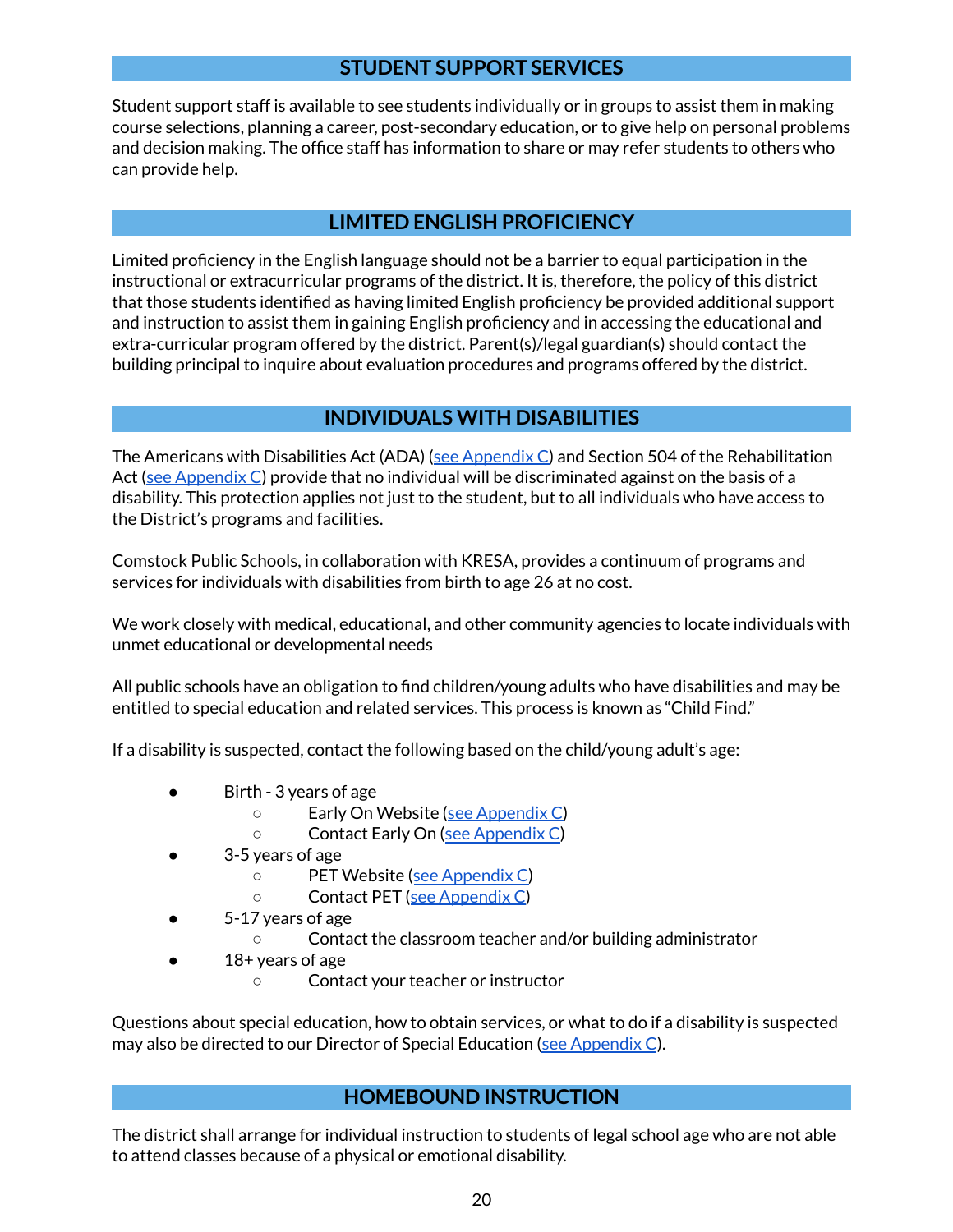## STUDENT SUPPORT SERVICES

Student support staff is available to see students individually or in groups to assist them in making course selections, planning a career, post-secondary education, or to give help on personal problems and decision making. The office staff has information to share or may refer students to others who can provide help.

## LIMITED ENGLISH PROFICIENCY

Limited proficiency in the English language should not be a barrier to equal participation in the instructional or extracurricular programs of the district. It is, therefore, the policy of this district that those students identified as having limited English proficiency be provided additional support and instruction to assist them in gaining English proficiency and in accessing the educational and extra-curricular program offered by the district. Parent(s)/legal guardian(s) should contact the building principal to inquire about evaluation procedures and programs offered by the district.

## INDIVIDUALS WITH DISABILITIES

The Americans with Disabilities Act (ADA) (see Appendix C) and Section 504 of the Rehabilitation Act (see Appendix C) provide that no individual will be discriminated against on the basis of a disability. This protection applies not just to the student, but to all individuals who have access to the District's programs and facilities.

Comstock Public Schools, in collaboration with KRESA, provides a continuum of programs and services for individuals with disabilities from birth to age 26 at no cost.

We work closely with medical, educational, and other community agencies to locate individuals with unmet educational or developmental needs

All public schools have an obligation to find children/young adults who have disabilities and may be entitled to special education and related services. This process is known as "Child Find."

If a disability is suspected, contact the following based on the child/young adult's age:

- Birth - 3 years of age
  - Early On Website (see Appendix C)
  - Contact Early On (see Appendix C)
- 3-5 years of age
  - PET Website (see Appendix C)
  - Contact PET (see Appendix C)
- 5-17 years of age
  - Contact the classroom teacher and/or building administrator
- 18+ years of age
  - Contact your teacher or instructor

Questions about special education, how to obtain services, or what to do if a disability is suspected may also be directed to our Director of Special Education (see Appendix C).

## HOMEBOUND INSTRUCTION

The district shall arrange for individual instruction to students of legal school age who are not able to attend classes because of a physical or emotional disability.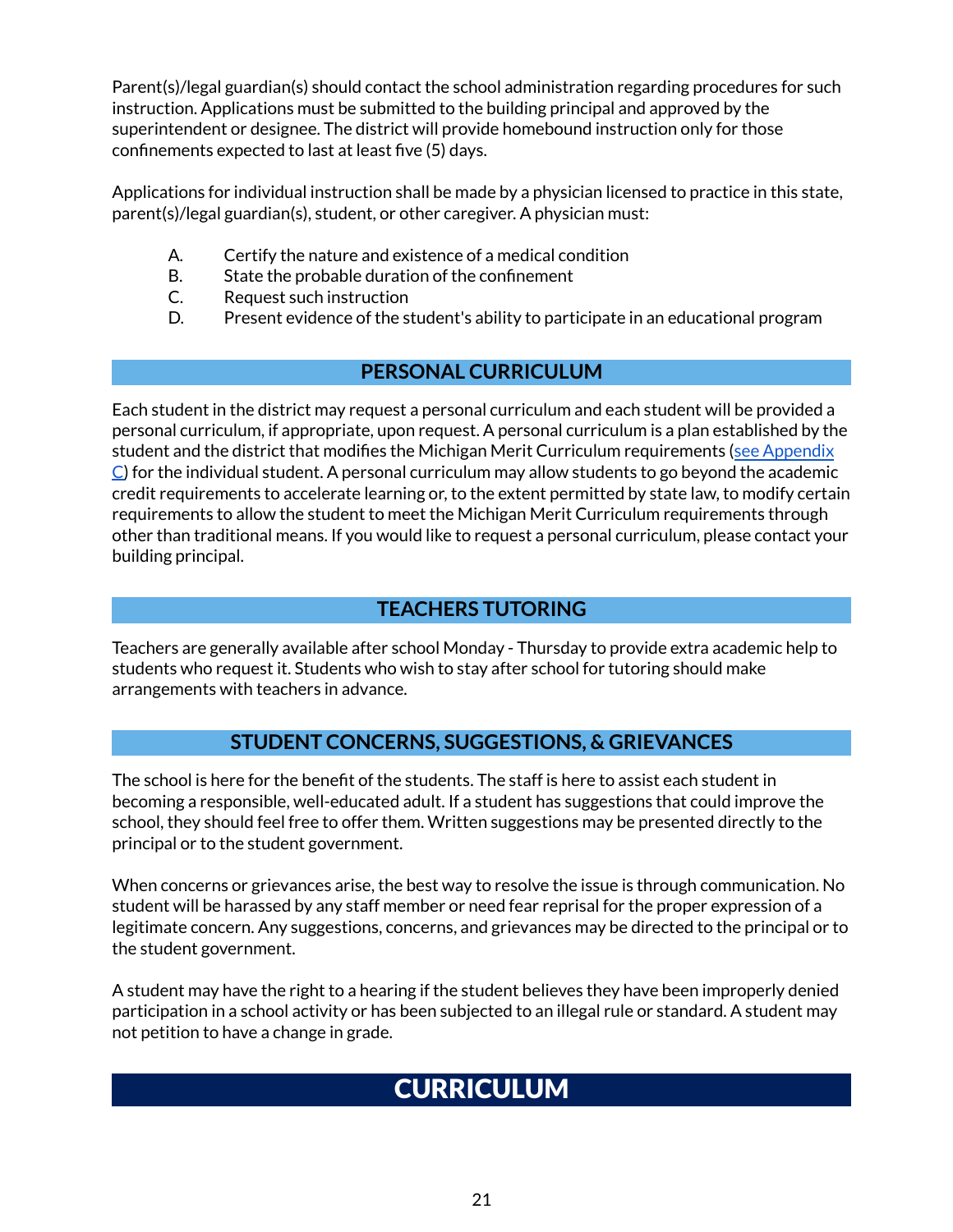Parent(s)/legal guardian(s) should contact the school administration regarding procedures for such instruction. Applications must be submitted to the building principal and approved by the superintendent or designee. The district will provide homebound instruction only for those confinements expected to last at least five (5) days.

Applications for individual instruction shall be made by a physician licensed to practice in this state, parent(s)/legal guardian(s), student, or other caregiver. A physician must:

A. Certify the nature and existence of a medical condition
B. State the probable duration of the confinement
C. Request such instruction
D. Present evidence of the student's ability to participate in an educational program

## PERSONAL CURRICULUM

Each student in the district may request a personal curriculum and each student will be provided a personal curriculum, if appropriate, upon request. A personal curriculum is a plan established by the student and the district that modifies the Michigan Merit Curriculum requirements (see Appendix C) for the individual student. A personal curriculum may allow students to go beyond the academic credit requirements to accelerate learning or, to the extent permitted by state law, to modify certain requirements to allow the student to meet the Michigan Merit Curriculum requirements through other than traditional means. If you would like to request a personal curriculum, please contact your building principal.

## TEACHERS TUTORING

Teachers are generally available after school Monday - Thursday to provide extra academic help to students who request it. Students who wish to stay after school for tutoring should make arrangements with teachers in advance.

## STUDENT CONCERNS, SUGGESTIONS, & GRIEVANCES

The school is here for the benefit of the students. The staff is here to assist each student in becoming a responsible, well-educated adult. If a student has suggestions that could improve the school, they should feel free to offer them. Written suggestions may be presented directly to the principal or to the student government.

When concerns or grievances arise, the best way to resolve the issue is through communication. No student will be harassed by any staff member or need fear reprisal for the proper expression of a legitimate concern. Any suggestions, concerns, and grievances may be directed to the principal or to the student government.

A student may have the right to a hearing if the student believes they have been improperly denied participation in a school activity or has been subjected to an illegal rule or standard. A student may not petition to have a change in grade.

# CURRICULUM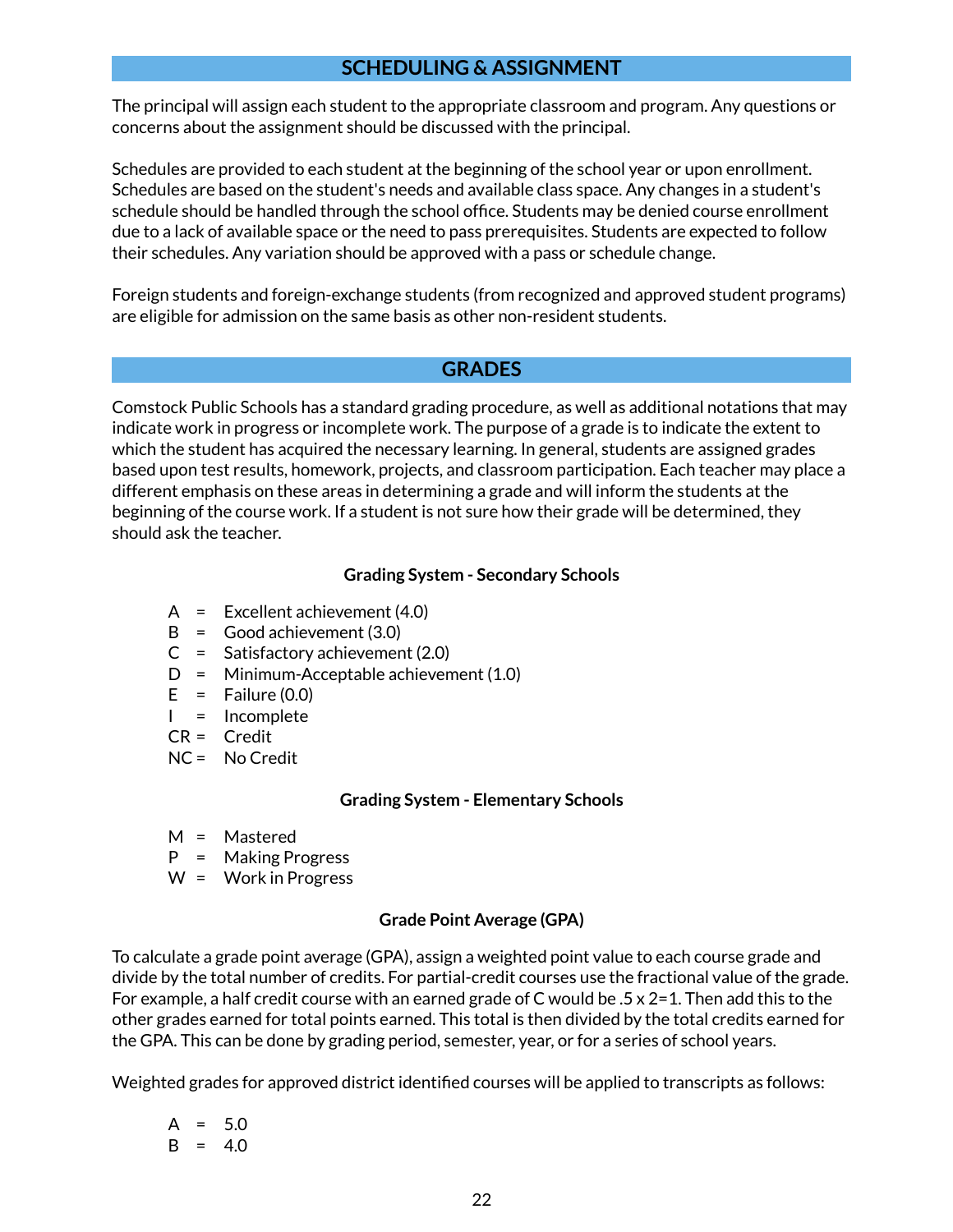## SCHEDULING & ASSIGNMENT

The principal will assign each student to the appropriate classroom and program. Any questions or concerns about the assignment should be discussed with the principal.

Schedules are provided to each student at the beginning of the school year or upon enrollment. Schedules are based on the student's needs and available class space. Any changes in a student's schedule should be handled through the school office. Students may be denied course enrollment due to a lack of available space or the need to pass prerequisites. Students are expected to follow their schedules. Any variation should be approved with a pass or schedule change.

Foreign students and foreign-exchange students (from recognized and approved student programs) are eligible for admission on the same basis as other non-resident students.

## GRADES

Comstock Public Schools has a standard grading procedure, as well as additional notations that may indicate work in progress or incomplete work. The purpose of a grade is to indicate the extent to which the student has acquired the necessary learning. In general, students are assigned grades based upon test results, homework, projects, and classroom participation. Each teacher may place a different emphasis on these areas in determining a grade and will inform the students at the beginning of the course work. If a student is not sure how their grade will be determined, they should ask the teacher.

### Grading System - Secondary Schools

- A = Excellent achievement (4.0)
- B = Good achievement (3.0)
- C = Satisfactory achievement (2.0)
- D = Minimum-Acceptable achievement (1.0)
- E = Failure (0.0)
- I = Incomplete
- CR = Credit
- NC = No Credit

### Grading System - Elementary Schools

- M = Mastered
- P = Making Progress
- W = Work in Progress

### Grade Point Average (GPA)

To calculate a grade point average (GPA), assign a weighted point value to each course grade and divide by the total number of credits. For partial-credit courses use the fractional value of the grade. For example, a half credit course with an earned grade of C would be .5 x 2=1. Then add this to the other grades earned for total points earned. This total is then divided by the total credits earned for the GPA. This can be done by grading period, semester, year, or for a series of school years.

Weighted grades for approved district identified courses will be applied to transcripts as follows:

- A = 5.0
- B = 4.0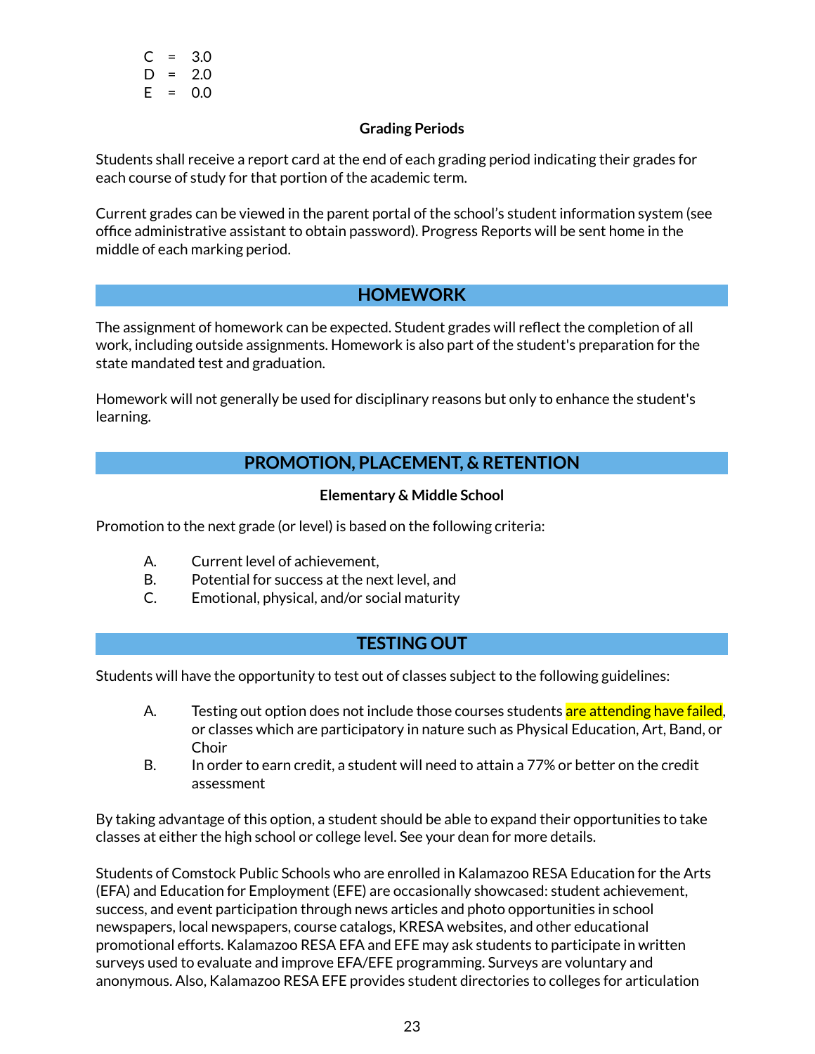C = 3.0
D = 2.0
E = 0.0

### Grading Periods

Students shall receive a report card at the end of each grading period indicating their grades for each course of study for that portion of the academic term.

Current grades can be viewed in the parent portal of the school's student information system (see office administrative assistant to obtain password). Progress Reports will be sent home in the middle of each marking period.

## HOMEWORK

The assignment of homework can be expected. Student grades will reflect the completion of all work, including outside assignments. Homework is also part of the student's preparation for the state mandated test and graduation.

Homework will not generally be used for disciplinary reasons but only to enhance the student's learning.

## PROMOTION, PLACEMENT, & RETENTION

### Elementary & Middle School

Promotion to the next grade (or level) is based on the following criteria:

A. Current level of achievement,
B. Potential for success at the next level, and
C. Emotional, physical, and/or social maturity

## TESTING OUT

Students will have the opportunity to test out of classes subject to the following guidelines:

A. Testing out option does not include those courses students are attending have failed, or classes which are participatory in nature such as Physical Education, Art, Band, or Choir
B. In order to earn credit, a student will need to attain a 77% or better on the credit assessment

By taking advantage of this option, a student should be able to expand their opportunities to take classes at either the high school or college level. See your dean for more details.

Students of Comstock Public Schools who are enrolled in Kalamazoo RESA Education for the Arts (EFA) and Education for Employment (EFE) are occasionally showcased: student achievement, success, and event participation through news articles and photo opportunities in school newspapers, local newspapers, course catalogs, KRESA websites, and other educational promotional efforts. Kalamazoo RESA EFA and EFE may ask students to participate in written surveys used to evaluate and improve EFA/EFE programming. Surveys are voluntary and anonymous. Also, Kalamazoo RESA EFE provides student directories to colleges for articulation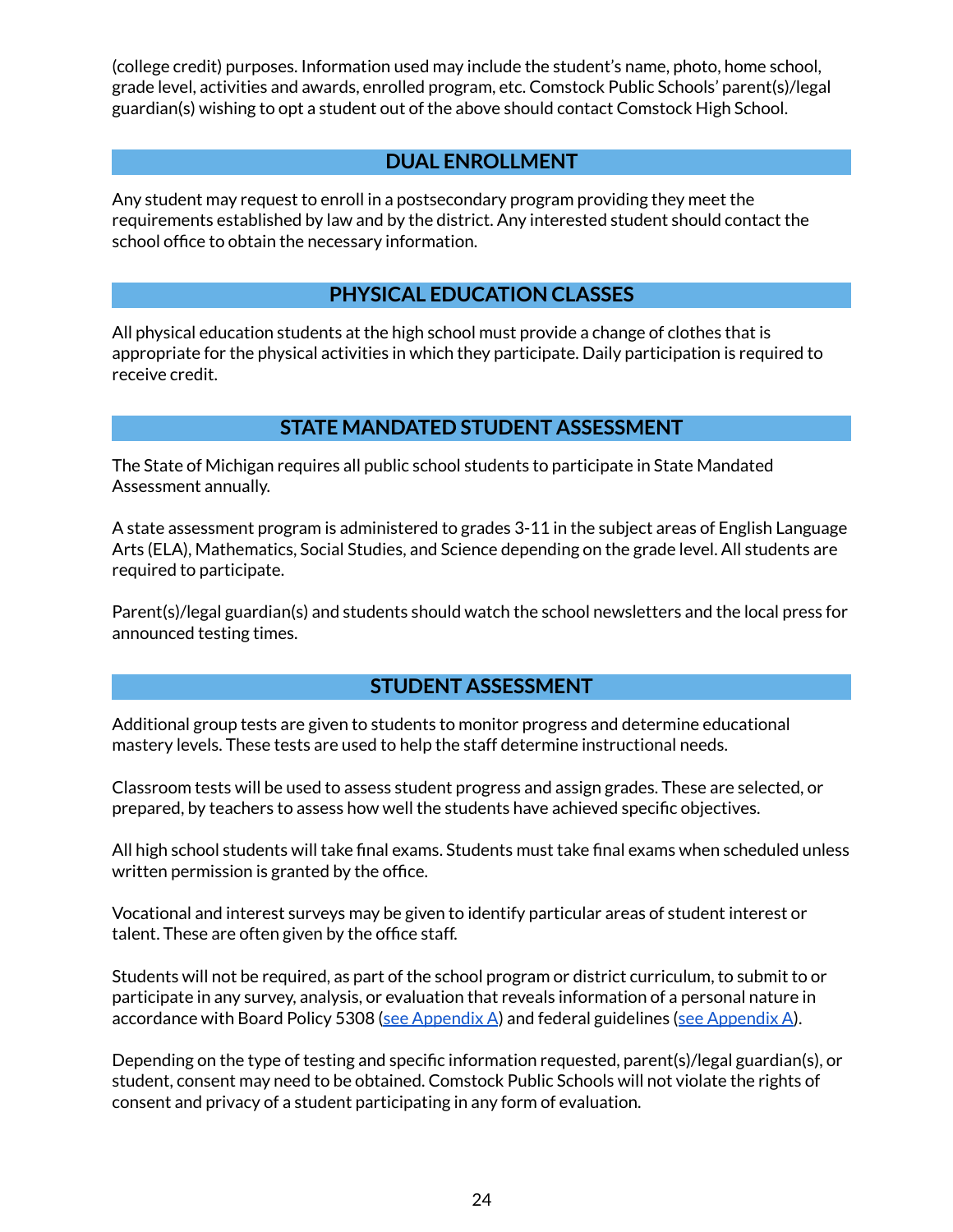(college credit) purposes. Information used may include the student's name, photo, home school, grade level, activities and awards, enrolled program, etc. Comstock Public Schools' parent(s)/legal guardian(s) wishing to opt a student out of the above should contact Comstock High School.

## DUAL ENROLLMENT

Any student may request to enroll in a postsecondary program providing they meet the requirements established by law and by the district. Any interested student should contact the school office to obtain the necessary information.

## PHYSICAL EDUCATION CLASSES

All physical education students at the high school must provide a change of clothes that is appropriate for the physical activities in which they participate. Daily participation is required to receive credit.

## STATE MANDATED STUDENT ASSESSMENT

The State of Michigan requires all public school students to participate in State Mandated Assessment annually.

A state assessment program is administered to grades 3-11 in the subject areas of English Language Arts (ELA), Mathematics, Social Studies, and Science depending on the grade level. All students are required to participate.

Parent(s)/legal guardian(s) and students should watch the school newsletters and the local press for announced testing times.

## STUDENT ASSESSMENT

Additional group tests are given to students to monitor progress and determine educational mastery levels. These tests are used to help the staff determine instructional needs.

Classroom tests will be used to assess student progress and assign grades. These are selected, or prepared, by teachers to assess how well the students have achieved specific objectives.

All high school students will take final exams. Students must take final exams when scheduled unless written permission is granted by the office.

Vocational and interest surveys may be given to identify particular areas of student interest or talent. These are often given by the office staff.

Students will not be required, as part of the school program or district curriculum, to submit to or participate in any survey, analysis, or evaluation that reveals information of a personal nature in accordance with Board Policy 5308 (see Appendix A) and federal guidelines (see Appendix A).

Depending on the type of testing and specific information requested, parent(s)/legal guardian(s), or student, consent may need to be obtained. Comstock Public Schools will not violate the rights of consent and privacy of a student participating in any form of evaluation.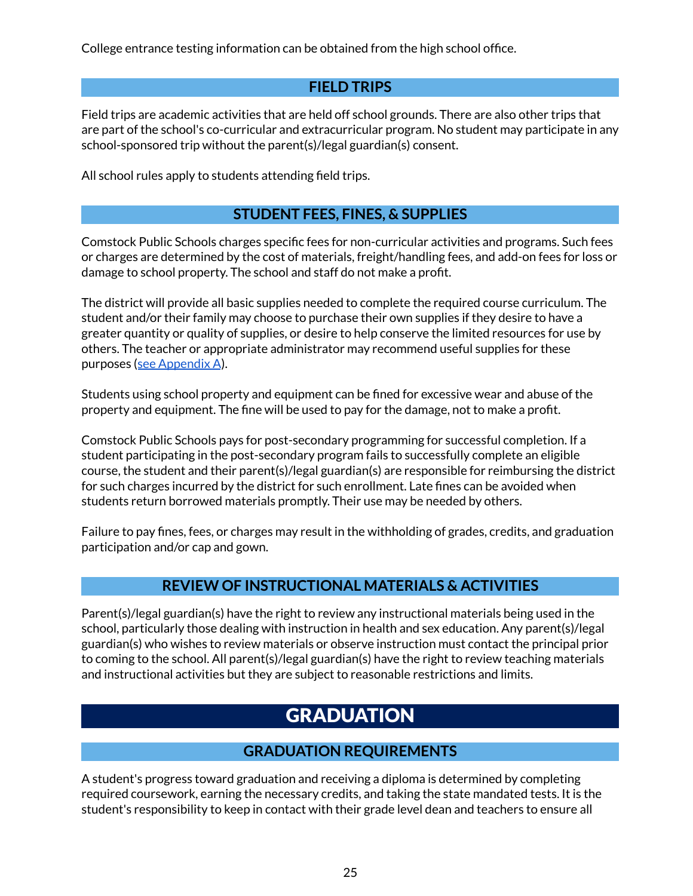College entrance testing information can be obtained from the high school office.

## FIELD TRIPS

Field trips are academic activities that are held off school grounds. There are also other trips that are part of the school's co-curricular and extracurricular program. No student may participate in any school-sponsored trip without the parent(s)/legal guardian(s) consent.

All school rules apply to students attending field trips.

## STUDENT FEES, FINES, & SUPPLIES

Comstock Public Schools charges specific fees for non-curricular activities and programs. Such fees or charges are determined by the cost of materials, freight/handling fees, and add-on fees for loss or damage to school property. The school and staff do not make a profit.

The district will provide all basic supplies needed to complete the required course curriculum. The student and/or their family may choose to purchase their own supplies if they desire to have a greater quantity or quality of supplies, or desire to help conserve the limited resources for use by others. The teacher or appropriate administrator may recommend useful supplies for these purposes (see Appendix A).

Students using school property and equipment can be fined for excessive wear and abuse of the property and equipment. The fine will be used to pay for the damage, not to make a profit.

Comstock Public Schools pays for post-secondary programming for successful completion. If a student participating in the post-secondary program fails to successfully complete an eligible course, the student and their parent(s)/legal guardian(s) are responsible for reimbursing the district for such charges incurred by the district for such enrollment. Late fines can be avoided when students return borrowed materials promptly. Their use may be needed by others.

Failure to pay fines, fees, or charges may result in the withholding of grades, credits, and graduation participation and/or cap and gown.

## REVIEW OF INSTRUCTIONAL MATERIALS & ACTIVITIES

Parent(s)/legal guardian(s) have the right to review any instructional materials being used in the school, particularly those dealing with instruction in health and sex education. Any parent(s)/legal guardian(s) who wishes to review materials or observe instruction must contact the principal prior to coming to the school. All parent(s)/legal guardian(s) have the right to review teaching materials and instructional activities but they are subject to reasonable restrictions and limits.

# GRADUATION

## GRADUATION REQUIREMENTS

A student's progress toward graduation and receiving a diploma is determined by completing required coursework, earning the necessary credits, and taking the state mandated tests. It is the student's responsibility to keep in contact with their grade level dean and teachers to ensure all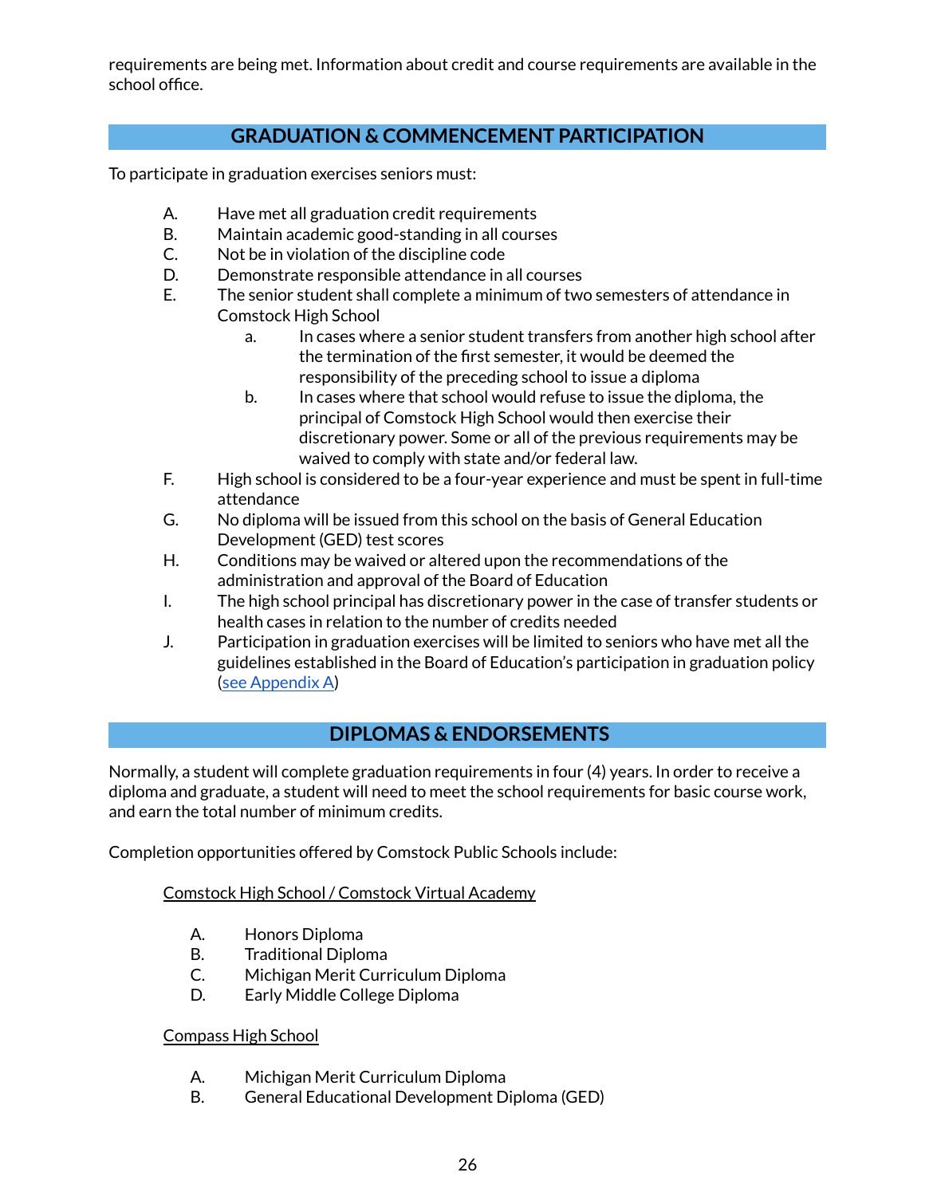requirements are being met. Information about credit and course requirements are available in the school office.

## GRADUATION & COMMENCEMENT PARTICIPATION

To participate in graduation exercises seniors must:

A. Have met all graduation credit requirements
B. Maintain academic good-standing in all courses
C. Not be in violation of the discipline code
D. Demonstrate responsible attendance in all courses
E. The senior student shall complete a minimum of two semesters of attendance in Comstock High School
   a. In cases where a senior student transfers from another high school after the termination of the first semester, it would be deemed the responsibility of the preceding school to issue a diploma
   b. In cases where that school would refuse to issue the diploma, the principal of Comstock High School would then exercise their discretionary power. Some or all of the previous requirements may be waived to comply with state and/or federal law.
F. High school is considered to be a four-year experience and must be spent in full-time attendance
G. No diploma will be issued from this school on the basis of General Education Development (GED) test scores
H. Conditions may be waived or altered upon the recommendations of the administration and approval of the Board of Education
I. The high school principal has discretionary power in the case of transfer students or health cases in relation to the number of credits needed
J. Participation in graduation exercises will be limited to seniors who have met all the guidelines established in the Board of Education's participation in graduation policy (see Appendix A)

## DIPLOMAS & ENDORSEMENTS

Normally, a student will complete graduation requirements in four (4) years. In order to receive a diploma and graduate, a student will need to meet the school requirements for basic course work, and earn the total number of minimum credits.

Completion opportunities offered by Comstock Public Schools include:

<u>Comstock High School / Comstock Virtual Academy</u>

A. Honors Diploma
B. Traditional Diploma
C. Michigan Merit Curriculum Diploma
D. Early Middle College Diploma

<u>Compass High School</u>

A. Michigan Merit Curriculum Diploma
B. General Educational Development Diploma (GED)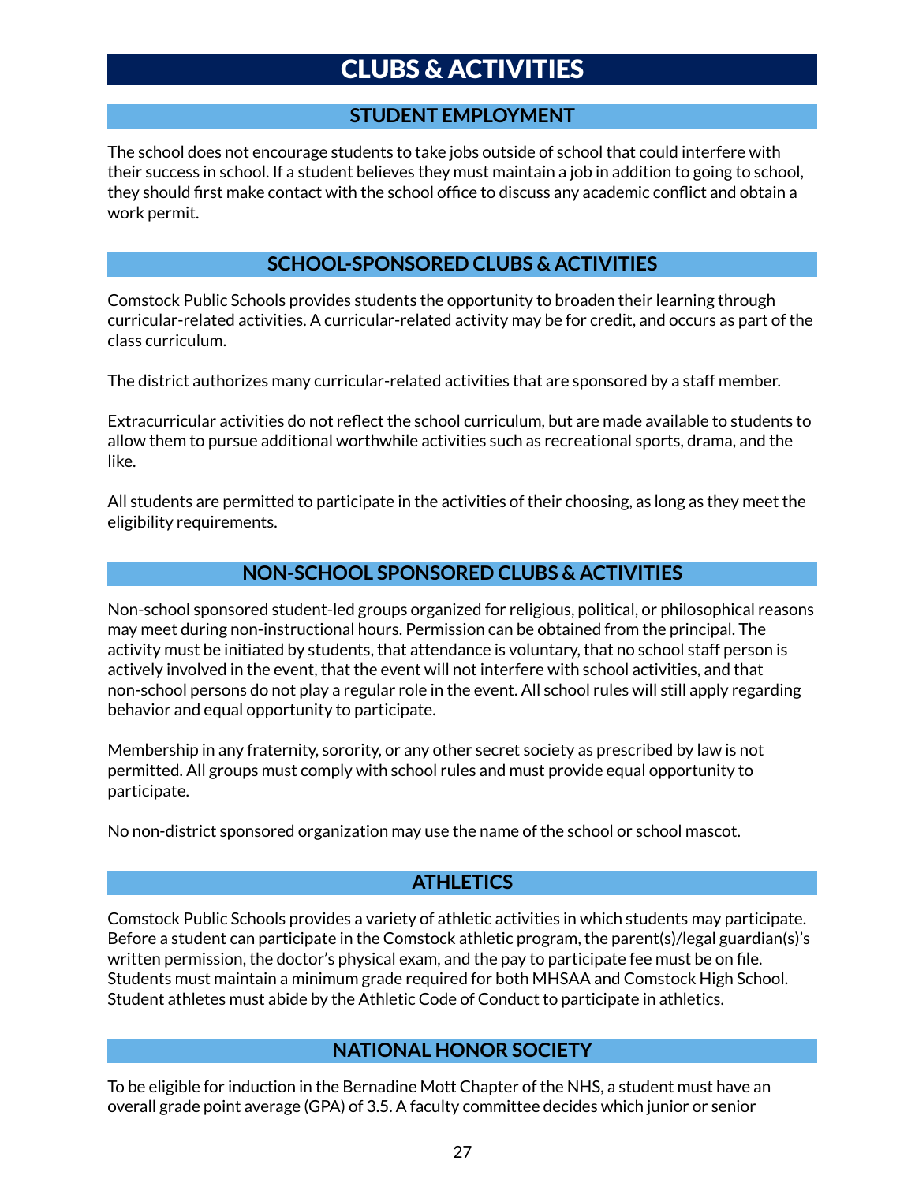# CLUBS & ACTIVITIES

## STUDENT EMPLOYMENT

The school does not encourage students to take jobs outside of school that could interfere with their success in school. If a student believes they must maintain a job in addition to going to school, they should first make contact with the school office to discuss any academic conflict and obtain a work permit.

## SCHOOL-SPONSORED CLUBS & ACTIVITIES

Comstock Public Schools provides students the opportunity to broaden their learning through curricular-related activities. A curricular-related activity may be for credit, and occurs as part of the class curriculum.

The district authorizes many curricular-related activities that are sponsored by a staff member.

Extracurricular activities do not reflect the school curriculum, but are made available to students to allow them to pursue additional worthwhile activities such as recreational sports, drama, and the like.

All students are permitted to participate in the activities of their choosing, as long as they meet the eligibility requirements.

## NON-SCHOOL SPONSORED CLUBS & ACTIVITIES

Non-school sponsored student-led groups organized for religious, political, or philosophical reasons may meet during non-instructional hours. Permission can be obtained from the principal. The activity must be initiated by students, that attendance is voluntary, that no school staff person is actively involved in the event, that the event will not interfere with school activities, and that non-school persons do not play a regular role in the event. All school rules will still apply regarding behavior and equal opportunity to participate.

Membership in any fraternity, sorority, or any other secret society as prescribed by law is not permitted. All groups must comply with school rules and must provide equal opportunity to participate.

No non-district sponsored organization may use the name of the school or school mascot.

## ATHLETICS

Comstock Public Schools provides a variety of athletic activities in which students may participate. Before a student can participate in the Comstock athletic program, the parent(s)/legal guardian(s)'s written permission, the doctor's physical exam, and the pay to participate fee must be on file. Students must maintain a minimum grade required for both MHSAA and Comstock High School. Student athletes must abide by the Athletic Code of Conduct to participate in athletics.

## NATIONAL HONOR SOCIETY

To be eligible for induction in the Bernadine Mott Chapter of the NHS, a student must have an overall grade point average (GPA) of 3.5. A faculty committee decides which junior or senior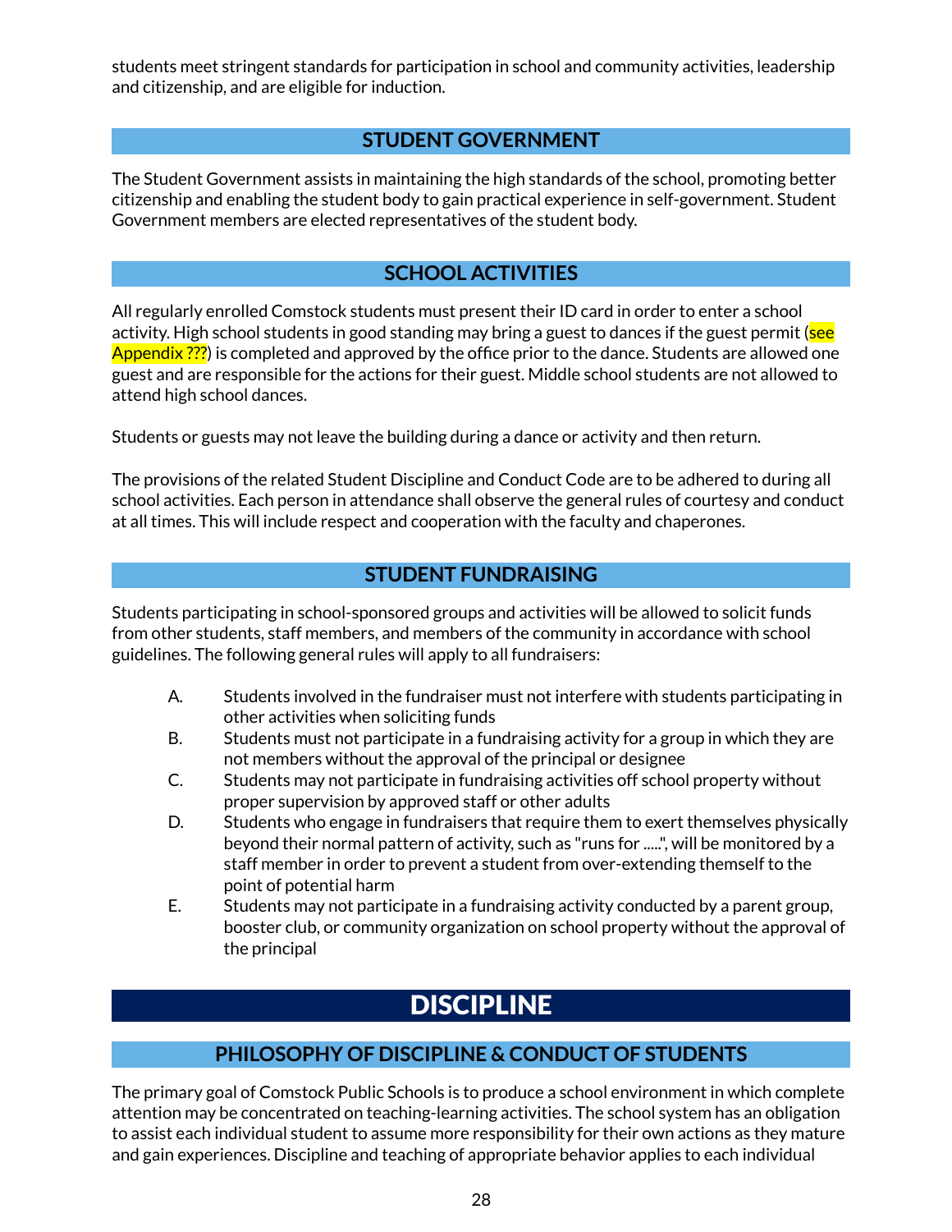students meet stringent standards for participation in school and community activities, leadership and citizenship, and are eligible for induction.

## STUDENT GOVERNMENT

The Student Government assists in maintaining the high standards of the school, promoting better citizenship and enabling the student body to gain practical experience in self-government. Student Government members are elected representatives of the student body.

## SCHOOL ACTIVITIES

All regularly enrolled Comstock students must present their ID card in order to enter a school activity. High school students in good standing may bring a guest to dances if the guest permit (see Appendix ???) is completed and approved by the office prior to the dance. Students are allowed one guest and are responsible for the actions for their guest. Middle school students are not allowed to attend high school dances.

Students or guests may not leave the building during a dance or activity and then return.

The provisions of the related Student Discipline and Conduct Code are to be adhered to during all school activities. Each person in attendance shall observe the general rules of courtesy and conduct at all times. This will include respect and cooperation with the faculty and chaperones.

## STUDENT FUNDRAISING

Students participating in school-sponsored groups and activities will be allowed to solicit funds from other students, staff members, and members of the community in accordance with school guidelines. The following general rules will apply to all fundraisers:

A. Students involved in the fundraiser must not interfere with students participating in other activities when soliciting funds
B. Students must not participate in a fundraising activity for a group in which they are not members without the approval of the principal or designee
C. Students may not participate in fundraising activities off school property without proper supervision by approved staff or other adults
D. Students who engage in fundraisers that require them to exert themselves physically beyond their normal pattern of activity, such as "runs for .....", will be monitored by a staff member in order to prevent a student from over-extending themself to the point of potential harm
E. Students may not participate in a fundraising activity conducted by a parent group, booster club, or community organization on school property without the approval of the principal

# DISCIPLINE

## PHILOSOPHY OF DISCIPLINE & CONDUCT OF STUDENTS

The primary goal of Comstock Public Schools is to produce a school environment in which complete attention may be concentrated on teaching-learning activities. The school system has an obligation to assist each individual student to assume more responsibility for their own actions as they mature and gain experiences. Discipline and teaching of appropriate behavior applies to each individual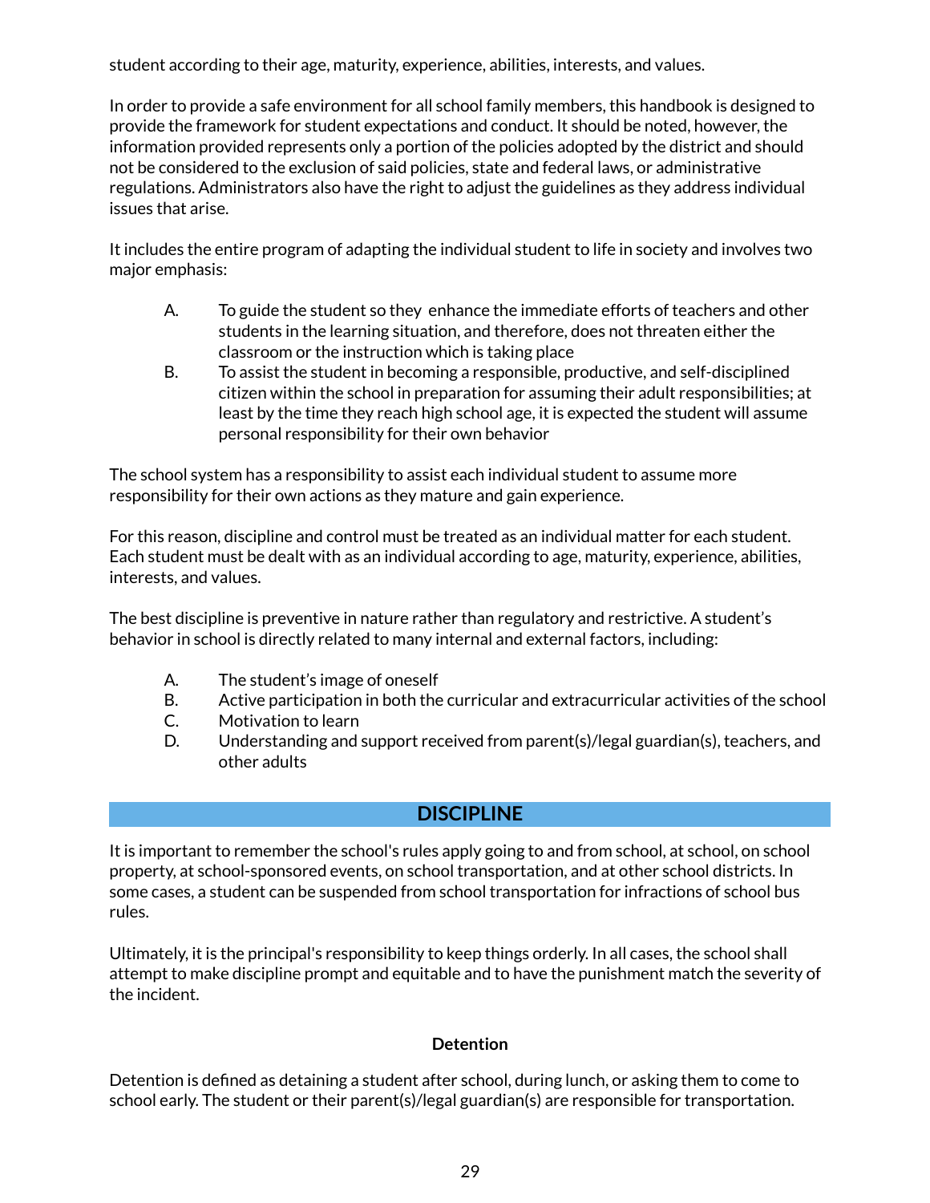student according to their age, maturity, experience, abilities, interests, and values.

In order to provide a safe environment for all school family members, this handbook is designed to provide the framework for student expectations and conduct. It should be noted, however, the information provided represents only a portion of the policies adopted by the district and should not be considered to the exclusion of said policies, state and federal laws, or administrative regulations. Administrators also have the right to adjust the guidelines as they address individual issues that arise.

It includes the entire program of adapting the individual student to life in society and involves two major emphasis:

A. To guide the student so they enhance the immediate efforts of teachers and other students in the learning situation, and therefore, does not threaten either the classroom or the instruction which is taking place
B. To assist the student in becoming a responsible, productive, and self-disciplined citizen within the school in preparation for assuming their adult responsibilities; at least by the time they reach high school age, it is expected the student will assume personal responsibility for their own behavior

The school system has a responsibility to assist each individual student to assume more responsibility for their own actions as they mature and gain experience.

For this reason, discipline and control must be treated as an individual matter for each student. Each student must be dealt with as an individual according to age, maturity, experience, abilities, interests, and values.

The best discipline is preventive in nature rather than regulatory and restrictive. A student's behavior in school is directly related to many internal and external factors, including:

A. The student's image of oneself
B. Active participation in both the curricular and extracurricular activities of the school
C. Motivation to learn
D. Understanding and support received from parent(s)/legal guardian(s), teachers, and other adults

## DISCIPLINE

It is important to remember the school's rules apply going to and from school, at school, on school property, at school-sponsored events, on school transportation, and at other school districts. In some cases, a student can be suspended from school transportation for infractions of school bus rules.

Ultimately, it is the principal's responsibility to keep things orderly. In all cases, the school shall attempt to make discipline prompt and equitable and to have the punishment match the severity of the incident.

### Detention

Detention is defined as detaining a student after school, during lunch, or asking them to come to school early. The student or their parent(s)/legal guardian(s) are responsible for transportation.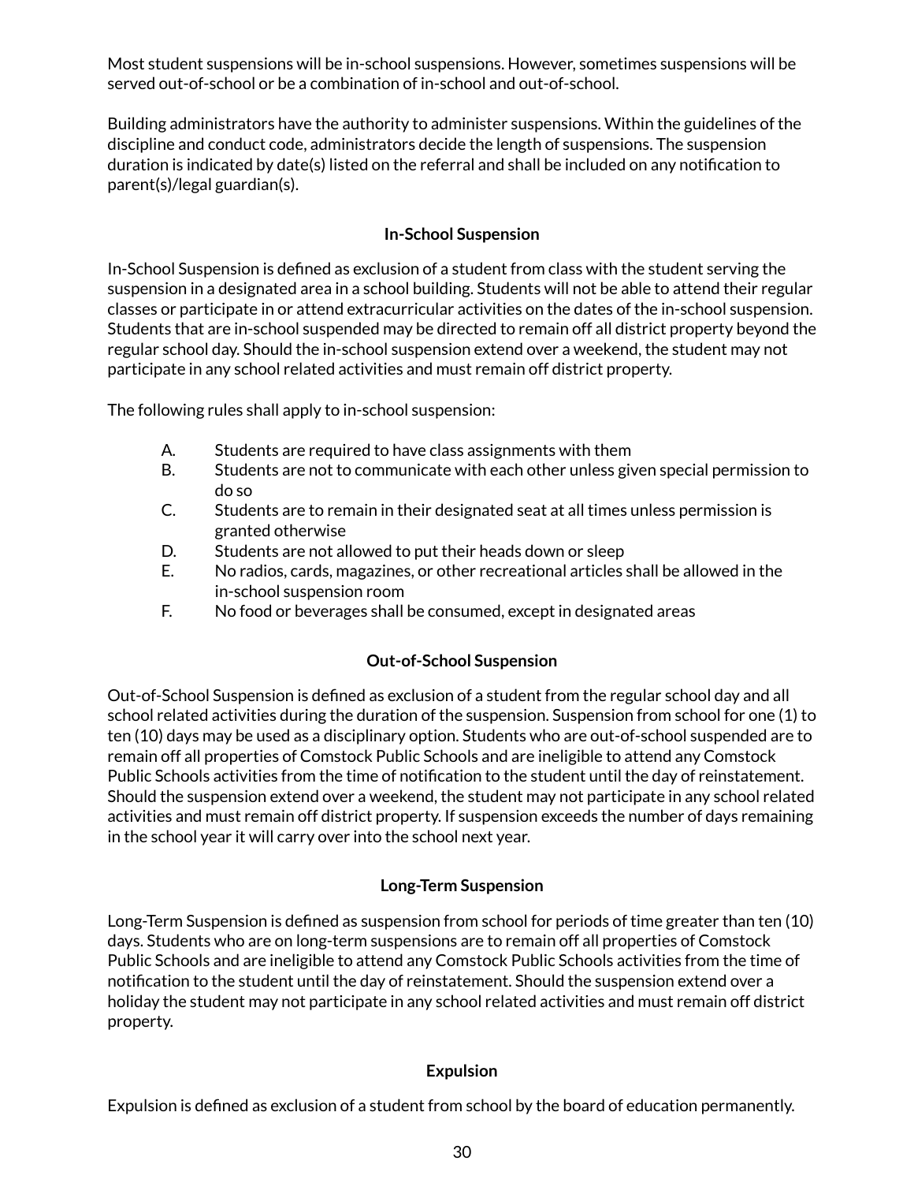Most student suspensions will be in-school suspensions. However, sometimes suspensions will be served out-of-school or be a combination of in-school and out-of-school.

Building administrators have the authority to administer suspensions. Within the guidelines of the discipline and conduct code, administrators decide the length of suspensions. The suspension duration is indicated by date(s) listed on the referral and shall be included on any notification to parent(s)/legal guardian(s).

### In-School Suspension

In-School Suspension is defined as exclusion of a student from class with the student serving the suspension in a designated area in a school building. Students will not be able to attend their regular classes or participate in or attend extracurricular activities on the dates of the in-school suspension. Students that are in-school suspended may be directed to remain off all district property beyond the regular school day. Should the in-school suspension extend over a weekend, the student may not participate in any school related activities and must remain off district property.

The following rules shall apply to in-school suspension:

A. Students are required to have class assignments with them
B. Students are not to communicate with each other unless given special permission to do so
C. Students are to remain in their designated seat at all times unless permission is granted otherwise
D. Students are not allowed to put their heads down or sleep
E. No radios, cards, magazines, or other recreational articles shall be allowed in the in-school suspension room
F. No food or beverages shall be consumed, except in designated areas

### Out-of-School Suspension

Out-of-School Suspension is defined as exclusion of a student from the regular school day and all school related activities during the duration of the suspension. Suspension from school for one (1) to ten (10) days may be used as a disciplinary option. Students who are out-of-school suspended are to remain off all properties of Comstock Public Schools and are ineligible to attend any Comstock Public Schools activities from the time of notification to the student until the day of reinstatement. Should the suspension extend over a weekend, the student may not participate in any school related activities and must remain off district property. If suspension exceeds the number of days remaining in the school year it will carry over into the school next year.

### Long-Term Suspension

Long-Term Suspension is defined as suspension from school for periods of time greater than ten (10) days. Students who are on long-term suspensions are to remain off all properties of Comstock Public Schools and are ineligible to attend any Comstock Public Schools activities from the time of notification to the student until the day of reinstatement. Should the suspension extend over a holiday the student may not participate in any school related activities and must remain off district property.

### Expulsion

Expulsion is defined as exclusion of a student from school by the board of education permanently.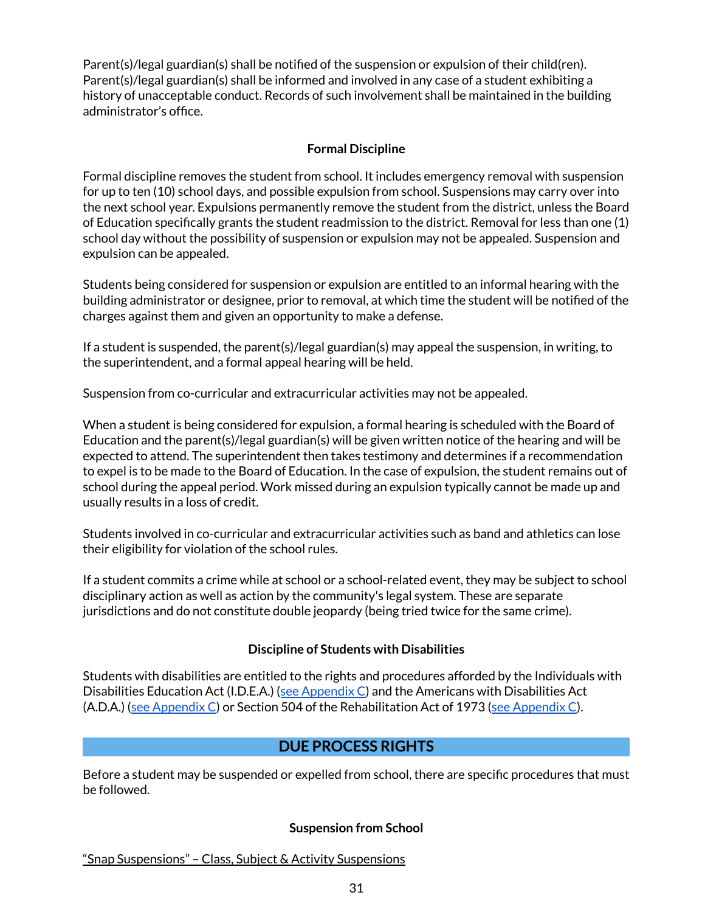Parent(s)/legal guardian(s) shall be notified of the suspension or expulsion of their child(ren). Parent(s)/legal guardian(s) shall be informed and involved in any case of a student exhibiting a history of unacceptable conduct. Records of such involvement shall be maintained in the building administrator's office.

### Formal Discipline

Formal discipline removes the student from school. It includes emergency removal with suspension for up to ten (10) school days, and possible expulsion from school. Suspensions may carry over into the next school year. Expulsions permanently remove the student from the district, unless the Board of Education specifically grants the student readmission to the district. Removal for less than one (1) school day without the possibility of suspension or expulsion may not be appealed. Suspension and expulsion can be appealed.

Students being considered for suspension or expulsion are entitled to an informal hearing with the building administrator or designee, prior to removal, at which time the student will be notified of the charges against them and given an opportunity to make a defense.

If a student is suspended, the parent(s)/legal guardian(s) may appeal the suspension, in writing, to the superintendent, and a formal appeal hearing will be held.

Suspension from co-curricular and extracurricular activities may not be appealed.

When a student is being considered for expulsion, a formal hearing is scheduled with the Board of Education and the parent(s)/legal guardian(s) will be given written notice of the hearing and will be expected to attend. The superintendent then takes testimony and determines if a recommendation to expel is to be made to the Board of Education. In the case of expulsion, the student remains out of school during the appeal period. Work missed during an expulsion typically cannot be made up and usually results in a loss of credit.

Students involved in co-curricular and extracurricular activities such as band and athletics can lose their eligibility for violation of the school rules.

If a student commits a crime while at school or a school-related event, they may be subject to school disciplinary action as well as action by the community's legal system. These are separate jurisdictions and do not constitute double jeopardy (being tried twice for the same crime).

### Discipline of Students with Disabilities

Students with disabilities are entitled to the rights and procedures afforded by the Individuals with Disabilities Education Act (I.D.E.A.) (see Appendix C) and the Americans with Disabilities Act (A.D.A.) (see Appendix C) or Section 504 of the Rehabilitation Act of 1973 (see Appendix C).

## DUE PROCESS RIGHTS

Before a student may be suspended or expelled from school, there are specific procedures that must be followed.

### Suspension from School

"Snap Suspensions" – Class, Subject & Activity Suspensions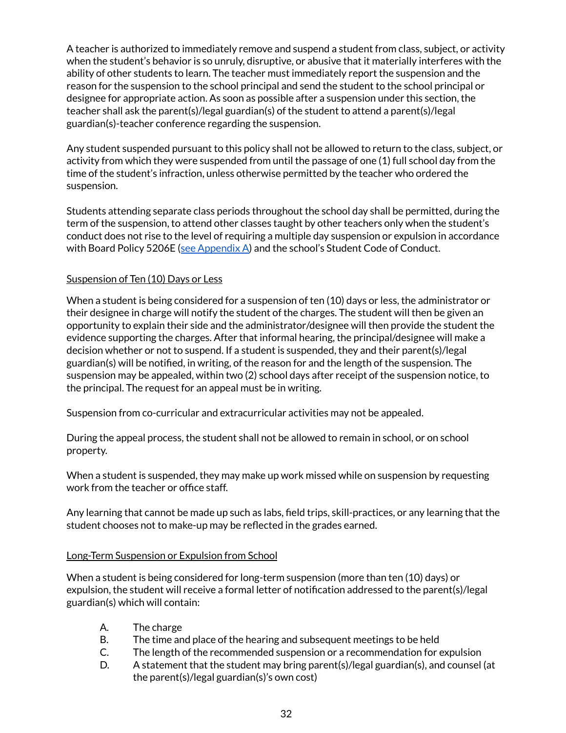A teacher is authorized to immediately remove and suspend a student from class, subject, or activity when the student's behavior is so unruly, disruptive, or abusive that it materially interferes with the ability of other students to learn. The teacher must immediately report the suspension and the reason for the suspension to the school principal and send the student to the school principal or designee for appropriate action. As soon as possible after a suspension under this section, the teacher shall ask the parent(s)/legal guardian(s) of the student to attend a parent(s)/legal guardian(s)-teacher conference regarding the suspension.

Any student suspended pursuant to this policy shall not be allowed to return to the class, subject, or activity from which they were suspended from until the passage of one (1) full school day from the time of the student's infraction, unless otherwise permitted by the teacher who ordered the suspension.

Students attending separate class periods throughout the school day shall be permitted, during the term of the suspension, to attend other classes taught by other teachers only when the student's conduct does not rise to the level of requiring a multiple day suspension or expulsion in accordance with Board Policy 5206E (see Appendix A) and the school's Student Code of Conduct.

Suspension of Ten (10) Days or Less

When a student is being considered for a suspension of ten (10) days or less, the administrator or their designee in charge will notify the student of the charges. The student will then be given an opportunity to explain their side and the administrator/designee will then provide the student the evidence supporting the charges. After that informal hearing, the principal/designee will make a decision whether or not to suspend. If a student is suspended, they and their parent(s)/legal guardian(s) will be notified, in writing, of the reason for and the length of the suspension. The suspension may be appealed, within two (2) school days after receipt of the suspension notice, to the principal. The request for an appeal must be in writing.

Suspension from co-curricular and extracurricular activities may not be appealed.

During the appeal process, the student shall not be allowed to remain in school, or on school property.

When a student is suspended, they may make up work missed while on suspension by requesting work from the teacher or office staff.

Any learning that cannot be made up such as labs, field trips, skill-practices, or any learning that the student chooses not to make-up may be reflected in the grades earned.

Long-Term Suspension or Expulsion from School

When a student is being considered for long-term suspension (more than ten (10) days) or expulsion, the student will receive a formal letter of notification addressed to the parent(s)/legal guardian(s) which will contain:

A. The charge
B. The time and place of the hearing and subsequent meetings to be held
C. The length of the recommended suspension or a recommendation for expulsion
D. A statement that the student may bring parent(s)/legal guardian(s), and counsel (at the parent(s)/legal guardian(s)'s own cost)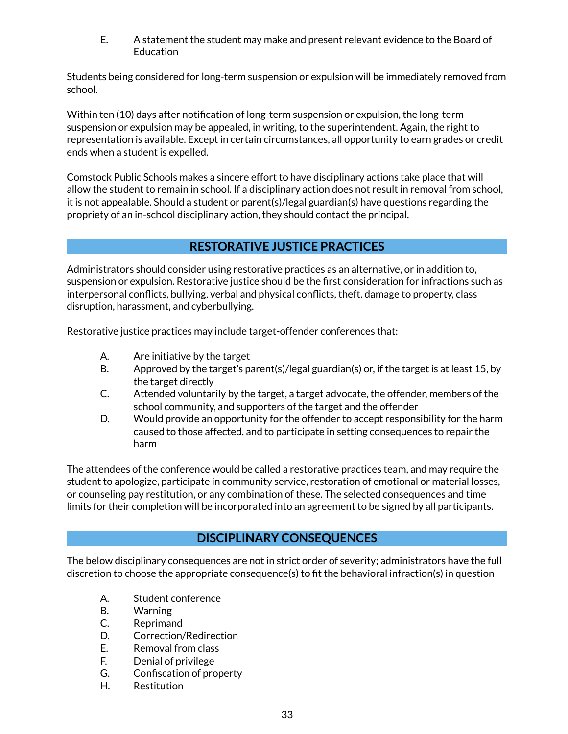E. A statement the student may make and present relevant evidence to the Board of Education

Students being considered for long-term suspension or expulsion will be immediately removed from school.

Within ten (10) days after notification of long-term suspension or expulsion, the long-term suspension or expulsion may be appealed, in writing, to the superintendent. Again, the right to representation is available. Except in certain circumstances, all opportunity to earn grades or credit ends when a student is expelled.

Comstock Public Schools makes a sincere effort to have disciplinary actions take place that will allow the student to remain in school. If a disciplinary action does not result in removal from school, it is not appealable. Should a student or parent(s)/legal guardian(s) have questions regarding the propriety of an in-school disciplinary action, they should contact the principal.

## RESTORATIVE JUSTICE PRACTICES

Administrators should consider using restorative practices as an alternative, or in addition to, suspension or expulsion. Restorative justice should be the first consideration for infractions such as interpersonal conflicts, bullying, verbal and physical conflicts, theft, damage to property, class disruption, harassment, and cyberbullying.

Restorative justice practices may include target-offender conferences that:

A. Are initiative by the target
B. Approved by the target's parent(s)/legal guardian(s) or, if the target is at least 15, by the target directly
C. Attended voluntarily by the target, a target advocate, the offender, members of the school community, and supporters of the target and the offender
D. Would provide an opportunity for the offender to accept responsibility for the harm caused to those affected, and to participate in setting consequences to repair the harm

The attendees of the conference would be called a restorative practices team, and may require the student to apologize, participate in community service, restoration of emotional or material losses, or counseling pay restitution, or any combination of these. The selected consequences and time limits for their completion will be incorporated into an agreement to be signed by all participants.

## DISCIPLINARY CONSEQUENCES

The below disciplinary consequences are not in strict order of severity; administrators have the full discretion to choose the appropriate consequence(s) to fit the behavioral infraction(s) in question

A. Student conference
B. Warning
C. Reprimand
D. Correction/Redirection
E. Removal from class
F. Denial of privilege
G. Confiscation of property
H. Restitution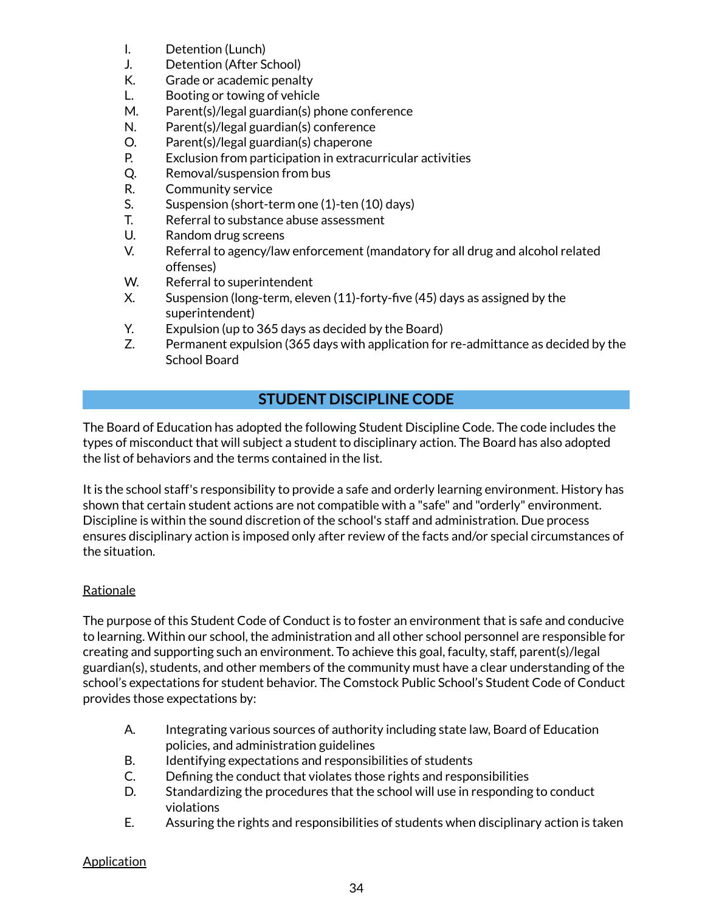I. Detention (Lunch)
J. Detention (After School)
K. Grade or academic penalty
L. Booting or towing of vehicle
M. Parent(s)/legal guardian(s) phone conference
N. Parent(s)/legal guardian(s) conference
O. Parent(s)/legal guardian(s) chaperone
P. Exclusion from participation in extracurricular activities
Q. Removal/suspension from bus
R. Community service
S. Suspension (short-term one (1)-ten (10) days)
T. Referral to substance abuse assessment
U. Random drug screens
V. Referral to agency/law enforcement (mandatory for all drug and alcohol related offenses)
W. Referral to superintendent
X. Suspension (long-term, eleven (11)-forty-five (45) days as assigned by the superintendent)
Y. Expulsion (up to 365 days as decided by the Board)
Z. Permanent expulsion (365 days with application for re-admittance as decided by the School Board

## STUDENT DISCIPLINE CODE

The Board of Education has adopted the following Student Discipline Code. The code includes the types of misconduct that will subject a student to disciplinary action. The Board has also adopted the list of behaviors and the terms contained in the list.

It is the school staff's responsibility to provide a safe and orderly learning environment. History has shown that certain student actions are not compatible with a "safe" and "orderly" environment. Discipline is within the sound discretion of the school's staff and administration. Due process ensures disciplinary action is imposed only after review of the facts and/or special circumstances of the situation.

<u>Rationale</u>

The purpose of this Student Code of Conduct is to foster an environment that is safe and conducive to learning. Within our school, the administration and all other school personnel are responsible for creating and supporting such an environment. To achieve this goal, faculty, staff, parent(s)/legal guardian(s), students, and other members of the community must have a clear understanding of the school's expectations for student behavior. The Comstock Public School's Student Code of Conduct provides those expectations by:

A. Integrating various sources of authority including state law, Board of Education policies, and administration guidelines
B. Identifying expectations and responsibilities of students
C. Defining the conduct that violates those rights and responsibilities
D. Standardizing the procedures that the school will use in responding to conduct violations
E. Assuring the rights and responsibilities of students when disciplinary action is taken

<u>Application</u>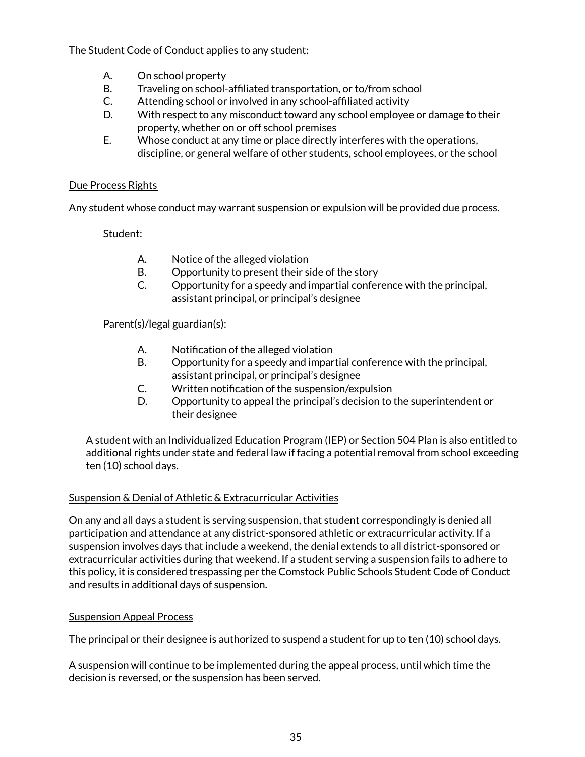The Student Code of Conduct applies to any student:

A. On school property
B. Traveling on school-affiliated transportation, or to/from school
C. Attending school or involved in any school-affiliated activity
D. With respect to any misconduct toward any school employee or damage to their property, whether on or off school premises
E. Whose conduct at any time or place directly interferes with the operations, discipline, or general welfare of other students, school employees, or the school

<u>Due Process Rights</u>

Any student whose conduct may warrant suspension or expulsion will be provided due process.

Student:

A. Notice of the alleged violation
B. Opportunity to present their side of the story
C. Opportunity for a speedy and impartial conference with the principal, assistant principal, or principal's designee

Parent(s)/legal guardian(s):

A. Notification of the alleged violation
B. Opportunity for a speedy and impartial conference with the principal, assistant principal, or principal's designee
C. Written notification of the suspension/expulsion
D. Opportunity to appeal the principal's decision to the superintendent or their designee

A student with an Individualized Education Program (IEP) or Section 504 Plan is also entitled to additional rights under state and federal law if facing a potential removal from school exceeding ten (10) school days.

<u>Suspension & Denial of Athletic & Extracurricular Activities</u>

On any and all days a student is serving suspension, that student correspondingly is denied all participation and attendance at any district-sponsored athletic or extracurricular activity. If a suspension involves days that include a weekend, the denial extends to all district-sponsored or extracurricular activities during that weekend. If a student serving a suspension fails to adhere to this policy, it is considered trespassing per the Comstock Public Schools Student Code of Conduct and results in additional days of suspension.

<u>Suspension Appeal Process</u>

The principal or their designee is authorized to suspend a student for up to ten (10) school days.

A suspension will continue to be implemented during the appeal process, until which time the decision is reversed, or the suspension has been served.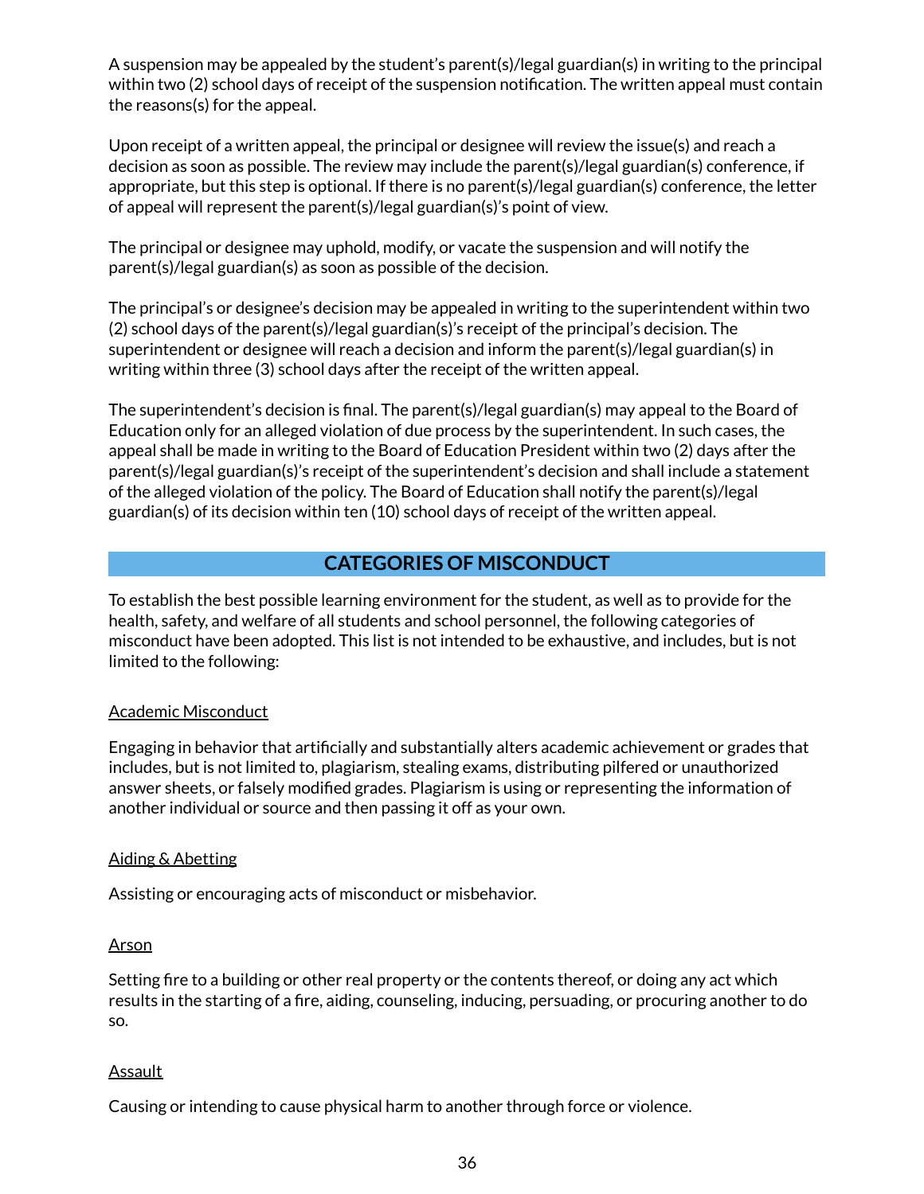A suspension may be appealed by the student's parent(s)/legal guardian(s) in writing to the principal within two (2) school days of receipt of the suspension notification. The written appeal must contain the reasons(s) for the appeal.

Upon receipt of a written appeal, the principal or designee will review the issue(s) and reach a decision as soon as possible. The review may include the parent(s)/legal guardian(s) conference, if appropriate, but this step is optional. If there is no parent(s)/legal guardian(s) conference, the letter of appeal will represent the parent(s)/legal guardian(s)'s point of view.

The principal or designee may uphold, modify, or vacate the suspension and will notify the parent(s)/legal guardian(s) as soon as possible of the decision.

The principal's or designee's decision may be appealed in writing to the superintendent within two (2) school days of the parent(s)/legal guardian(s)'s receipt of the principal's decision. The superintendent or designee will reach a decision and inform the parent(s)/legal guardian(s) in writing within three (3) school days after the receipt of the written appeal.

The superintendent's decision is final. The parent(s)/legal guardian(s) may appeal to the Board of Education only for an alleged violation of due process by the superintendent. In such cases, the appeal shall be made in writing to the Board of Education President within two (2) days after the parent(s)/legal guardian(s)'s receipt of the superintendent's decision and shall include a statement of the alleged violation of the policy. The Board of Education shall notify the parent(s)/legal guardian(s) of its decision within ten (10) school days of receipt of the written appeal.

## CATEGORIES OF MISCONDUCT

To establish the best possible learning environment for the student, as well as to provide for the health, safety, and welfare of all students and school personnel, the following categories of misconduct have been adopted. This list is not intended to be exhaustive, and includes, but is not limited to the following:

### Academic Misconduct

Engaging in behavior that artificially and substantially alters academic achievement or grades that includes, but is not limited to, plagiarism, stealing exams, distributing pilfered or unauthorized answer sheets, or falsely modified grades. Plagiarism is using or representing the information of another individual or source and then passing it off as your own.

### Aiding & Abetting

Assisting or encouraging acts of misconduct or misbehavior.

### Arson

Setting fire to a building or other real property or the contents thereof, or doing any act which results in the starting of a fire, aiding, counseling, inducing, persuading, or procuring another to do so.

### Assault

Causing or intending to cause physical harm to another through force or violence.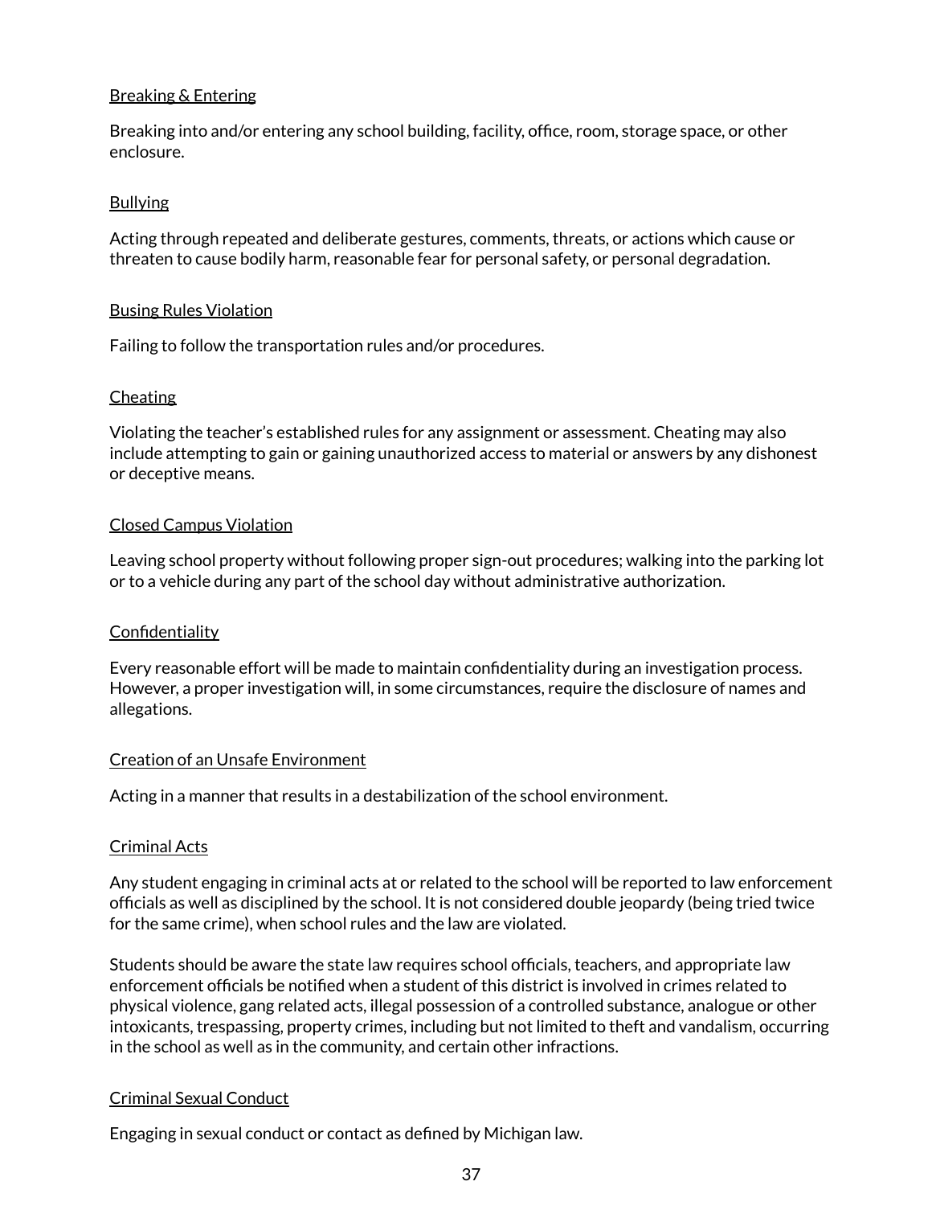<u>Breaking & Entering</u>

Breaking into and/or entering any school building, facility, office, room, storage space, or other enclosure.

<u>Bullying</u>

Acting through repeated and deliberate gestures, comments, threats, or actions which cause or threaten to cause bodily harm, reasonable fear for personal safety, or personal degradation.

<u>Busing Rules Violation</u>

Failing to follow the transportation rules and/or procedures.

<u>Cheating</u>

Violating the teacher's established rules for any assignment or assessment. Cheating may also include attempting to gain or gaining unauthorized access to material or answers by any dishonest or deceptive means.

<u>Closed Campus Violation</u>

Leaving school property without following proper sign-out procedures; walking into the parking lot or to a vehicle during any part of the school day without administrative authorization.

<u>Confidentiality</u>

Every reasonable effort will be made to maintain confidentiality during an investigation process. However, a proper investigation will, in some circumstances, require the disclosure of names and allegations.

<u>Creation of an Unsafe Environment</u>

Acting in a manner that results in a destabilization of the school environment.

<u>Criminal Acts</u>

Any student engaging in criminal acts at or related to the school will be reported to law enforcement officials as well as disciplined by the school. It is not considered double jeopardy (being tried twice for the same crime), when school rules and the law are violated.

Students should be aware the state law requires school officials, teachers, and appropriate law enforcement officials be notified when a student of this district is involved in crimes related to physical violence, gang related acts, illegal possession of a controlled substance, analogue or other intoxicants, trespassing, property crimes, including but not limited to theft and vandalism, occurring in the school as well as in the community, and certain other infractions.

<u>Criminal Sexual Conduct</u>

Engaging in sexual conduct or contact as defined by Michigan law.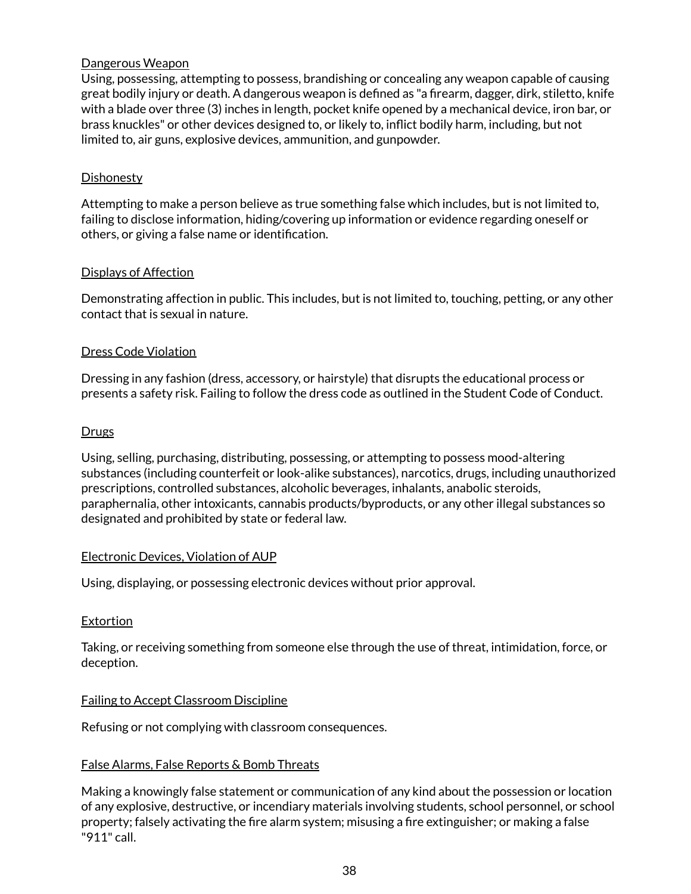Dangerous Weapon

Using, possessing, attempting to possess, brandishing or concealing any weapon capable of causing great bodily injury or death. A dangerous weapon is defined as "a firearm, dagger, dirk, stiletto, knife with a blade over three (3) inches in length, pocket knife opened by a mechanical device, iron bar, or brass knuckles" or other devices designed to, or likely to, inflict bodily harm, including, but not limited to, air guns, explosive devices, ammunition, and gunpowder.

Dishonesty

Attempting to make a person believe as true something false which includes, but is not limited to, failing to disclose information, hiding/covering up information or evidence regarding oneself or others, or giving a false name or identification.

Displays of Affection

Demonstrating affection in public. This includes, but is not limited to, touching, petting, or any other contact that is sexual in nature.

Dress Code Violation

Dressing in any fashion (dress, accessory, or hairstyle) that disrupts the educational process or presents a safety risk. Failing to follow the dress code as outlined in the Student Code of Conduct.

Drugs

Using, selling, purchasing, distributing, possessing, or attempting to possess mood-altering substances (including counterfeit or look-alike substances), narcotics, drugs, including unauthorized prescriptions, controlled substances, alcoholic beverages, inhalants, anabolic steroids, paraphernalia, other intoxicants, cannabis products/byproducts, or any other illegal substances so designated and prohibited by state or federal law.

Electronic Devices, Violation of AUP

Using, displaying, or possessing electronic devices without prior approval.

Extortion

Taking, or receiving something from someone else through the use of threat, intimidation, force, or deception.

Failing to Accept Classroom Discipline

Refusing or not complying with classroom consequences.

False Alarms, False Reports & Bomb Threats

Making a knowingly false statement or communication of any kind about the possession or location of any explosive, destructive, or incendiary materials involving students, school personnel, or school property; falsely activating the fire alarm system; misusing a fire extinguisher; or making a false "911" call.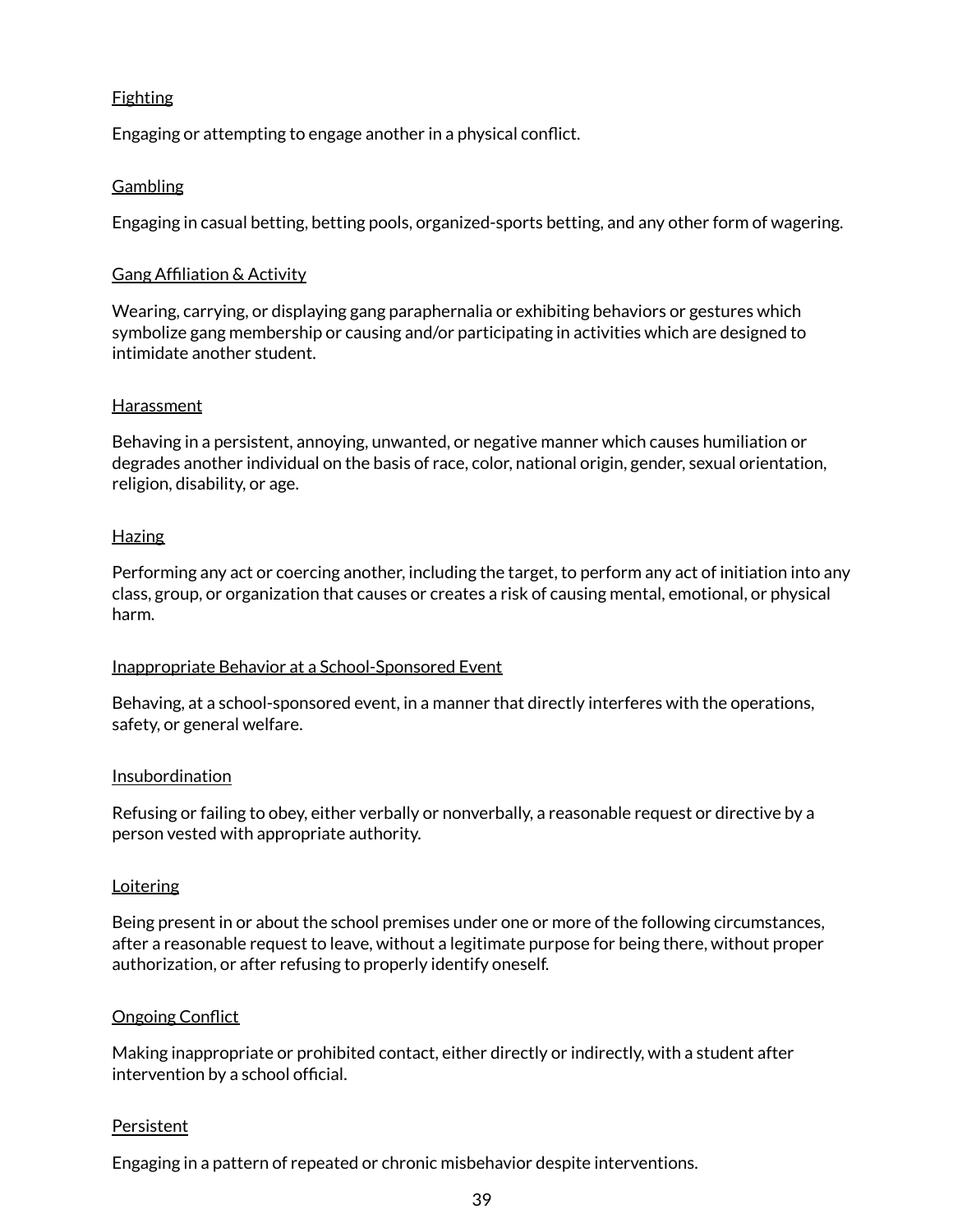Fighting

Engaging or attempting to engage another in a physical conflict.

Gambling

Engaging in casual betting, betting pools, organized-sports betting, and any other form of wagering.

Gang Affiliation & Activity

Wearing, carrying, or displaying gang paraphernalia or exhibiting behaviors or gestures which symbolize gang membership or causing and/or participating in activities which are designed to intimidate another student.

Harassment

Behaving in a persistent, annoying, unwanted, or negative manner which causes humiliation or degrades another individual on the basis of race, color, national origin, gender, sexual orientation, religion, disability, or age.

Hazing

Performing any act or coercing another, including the target, to perform any act of initiation into any class, group, or organization that causes or creates a risk of causing mental, emotional, or physical harm.

Inappropriate Behavior at a School-Sponsored Event

Behaving, at a school-sponsored event, in a manner that directly interferes with the operations, safety, or general welfare.

Insubordination

Refusing or failing to obey, either verbally or nonverbally, a reasonable request or directive by a person vested with appropriate authority.

Loitering

Being present in or about the school premises under one or more of the following circumstances, after a reasonable request to leave, without a legitimate purpose for being there, without proper authorization, or after refusing to properly identify oneself.

Ongoing Conflict

Making inappropriate or prohibited contact, either directly or indirectly, with a student after intervention by a school official.

Persistent

Engaging in a pattern of repeated or chronic misbehavior despite interventions.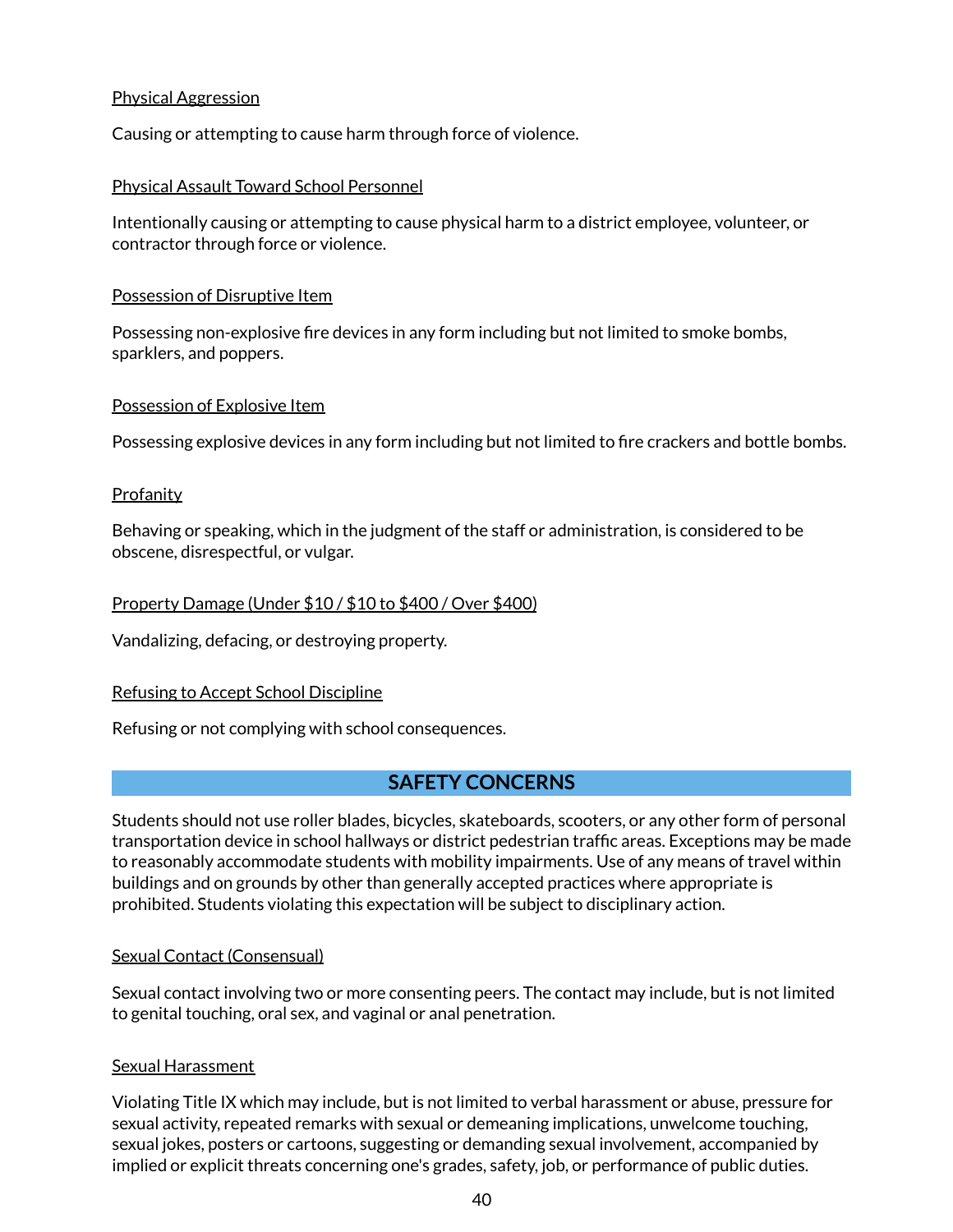Physical Aggression

Causing or attempting to cause harm through force of violence.

Physical Assault Toward School Personnel

Intentionally causing or attempting to cause physical harm to a district employee, volunteer, or contractor through force or violence.

Possession of Disruptive Item

Possessing non-explosive fire devices in any form including but not limited to smoke bombs, sparklers, and poppers.

Possession of Explosive Item

Possessing explosive devices in any form including but not limited to fire crackers and bottle bombs.

Profanity

Behaving or speaking, which in the judgment of the staff or administration, is considered to be obscene, disrespectful, or vulgar.

Property Damage (Under $10 / $10 to $400 / Over $400)

Vandalizing, defacing, or destroying property.

Refusing to Accept School Discipline

Refusing or not complying with school consequences.

## SAFETY CONCERNS

Students should not use roller blades, bicycles, skateboards, scooters, or any other form of personal transportation device in school hallways or district pedestrian traffic areas. Exceptions may be made to reasonably accommodate students with mobility impairments. Use of any means of travel within buildings and on grounds by other than generally accepted practices where appropriate is prohibited. Students violating this expectation will be subject to disciplinary action.

Sexual Contact (Consensual)

Sexual contact involving two or more consenting peers. The contact may include, but is not limited to genital touching, oral sex, and vaginal or anal penetration.

Sexual Harassment

Violating Title IX which may include, but is not limited to verbal harassment or abuse, pressure for sexual activity, repeated remarks with sexual or demeaning implications, unwelcome touching, sexual jokes, posters or cartoons, suggesting or demanding sexual involvement, accompanied by implied or explicit threats concerning one's grades, safety, job, or performance of public duties.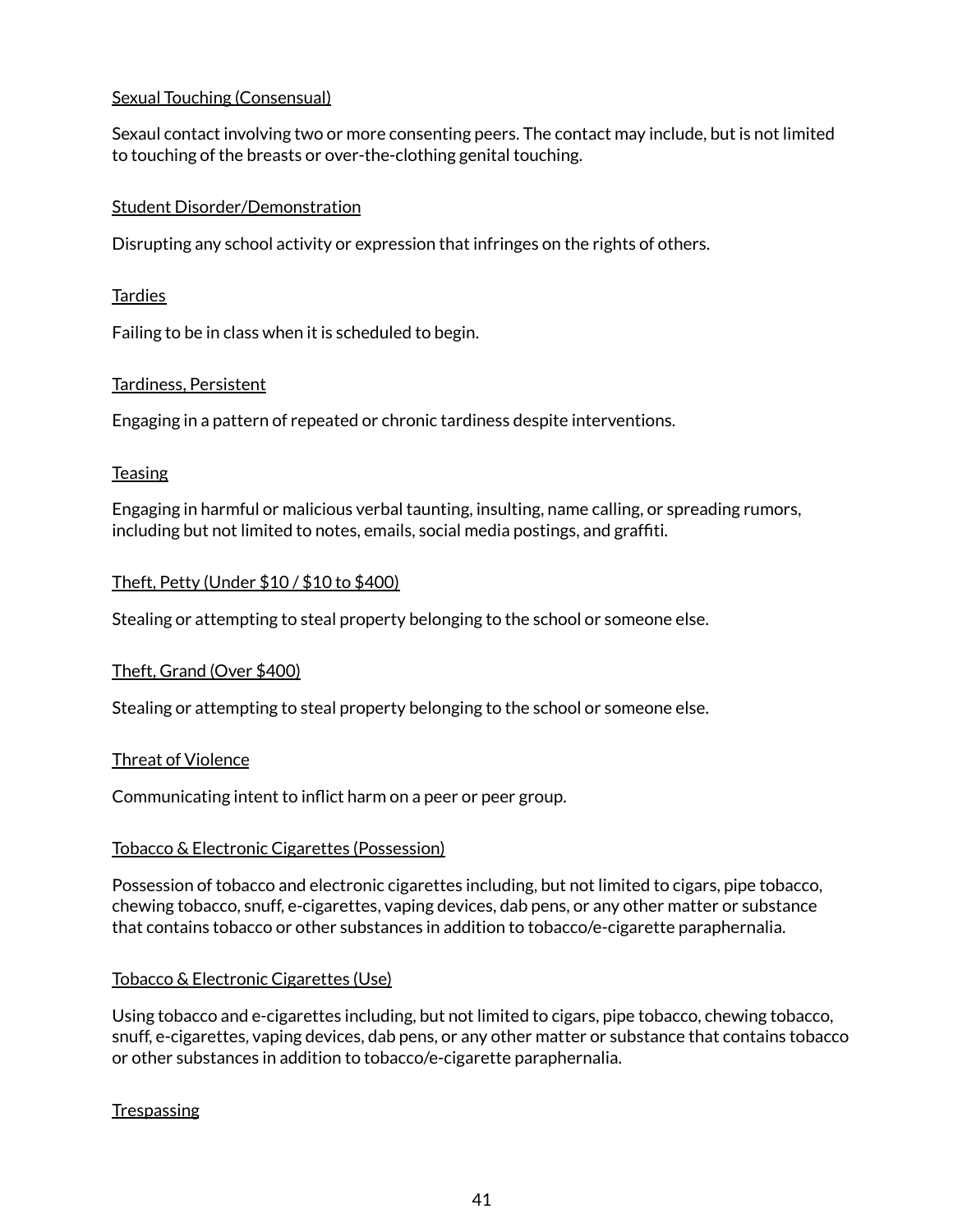Sexual Touching (Consensual)

Sexaul contact involving two or more consenting peers. The contact may include, but is not limited to touching of the breasts or over-the-clothing genital touching.

Student Disorder/Demonstration

Disrupting any school activity or expression that infringes on the rights of others.

Tardies

Failing to be in class when it is scheduled to begin.

Tardiness, Persistent

Engaging in a pattern of repeated or chronic tardiness despite interventions.

Teasing

Engaging in harmful or malicious verbal taunting, insulting, name calling, or spreading rumors, including but not limited to notes, emails, social media postings, and graffiti.

Theft, Petty (Under $10 / $10 to $400)

Stealing or attempting to steal property belonging to the school or someone else.

Theft, Grand (Over $400)

Stealing or attempting to steal property belonging to the school or someone else.

Threat of Violence

Communicating intent to inflict harm on a peer or peer group.

Tobacco & Electronic Cigarettes (Possession)

Possession of tobacco and electronic cigarettes including, but not limited to cigars, pipe tobacco, chewing tobacco, snuff, e-cigarettes, vaping devices, dab pens, or any other matter or substance that contains tobacco or other substances in addition to tobacco/e-cigarette paraphernalia.

Tobacco & Electronic Cigarettes (Use)

Using tobacco and e-cigarettes including, but not limited to cigars, pipe tobacco, chewing tobacco, snuff, e-cigarettes, vaping devices, dab pens, or any other matter or substance that contains tobacco or other substances in addition to tobacco/e-cigarette paraphernalia.

Trespassing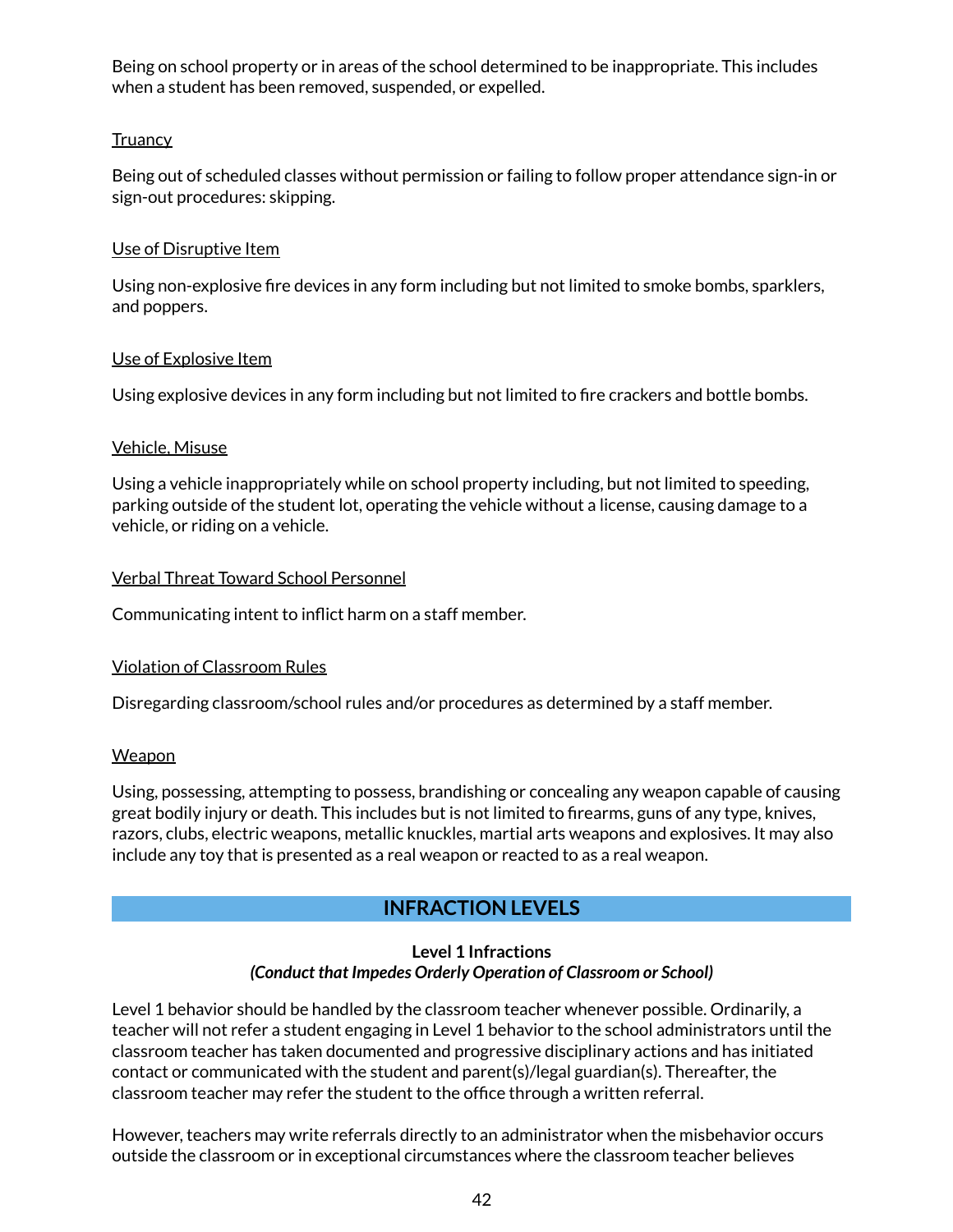Being on school property or in areas of the school determined to be inappropriate. This includes when a student has been removed, suspended, or expelled.

<u>Truancy</u>

Being out of scheduled classes without permission or failing to follow proper attendance sign-in or sign-out procedures: skipping.

<u>Use of Disruptive Item</u>

Using non-explosive fire devices in any form including but not limited to smoke bombs, sparklers, and poppers.

<u>Use of Explosive Item</u>

Using explosive devices in any form including but not limited to fire crackers and bottle bombs.

<u>Vehicle, Misuse</u>

Using a vehicle inappropriately while on school property including, but not limited to speeding, parking outside of the student lot, operating the vehicle without a license, causing damage to a vehicle, or riding on a vehicle.

<u>Verbal Threat Toward School Personnel</u>

Communicating intent to inflict harm on a staff member.

<u>Violation of Classroom Rules</u>

Disregarding classroom/school rules and/or procedures as determined by a staff member.

<u>Weapon</u>

Using, possessing, attempting to possess, brandishing or concealing any weapon capable of causing great bodily injury or death. This includes but is not limited to firearms, guns of any type, knives, razors, clubs, electric weapons, metallic knuckles, martial arts weapons and explosives. It may also include any toy that is presented as a real weapon or reacted to as a real weapon.

## INFRACTION LEVELS

### Level 1 Infractions
***(Conduct that Impedes Orderly Operation of Classroom or School)***

Level 1 behavior should be handled by the classroom teacher whenever possible. Ordinarily, a teacher will not refer a student engaging in Level 1 behavior to the school administrators until the classroom teacher has taken documented and progressive disciplinary actions and has initiated contact or communicated with the student and parent(s)/legal guardian(s). Thereafter, the classroom teacher may refer the student to the office through a written referral.

However, teachers may write referrals directly to an administrator when the misbehavior occurs outside the classroom or in exceptional circumstances where the classroom teacher believes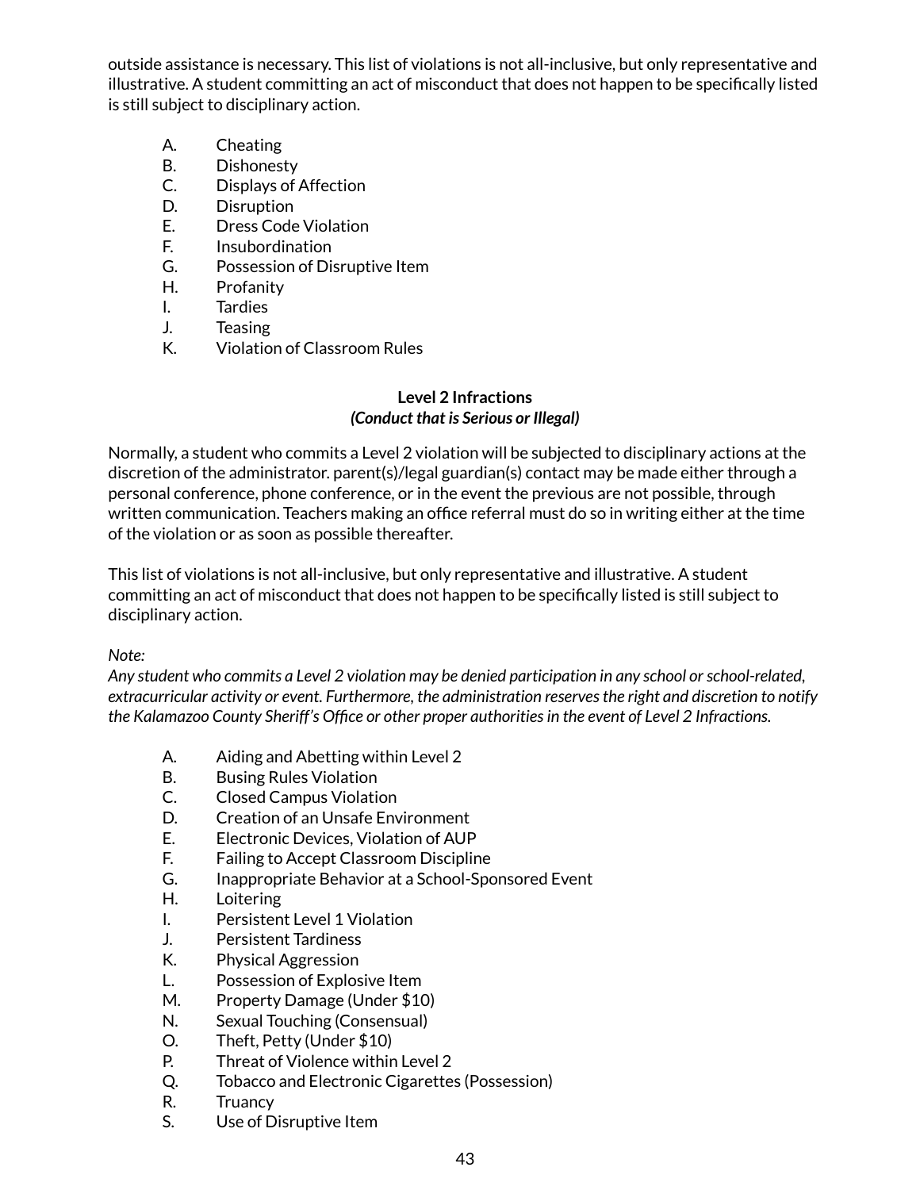outside assistance is necessary. This list of violations is not all-inclusive, but only representative and illustrative. A student committing an act of misconduct that does not happen to be specifically listed is still subject to disciplinary action.

A. Cheating
B. Dishonesty
C. Displays of Affection
D. Disruption
E. Dress Code Violation
F. Insubordination
G. Possession of Disruptive Item
H. Profanity
I. Tardies
J. Teasing
K. Violation of Classroom Rules

### Level 2 Infractions
***(Conduct that is Serious or Illegal)***

Normally, a student who commits a Level 2 violation will be subjected to disciplinary actions at the discretion of the administrator. parent(s)/legal guardian(s) contact may be made either through a personal conference, phone conference, or in the event the previous are not possible, through written communication. Teachers making an office referral must do so in writing either at the time of the violation or as soon as possible thereafter.

This list of violations is not all-inclusive, but only representative and illustrative. A student committing an act of misconduct that does not happen to be specifically listed is still subject to disciplinary action.

*Note:*
*Any student who commits a Level 2 violation may be denied participation in any school or school-related, extracurricular activity or event. Furthermore, the administration reserves the right and discretion to notify the Kalamazoo County Sheriff's Office or other proper authorities in the event of Level 2 Infractions.*

A. Aiding and Abetting within Level 2
B. Busing Rules Violation
C. Closed Campus Violation
D. Creation of an Unsafe Environment
E. Electronic Devices, Violation of AUP
F. Failing to Accept Classroom Discipline
G. Inappropriate Behavior at a School-Sponsored Event
H. Loitering
I. Persistent Level 1 Violation
J. Persistent Tardiness
K. Physical Aggression
L. Possession of Explosive Item
M. Property Damage (Under $10)
N. Sexual Touching (Consensual)
O. Theft, Petty (Under $10)
P. Threat of Violence within Level 2
Q. Tobacco and Electronic Cigarettes (Possession)
R. Truancy
S. Use of Disruptive Item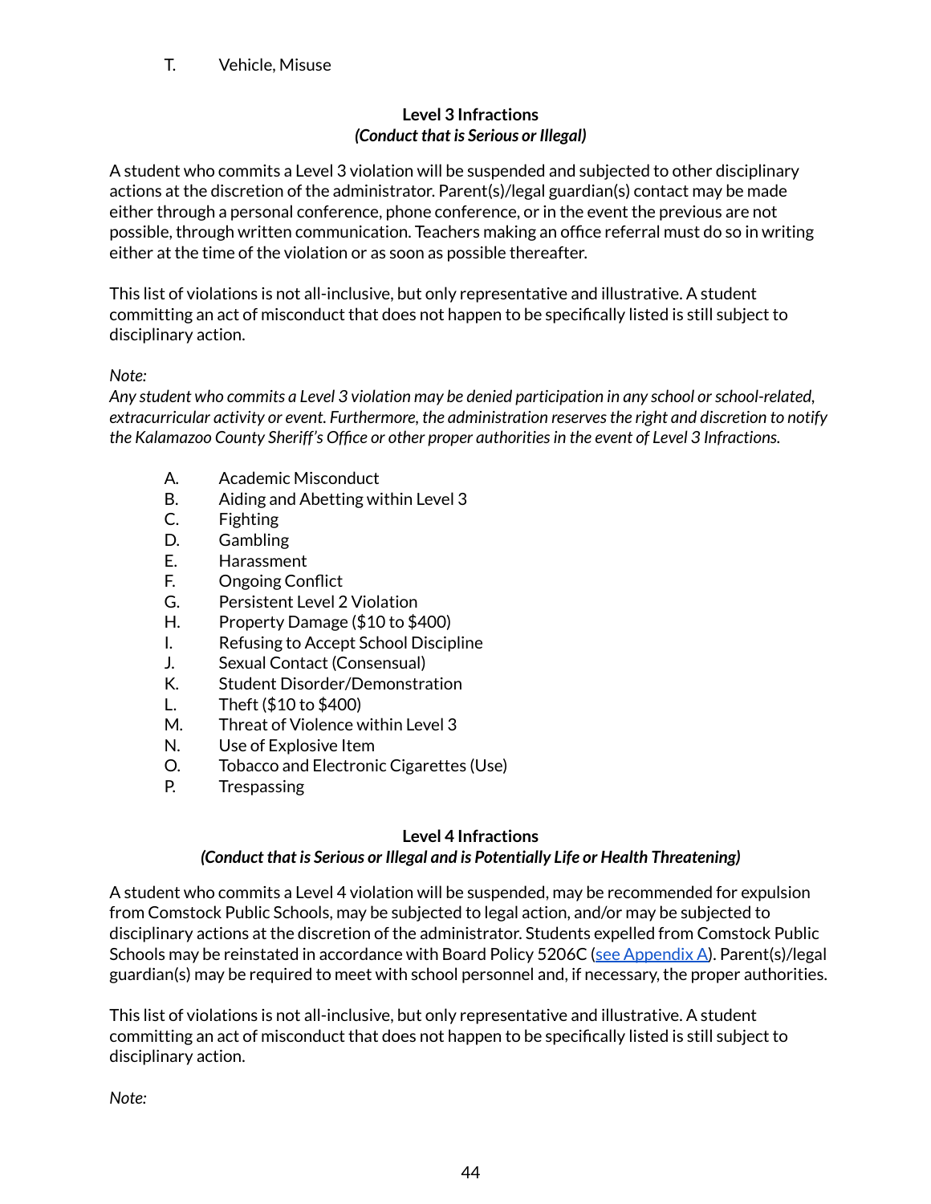T. Vehicle, Misuse

**Level 3 Infractions**
***(Conduct that is Serious or Illegal)***

A student who commits a Level 3 violation will be suspended and subjected to other disciplinary actions at the discretion of the administrator. Parent(s)/legal guardian(s) contact may be made either through a personal conference, phone conference, or in the event the previous are not possible, through written communication. Teachers making an office referral must do so in writing either at the time of the violation or as soon as possible thereafter.

This list of violations is not all-inclusive, but only representative and illustrative. A student committing an act of misconduct that does not happen to be specifically listed is still subject to disciplinary action.

*Note:*
*Any student who commits a Level 3 violation may be denied participation in any school or school-related, extracurricular activity or event. Furthermore, the administration reserves the right and discretion to notify the Kalamazoo County Sheriff's Office or other proper authorities in the event of Level 3 Infractions.*

A. Academic Misconduct
B. Aiding and Abetting within Level 3
C. Fighting
D. Gambling
E. Harassment
F. Ongoing Conflict
G. Persistent Level 2 Violation
H. Property Damage ($10 to $400)
I. Refusing to Accept School Discipline
J. Sexual Contact (Consensual)
K. Student Disorder/Demonstration
L. Theft ($10 to $400)
M. Threat of Violence within Level 3
N. Use of Explosive Item
O. Tobacco and Electronic Cigarettes (Use)
P. Trespassing

**Level 4 Infractions**
***(Conduct that is Serious or Illegal and is Potentially Life or Health Threatening)***

A student who commits a Level 4 violation will be suspended, may be recommended for expulsion from Comstock Public Schools, may be subjected to legal action, and/or may be subjected to disciplinary actions at the discretion of the administrator. Students expelled from Comstock Public Schools may be reinstated in accordance with Board Policy 5206C (see Appendix A). Parent(s)/legal guardian(s) may be required to meet with school personnel and, if necessary, the proper authorities.

This list of violations is not all-inclusive, but only representative and illustrative. A student committing an act of misconduct that does not happen to be specifically listed is still subject to disciplinary action.

*Note:*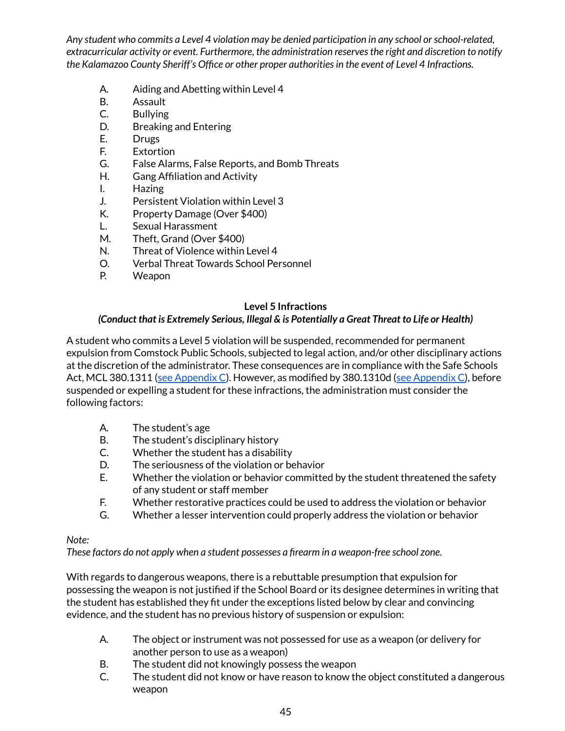*Any student who commits a Level 4 violation may be denied participation in any school or school-related, extracurricular activity or event. Furthermore, the administration reserves the right and discretion to notify the Kalamazoo County Sheriff's Office or other proper authorities in the event of Level 4 Infractions.*

A. Aiding and Abetting within Level 4
B. Assault
C. Bullying
D. Breaking and Entering
E. Drugs
F. Extortion
G. False Alarms, False Reports, and Bomb Threats
H. Gang Affiliation and Activity
I. Hazing
J. Persistent Violation within Level 3
K. Property Damage (Over $400)
L. Sexual Harassment
M. Theft, Grand (Over $400)
N. Threat of Violence within Level 4
O. Verbal Threat Towards School Personnel
P. Weapon

### Level 5 Infractions

***(Conduct that is Extremely Serious, Illegal & is Potentially a Great Threat to Life or Health)***

A student who commits a Level 5 violation will be suspended, recommended for permanent expulsion from Comstock Public Schools, subjected to legal action, and/or other disciplinary actions at the discretion of the administrator. These consequences are in compliance with the Safe Schools Act, MCL 380.1311 (see Appendix C). However, as modified by 380.1310d (see Appendix C), before suspended or expelling a student for these infractions, the administration must consider the following factors:

A. The student's age
B. The student's disciplinary history
C. Whether the student has a disability
D. The seriousness of the violation or behavior
E. Whether the violation or behavior committed by the student threatened the safety of any student or staff member
F. Whether restorative practices could be used to address the violation or behavior
G. Whether a lesser intervention could properly address the violation or behavior

*Note:*
*These factors do not apply when a student possesses a firearm in a weapon-free school zone.*

With regards to dangerous weapons, there is a rebuttable presumption that expulsion for possessing the weapon is not justified if the School Board or its designee determines in writing that the student has established they fit under the exceptions listed below by clear and convincing evidence, and the student has no previous history of suspension or expulsion:

A. The object or instrument was not possessed for use as a weapon (or delivery for another person to use as a weapon)
B. The student did not knowingly possess the weapon
C. The student did not know or have reason to know the object constituted a dangerous weapon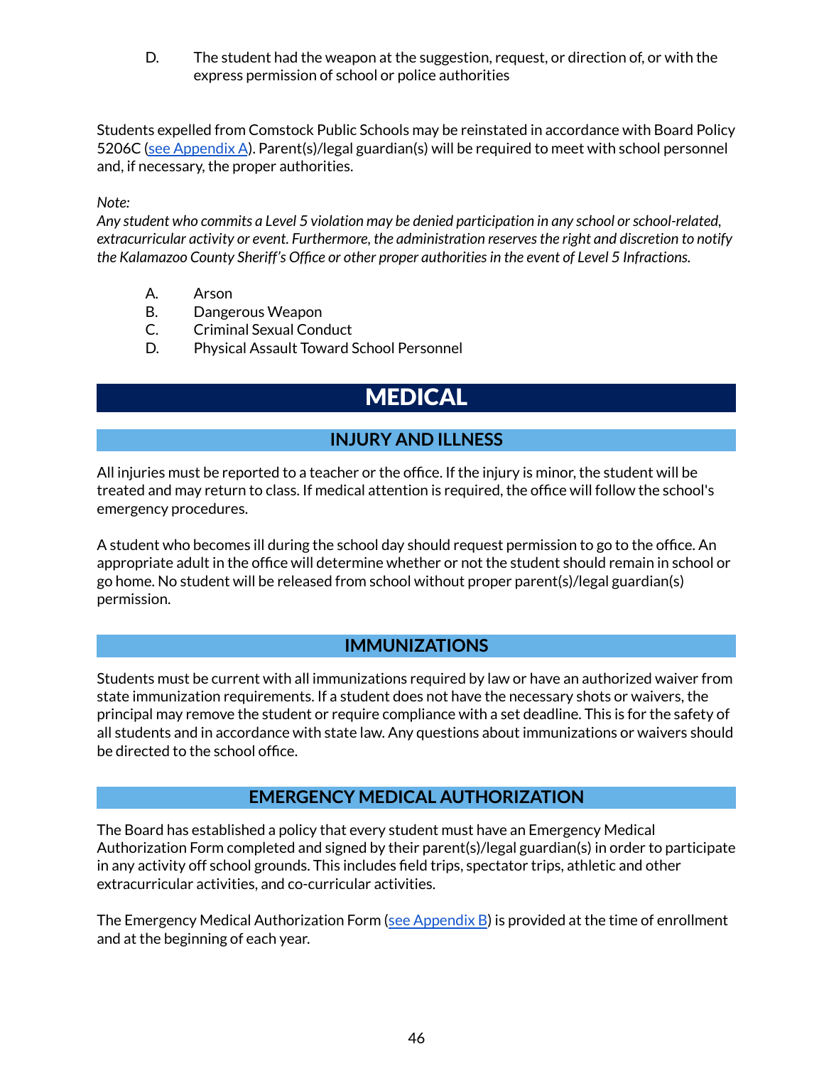D. The student had the weapon at the suggestion, request, or direction of, or with the express permission of school or police authorities

Students expelled from Comstock Public Schools may be reinstated in accordance with Board Policy 5206C ([see Appendix A](#)). Parent(s)/legal guardian(s) will be required to meet with school personnel and, if necessary, the proper authorities.

*Note:*
*Any student who commits a Level 5 violation may be denied participation in any school or school-related, extracurricular activity or event. Furthermore, the administration reserves the right and discretion to notify the Kalamazoo County Sheriff's Office or other proper authorities in the event of Level 5 Infractions.*

A. Arson
B. Dangerous Weapon
C. Criminal Sexual Conduct
D. Physical Assault Toward School Personnel

# MEDICAL

## INJURY AND ILLNESS

All injuries must be reported to a teacher or the office. If the injury is minor, the student will be treated and may return to class. If medical attention is required, the office will follow the school's emergency procedures.

A student who becomes ill during the school day should request permission to go to the office. An appropriate adult in the office will determine whether or not the student should remain in school or go home. No student will be released from school without proper parent(s)/legal guardian(s) permission.

## IMMUNIZATIONS

Students must be current with all immunizations required by law or have an authorized waiver from state immunization requirements. If a student does not have the necessary shots or waivers, the principal may remove the student or require compliance with a set deadline. This is for the safety of all students and in accordance with state law. Any questions about immunizations or waivers should be directed to the school office.

## EMERGENCY MEDICAL AUTHORIZATION

The Board has established a policy that every student must have an Emergency Medical Authorization Form completed and signed by their parent(s)/legal guardian(s) in order to participate in any activity off school grounds. This includes field trips, spectator trips, athletic and other extracurricular activities, and co-curricular activities.

The Emergency Medical Authorization Form ([see Appendix B](#)) is provided at the time of enrollment and at the beginning of each year.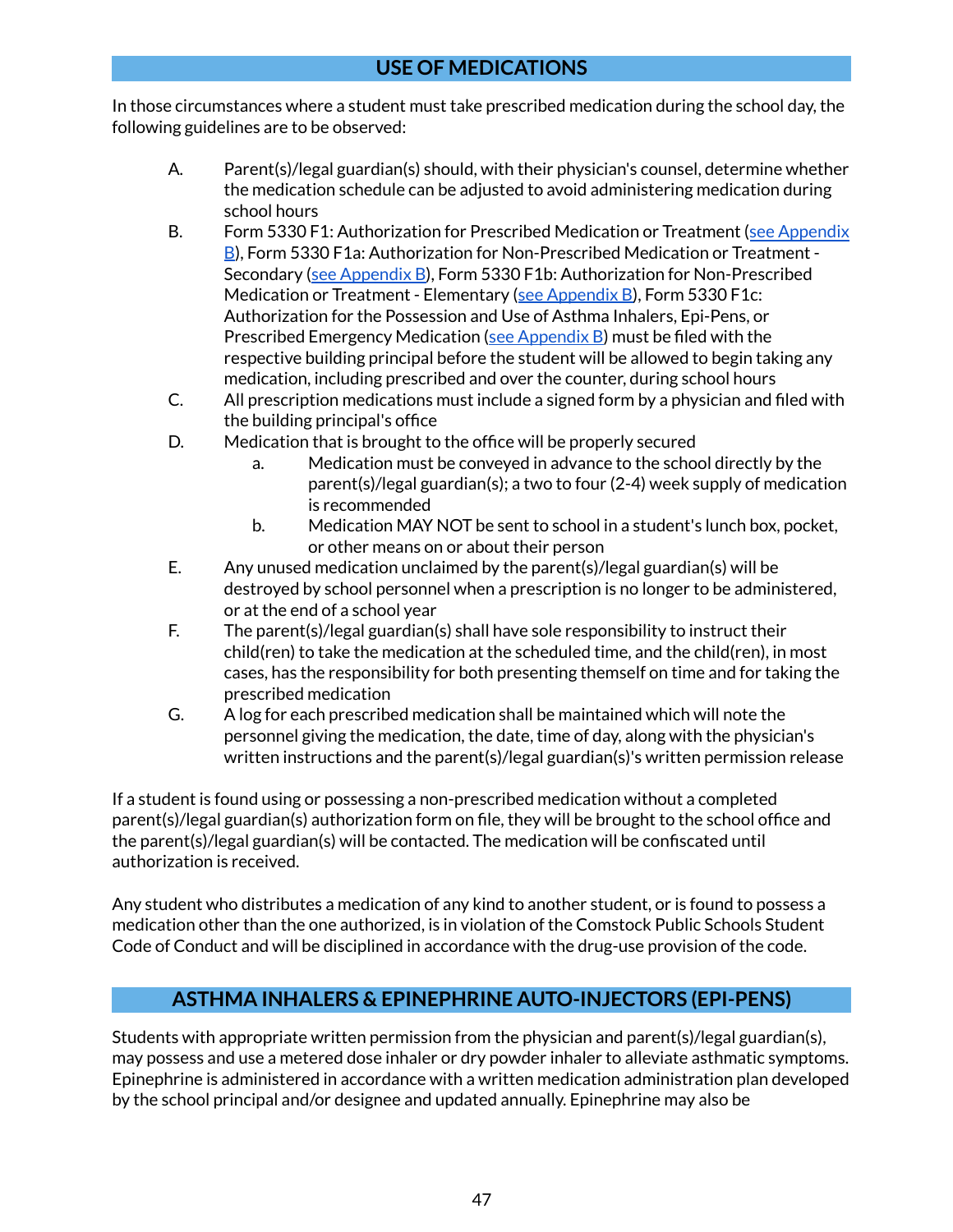## USE OF MEDICATIONS

In those circumstances where a student must take prescribed medication during the school day, the following guidelines are to be observed:

A. Parent(s)/legal guardian(s) should, with their physician's counsel, determine whether the medication schedule can be adjusted to avoid administering medication during school hours

B. Form 5330 F1: Authorization for Prescribed Medication or Treatment (see Appendix B), Form 5330 F1a: Authorization for Non-Prescribed Medication or Treatment - Secondary (see Appendix B), Form 5330 F1b: Authorization for Non-Prescribed Medication or Treatment - Elementary (see Appendix B), Form 5330 F1c: Authorization for the Possession and Use of Asthma Inhalers, Epi-Pens, or Prescribed Emergency Medication (see Appendix B) must be filed with the respective building principal before the student will be allowed to begin taking any medication, including prescribed and over the counter, during school hours

C. All prescription medications must include a signed form by a physician and filed with the building principal's office

D. Medication that is brought to the office will be properly secured
   a. Medication must be conveyed in advance to the school directly by the parent(s)/legal guardian(s); a two to four (2-4) week supply of medication is recommended
   b. Medication MAY NOT be sent to school in a student's lunch box, pocket, or other means on or about their person

E. Any unused medication unclaimed by the parent(s)/legal guardian(s) will be destroyed by school personnel when a prescription is no longer to be administered, or at the end of a school year

F. The parent(s)/legal guardian(s) shall have sole responsibility to instruct their child(ren) to take the medication at the scheduled time, and the child(ren), in most cases, has the responsibility for both presenting themself on time and for taking the prescribed medication

G. A log for each prescribed medication shall be maintained which will note the personnel giving the medication, the date, time of day, along with the physician's written instructions and the parent(s)/legal guardian(s)'s written permission release

If a student is found using or possessing a non-prescribed medication without a completed parent(s)/legal guardian(s) authorization form on file, they will be brought to the school office and the parent(s)/legal guardian(s) will be contacted. The medication will be confiscated until authorization is received.

Any student who distributes a medication of any kind to another student, or is found to possess a medication other than the one authorized, is in violation of the Comstock Public Schools Student Code of Conduct and will be disciplined in accordance with the drug-use provision of the code.

## ASTHMA INHALERS & EPINEPHRINE AUTO-INJECTORS (EPI-PENS)

Students with appropriate written permission from the physician and parent(s)/legal guardian(s), may possess and use a metered dose inhaler or dry powder inhaler to alleviate asthmatic symptoms. Epinephrine is administered in accordance with a written medication administration plan developed by the school principal and/or designee and updated annually. Epinephrine may also be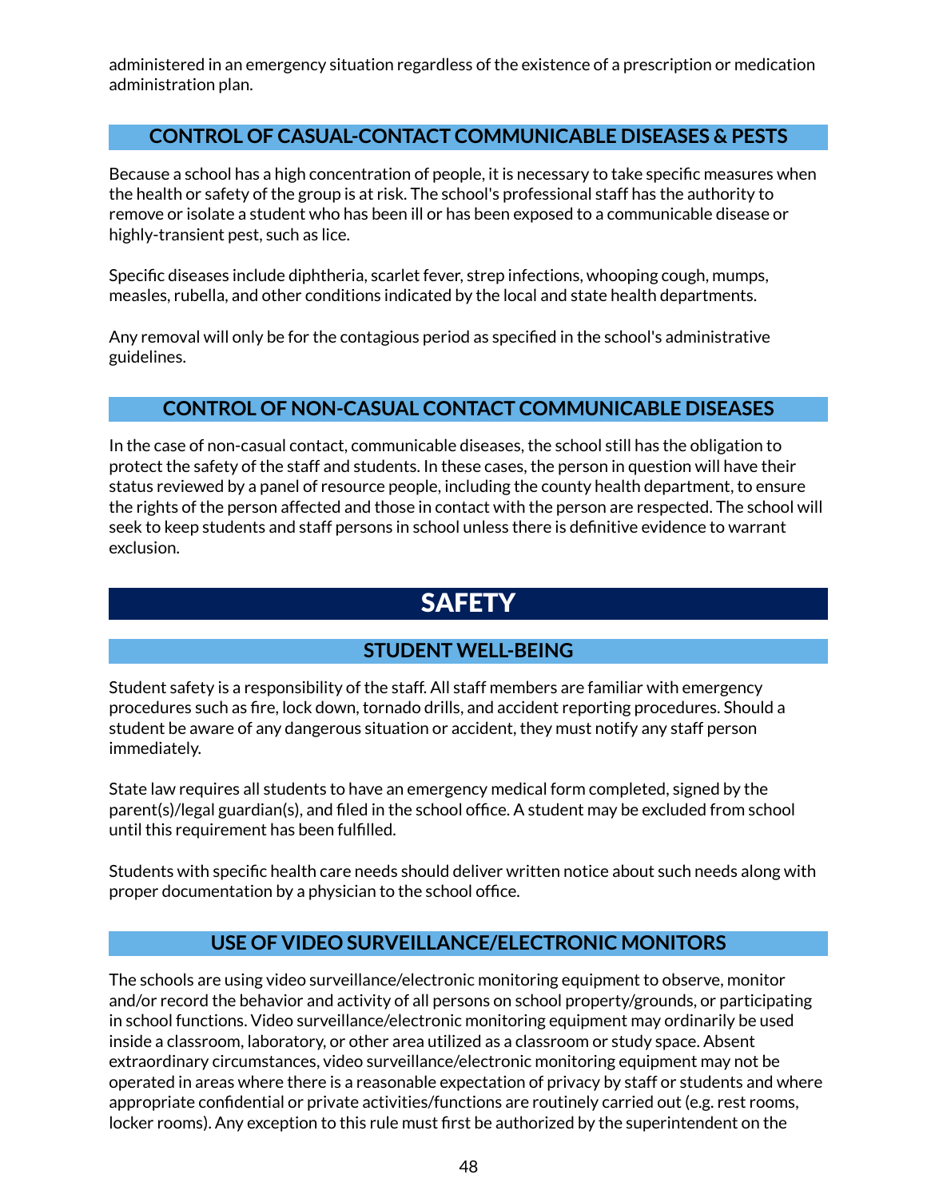administered in an emergency situation regardless of the existence of a prescription or medication administration plan.

### CONTROL OF CASUAL-CONTACT COMMUNICABLE DISEASES & PESTS

Because a school has a high concentration of people, it is necessary to take specific measures when the health or safety of the group is at risk. The school's professional staff has the authority to remove or isolate a student who has been ill or has been exposed to a communicable disease or highly-transient pest, such as lice.

Specific diseases include diphtheria, scarlet fever, strep infections, whooping cough, mumps, measles, rubella, and other conditions indicated by the local and state health departments.

Any removal will only be for the contagious period as specified in the school's administrative guidelines.

### CONTROL OF NON-CASUAL CONTACT COMMUNICABLE DISEASES

In the case of non-casual contact, communicable diseases, the school still has the obligation to protect the safety of the staff and students. In these cases, the person in question will have their status reviewed by a panel of resource people, including the county health department, to ensure the rights of the person affected and those in contact with the person are respected. The school will seek to keep students and staff persons in school unless there is definitive evidence to warrant exclusion.

## SAFETY

### STUDENT WELL-BEING

Student safety is a responsibility of the staff. All staff members are familiar with emergency procedures such as fire, lock down, tornado drills, and accident reporting procedures. Should a student be aware of any dangerous situation or accident, they must notify any staff person immediately.

State law requires all students to have an emergency medical form completed, signed by the parent(s)/legal guardian(s), and filed in the school office. A student may be excluded from school until this requirement has been fulfilled.

Students with specific health care needs should deliver written notice about such needs along with proper documentation by a physician to the school office.

### USE OF VIDEO SURVEILLANCE/ELECTRONIC MONITORS

The schools are using video surveillance/electronic monitoring equipment to observe, monitor and/or record the behavior and activity of all persons on school property/grounds, or participating in school functions. Video surveillance/electronic monitoring equipment may ordinarily be used inside a classroom, laboratory, or other area utilized as a classroom or study space. Absent extraordinary circumstances, video surveillance/electronic monitoring equipment may not be operated in areas where there is a reasonable expectation of privacy by staff or students and where appropriate confidential or private activities/functions are routinely carried out (e.g. rest rooms, locker rooms). Any exception to this rule must first be authorized by the superintendent on the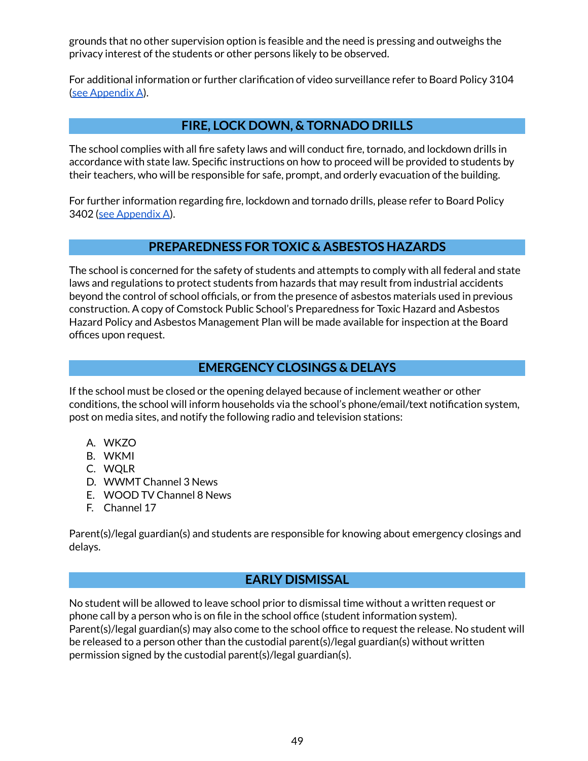grounds that no other supervision option is feasible and the need is pressing and outweighs the privacy interest of the students or other persons likely to be observed.

For additional information or further clarification of video surveillance refer to Board Policy 3104 (see Appendix A).

## FIRE, LOCK DOWN, & TORNADO DRILLS

The school complies with all fire safety laws and will conduct fire, tornado, and lockdown drills in accordance with state law. Specific instructions on how to proceed will be provided to students by their teachers, who will be responsible for safe, prompt, and orderly evacuation of the building.

For further information regarding fire, lockdown and tornado drills, please refer to Board Policy 3402 (see Appendix A).

## PREPAREDNESS FOR TOXIC & ASBESTOS HAZARDS

The school is concerned for the safety of students and attempts to comply with all federal and state laws and regulations to protect students from hazards that may result from industrial accidents beyond the control of school officials, or from the presence of asbestos materials used in previous construction. A copy of Comstock Public School's Preparedness for Toxic Hazard and Asbestos Hazard Policy and Asbestos Management Plan will be made available for inspection at the Board offices upon request.

## EMERGENCY CLOSINGS & DELAYS

If the school must be closed or the opening delayed because of inclement weather or other conditions, the school will inform households via the school's phone/email/text notification system, post on media sites, and notify the following radio and television stations:

A. WKZO
B. WKMI
C. WQLR
D. WWMT Channel 3 News
E. WOOD TV Channel 8 News
F. Channel 17

Parent(s)/legal guardian(s) and students are responsible for knowing about emergency closings and delays.

## EARLY DISMISSAL

No student will be allowed to leave school prior to dismissal time without a written request or phone call by a person who is on file in the school office (student information system). Parent(s)/legal guardian(s) may also come to the school office to request the release. No student will be released to a person other than the custodial parent(s)/legal guardian(s) without written permission signed by the custodial parent(s)/legal guardian(s).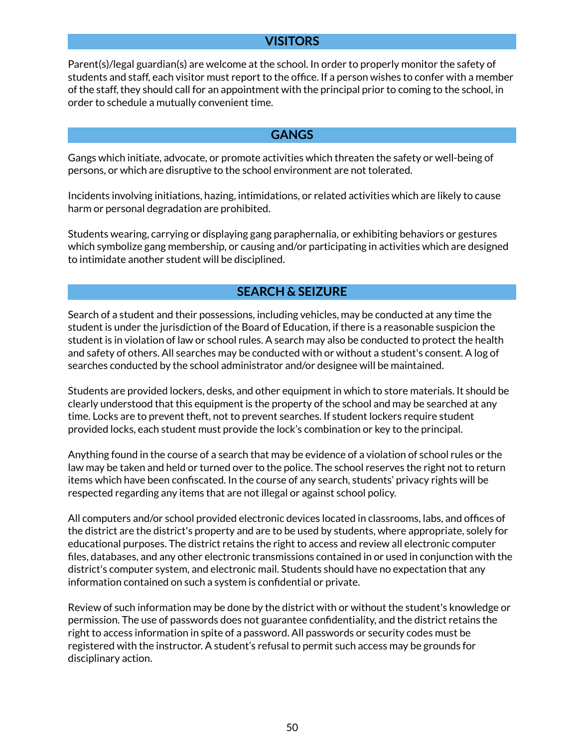## VISITORS

Parent(s)/legal guardian(s) are welcome at the school. In order to properly monitor the safety of students and staff, each visitor must report to the office. If a person wishes to confer with a member of the staff, they should call for an appointment with the principal prior to coming to the school, in order to schedule a mutually convenient time.

## GANGS

Gangs which initiate, advocate, or promote activities which threaten the safety or well-being of persons, or which are disruptive to the school environment are not tolerated.

Incidents involving initiations, hazing, intimidations, or related activities which are likely to cause harm or personal degradation are prohibited.

Students wearing, carrying or displaying gang paraphernalia, or exhibiting behaviors or gestures which symbolize gang membership, or causing and/or participating in activities which are designed to intimidate another student will be disciplined.

## SEARCH & SEIZURE

Search of a student and their possessions, including vehicles, may be conducted at any time the student is under the jurisdiction of the Board of Education, if there is a reasonable suspicion the student is in violation of law or school rules. A search may also be conducted to protect the health and safety of others. All searches may be conducted with or without a student's consent. A log of searches conducted by the school administrator and/or designee will be maintained.

Students are provided lockers, desks, and other equipment in which to store materials. It should be clearly understood that this equipment is the property of the school and may be searched at any time. Locks are to prevent theft, not to prevent searches. If student lockers require student provided locks, each student must provide the lock's combination or key to the principal.

Anything found in the course of a search that may be evidence of a violation of school rules or the law may be taken and held or turned over to the police. The school reserves the right not to return items which have been confiscated. In the course of any search, students' privacy rights will be respected regarding any items that are not illegal or against school policy.

All computers and/or school provided electronic devices located in classrooms, labs, and offices of the district are the district's property and are to be used by students, where appropriate, solely for educational purposes. The district retains the right to access and review all electronic computer files, databases, and any other electronic transmissions contained in or used in conjunction with the district's computer system, and electronic mail. Students should have no expectation that any information contained on such a system is confidential or private.

Review of such information may be done by the district with or without the student's knowledge or permission. The use of passwords does not guarantee confidentiality, and the district retains the right to access information in spite of a password. All passwords or security codes must be registered with the instructor. A student's refusal to permit such access may be grounds for disciplinary action.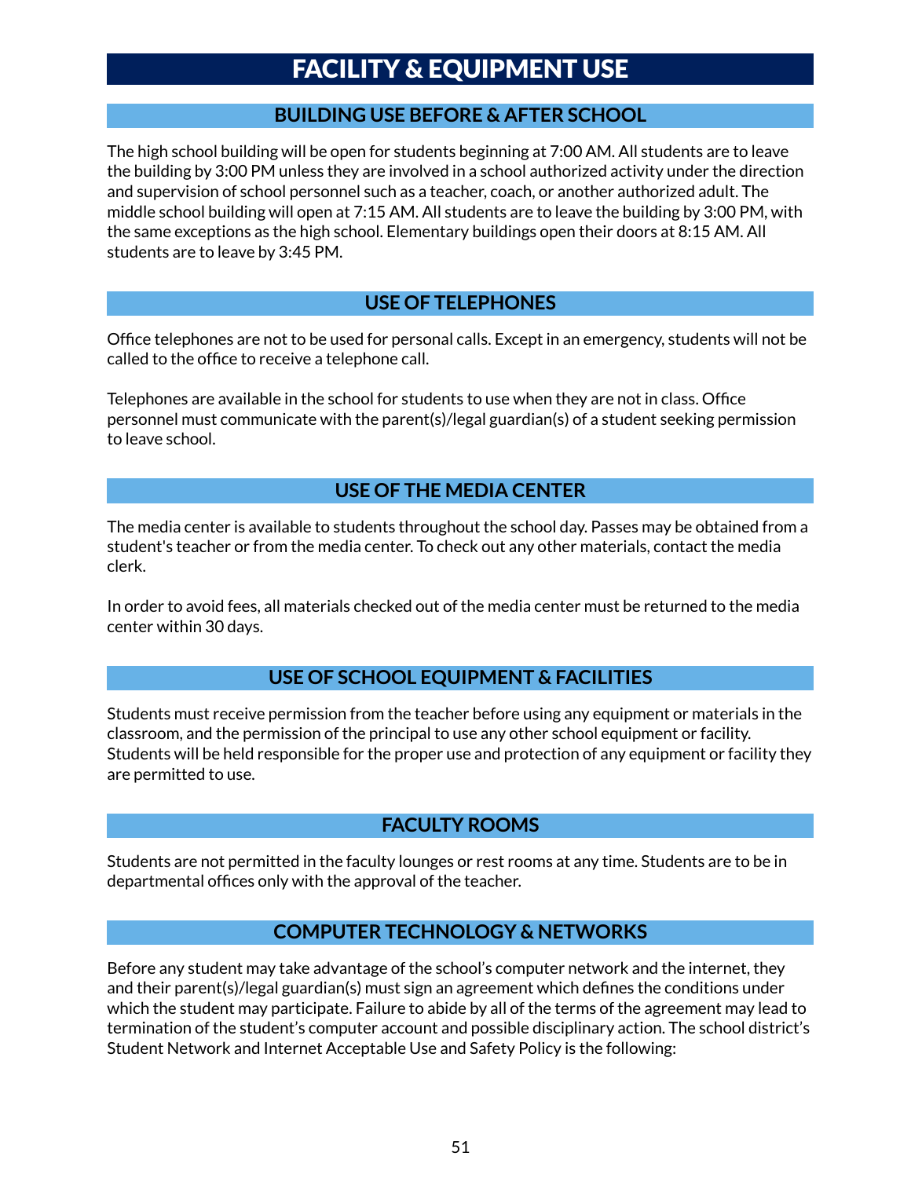# FACILITY & EQUIPMENT USE

## BUILDING USE BEFORE & AFTER SCHOOL

The high school building will be open for students beginning at 7:00 AM. All students are to leave the building by 3:00 PM unless they are involved in a school authorized activity under the direction and supervision of school personnel such as a teacher, coach, or another authorized adult. The middle school building will open at 7:15 AM. All students are to leave the building by 3:00 PM, with the same exceptions as the high school. Elementary buildings open their doors at 8:15 AM. All students are to leave by 3:45 PM.

## USE OF TELEPHONES

Office telephones are not to be used for personal calls. Except in an emergency, students will not be called to the office to receive a telephone call.

Telephones are available in the school for students to use when they are not in class. Office personnel must communicate with the parent(s)/legal guardian(s) of a student seeking permission to leave school.

## USE OF THE MEDIA CENTER

The media center is available to students throughout the school day. Passes may be obtained from a student's teacher or from the media center. To check out any other materials, contact the media clerk.

In order to avoid fees, all materials checked out of the media center must be returned to the media center within 30 days.

## USE OF SCHOOL EQUIPMENT & FACILITIES

Students must receive permission from the teacher before using any equipment or materials in the classroom, and the permission of the principal to use any other school equipment or facility. Students will be held responsible for the proper use and protection of any equipment or facility they are permitted to use.

## FACULTY ROOMS

Students are not permitted in the faculty lounges or rest rooms at any time. Students are to be in departmental offices only with the approval of the teacher.

## COMPUTER TECHNOLOGY & NETWORKS

Before any student may take advantage of the school's computer network and the internet, they and their parent(s)/legal guardian(s) must sign an agreement which defines the conditions under which the student may participate. Failure to abide by all of the terms of the agreement may lead to termination of the student's computer account and possible disciplinary action. The school district's Student Network and Internet Acceptable Use and Safety Policy is the following: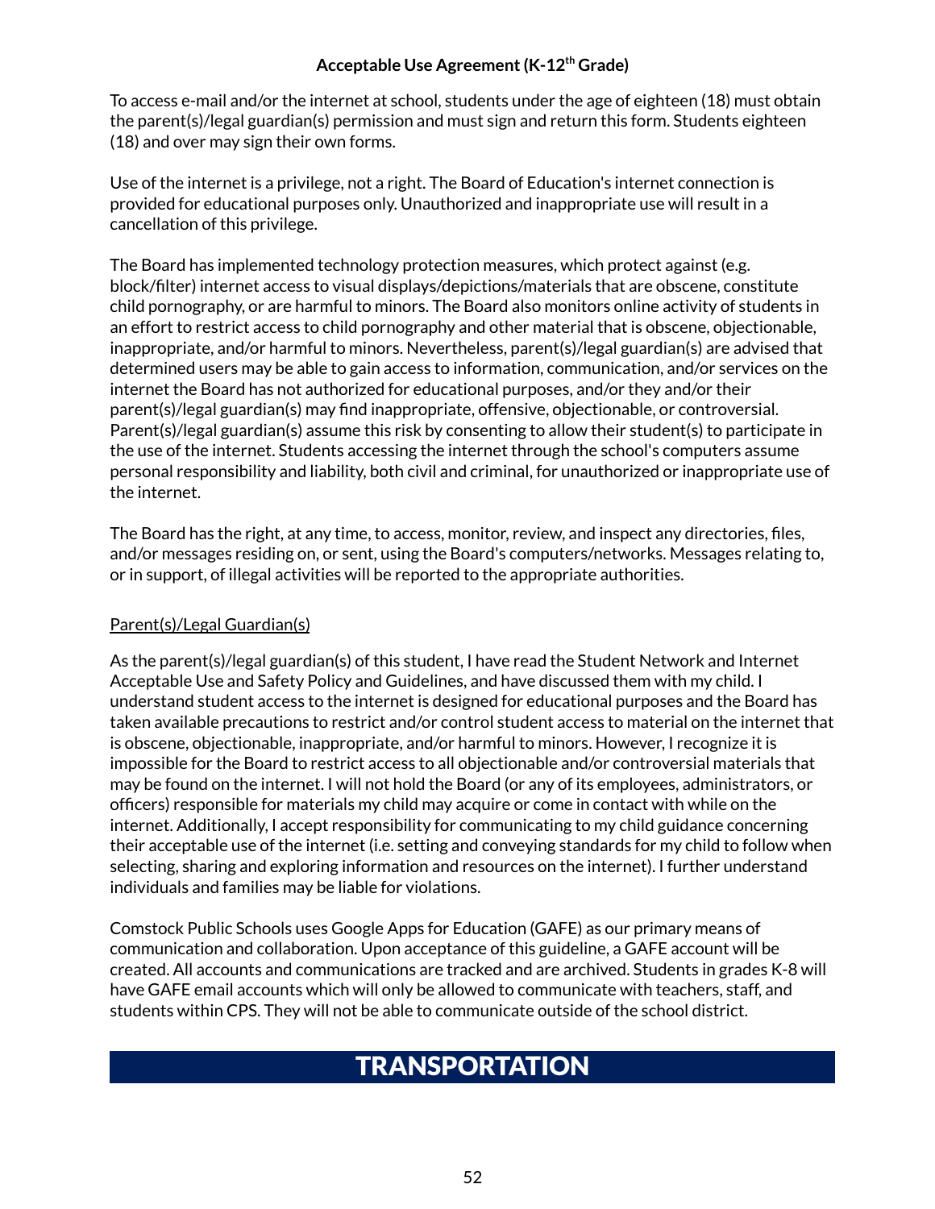### Acceptable Use Agreement (K-12th Grade)

To access e-mail and/or the internet at school, students under the age of eighteen (18) must obtain the parent(s)/legal guardian(s) permission and must sign and return this form. Students eighteen (18) and over may sign their own forms.

Use of the internet is a privilege, not a right. The Board of Education's internet connection is provided for educational purposes only. Unauthorized and inappropriate use will result in a cancellation of this privilege.

The Board has implemented technology protection measures, which protect against (e.g. block/filter) internet access to visual displays/depictions/materials that are obscene, constitute child pornography, or are harmful to minors. The Board also monitors online activity of students in an effort to restrict access to child pornography and other material that is obscene, objectionable, inappropriate, and/or harmful to minors. Nevertheless, parent(s)/legal guardian(s) are advised that determined users may be able to gain access to information, communication, and/or services on the internet the Board has not authorized for educational purposes, and/or they and/or their parent(s)/legal guardian(s) may find inappropriate, offensive, objectionable, or controversial. Parent(s)/legal guardian(s) assume this risk by consenting to allow their student(s) to participate in the use of the internet. Students accessing the internet through the school's computers assume personal responsibility and liability, both civil and criminal, for unauthorized or inappropriate use of the internet.

The Board has the right, at any time, to access, monitor, review, and inspect any directories, files, and/or messages residing on, or sent, using the Board's computers/networks. Messages relating to, or in support, of illegal activities will be reported to the appropriate authorities.

Parent(s)/Legal Guardian(s)

As the parent(s)/legal guardian(s) of this student, I have read the Student Network and Internet Acceptable Use and Safety Policy and Guidelines, and have discussed them with my child. I understand student access to the internet is designed for educational purposes and the Board has taken available precautions to restrict and/or control student access to material on the internet that is obscene, objectionable, inappropriate, and/or harmful to minors. However, I recognize it is impossible for the Board to restrict access to all objectionable and/or controversial materials that may be found on the internet. I will not hold the Board (or any of its employees, administrators, or officers) responsible for materials my child may acquire or come in contact with while on the internet. Additionally, I accept responsibility for communicating to my child guidance concerning their acceptable use of the internet (i.e. setting and conveying standards for my child to follow when selecting, sharing and exploring information and resources on the internet). I further understand individuals and families may be liable for violations.

Comstock Public Schools uses Google Apps for Education (GAFE) as our primary means of communication and collaboration. Upon acceptance of this guideline, a GAFE account will be created. All accounts and communications are tracked and are archived. Students in grades K-8 will have GAFE email accounts which will only be allowed to communicate with teachers, staff, and students within CPS. They will not be able to communicate outside of the school district.

# TRANSPORTATION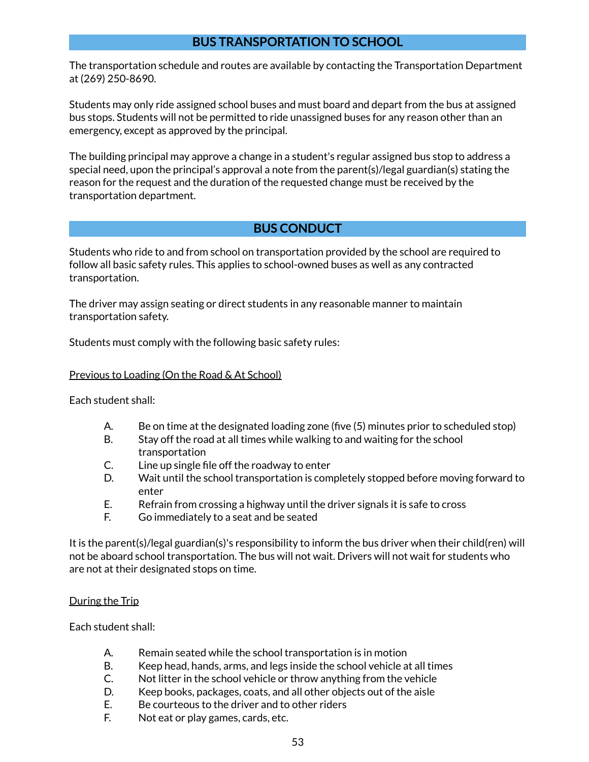## BUS TRANSPORTATION TO SCHOOL

The transportation schedule and routes are available by contacting the Transportation Department at (269) 250-8690.

Students may only ride assigned school buses and must board and depart from the bus at assigned bus stops. Students will not be permitted to ride unassigned buses for any reason other than an emergency, except as approved by the principal.

The building principal may approve a change in a student's regular assigned bus stop to address a special need, upon the principal's approval a note from the parent(s)/legal guardian(s) stating the reason for the request and the duration of the requested change must be received by the transportation department.

## BUS CONDUCT

Students who ride to and from school on transportation provided by the school are required to follow all basic safety rules. This applies to school-owned buses as well as any contracted transportation.

The driver may assign seating or direct students in any reasonable manner to maintain transportation safety.

Students must comply with the following basic safety rules:

<u>Previous to Loading (On the Road & At School)</u>

Each student shall:

A. Be on time at the designated loading zone (five (5) minutes prior to scheduled stop)
B. Stay off the road at all times while walking to and waiting for the school transportation
C. Line up single file off the roadway to enter
D. Wait until the school transportation is completely stopped before moving forward to enter
E. Refrain from crossing a highway until the driver signals it is safe to cross
F. Go immediately to a seat and be seated

It is the parent(s)/legal guardian(s)'s responsibility to inform the bus driver when their child(ren) will not be aboard school transportation. The bus will not wait. Drivers will not wait for students who are not at their designated stops on time.

<u>During the Trip</u>

Each student shall:

A. Remain seated while the school transportation is in motion
B. Keep head, hands, arms, and legs inside the school vehicle at all times
C. Not litter in the school vehicle or throw anything from the vehicle
D. Keep books, packages, coats, and all other objects out of the aisle
E. Be courteous to the driver and to other riders
F. Not eat or play games, cards, etc.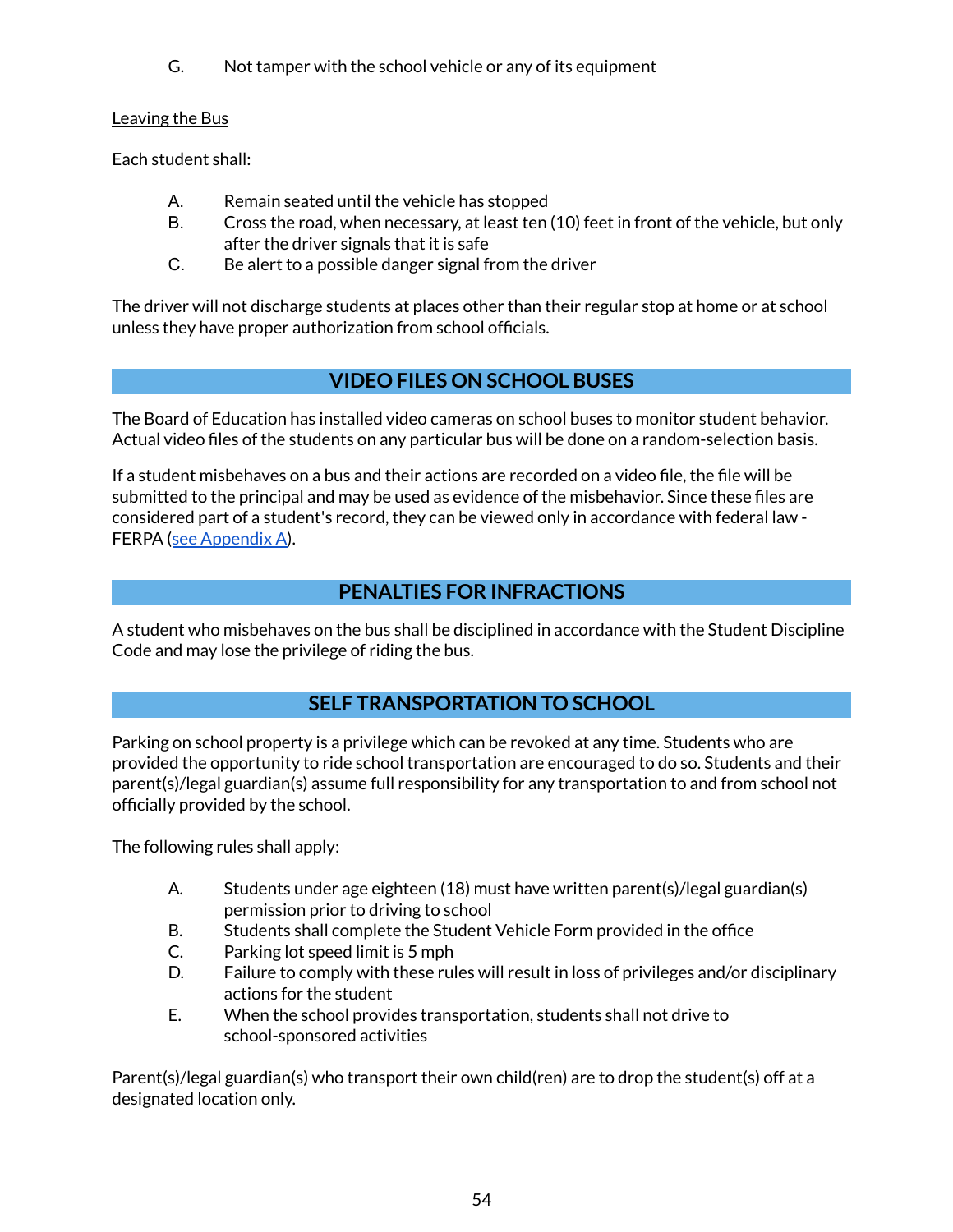G. Not tamper with the school vehicle or any of its equipment

Leaving the Bus

Each student shall:

A. Remain seated until the vehicle has stopped
B. Cross the road, when necessary, at least ten (10) feet in front of the vehicle, but only after the driver signals that it is safe
C. Be alert to a possible danger signal from the driver

The driver will not discharge students at places other than their regular stop at home or at school unless they have proper authorization from school officials.

## VIDEO FILES ON SCHOOL BUSES

The Board of Education has installed video cameras on school buses to monitor student behavior. Actual video files of the students on any particular bus will be done on a random-selection basis.

If a student misbehaves on a bus and their actions are recorded on a video file, the file will be submitted to the principal and may be used as evidence of the misbehavior. Since these files are considered part of a student's record, they can be viewed only in accordance with federal law - FERPA (see Appendix A).

## PENALTIES FOR INFRACTIONS

A student who misbehaves on the bus shall be disciplined in accordance with the Student Discipline Code and may lose the privilege of riding the bus.

## SELF TRANSPORTATION TO SCHOOL

Parking on school property is a privilege which can be revoked at any time. Students who are provided the opportunity to ride school transportation are encouraged to do so. Students and their parent(s)/legal guardian(s) assume full responsibility for any transportation to and from school not officially provided by the school.

The following rules shall apply:

A. Students under age eighteen (18) must have written parent(s)/legal guardian(s) permission prior to driving to school
B. Students shall complete the Student Vehicle Form provided in the office
C. Parking lot speed limit is 5 mph
D. Failure to comply with these rules will result in loss of privileges and/or disciplinary actions for the student
E. When the school provides transportation, students shall not drive to school-sponsored activities

Parent(s)/legal guardian(s) who transport their own child(ren) are to drop the student(s) off at a designated location only.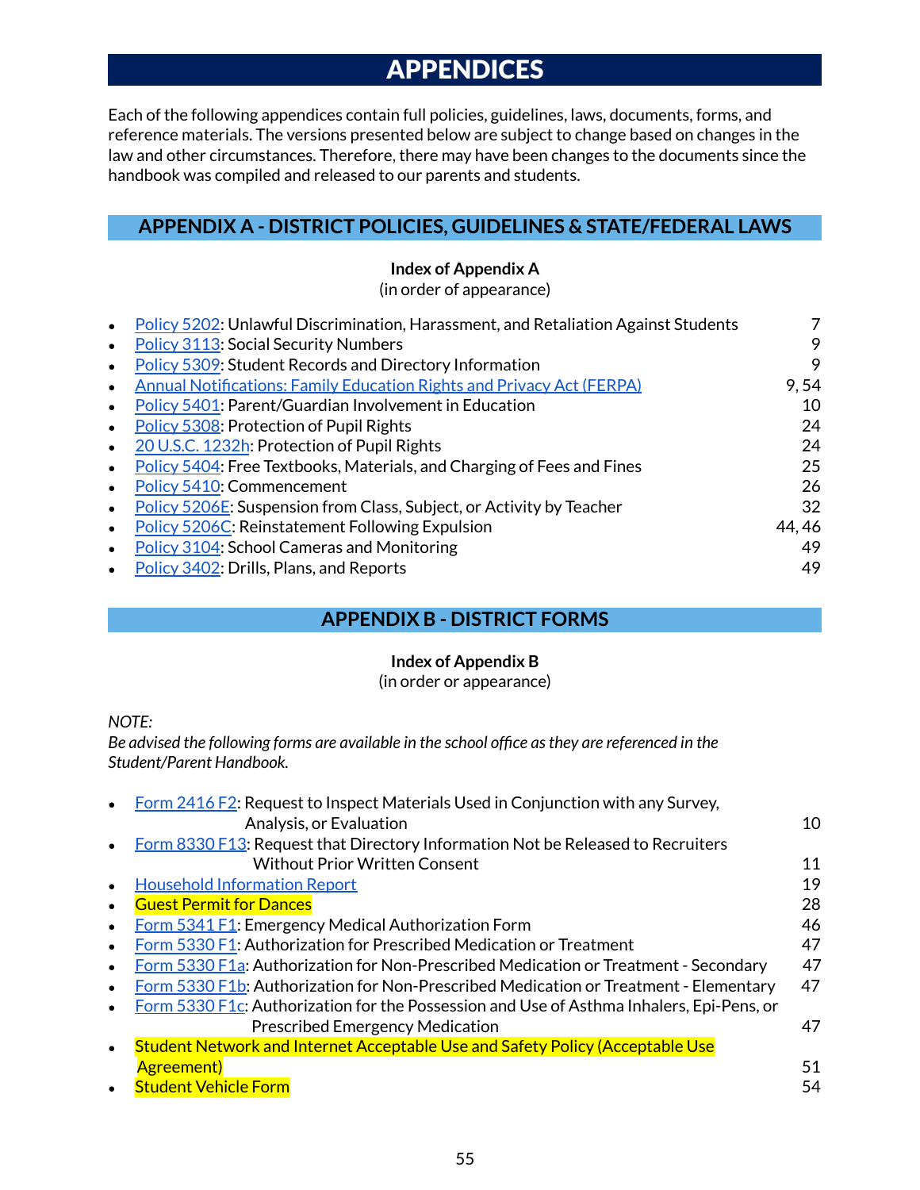# APPENDICES

Each of the following appendices contain full policies, guidelines, laws, documents, forms, and reference materials. The versions presented below are subject to change based on changes in the law and other circumstances. Therefore, there may have been changes to the documents since the handbook was compiled and released to our parents and students.

## APPENDIX A - DISTRICT POLICIES, GUIDELINES & STATE/FEDERAL LAWS

**Index of Appendix A**
(in order of appearance)

- Policy 5202: Unlawful Discrimination, Harassment, and Retaliation Against Students — 7
- Policy 3113: Social Security Numbers — 9
- Policy 5309: Student Records and Directory Information — 9
- Annual Notifications: Family Education Rights and Privacy Act (FERPA) — 9, 54
- Policy 5401: Parent/Guardian Involvement in Education — 10
- Policy 5308: Protection of Pupil Rights — 24
- 20 U.S.C. 1232h: Protection of Pupil Rights — 24
- Policy 5404: Free Textbooks, Materials, and Charging of Fees and Fines — 25
- Policy 5410: Commencement — 26
- Policy 5206E: Suspension from Class, Subject, or Activity by Teacher — 32
- Policy 5206C: Reinstatement Following Expulsion — 44, 46
- Policy 3104: School Cameras and Monitoring — 49
- Policy 3402: Drills, Plans, and Reports — 49

## APPENDIX B - DISTRICT FORMS

**Index of Appendix B**
(in order or appearance)

*NOTE:*
*Be advised the following forms are available in the school office as they are referenced in the Student/Parent Handbook.*

- Form 2416 F2: Request to Inspect Materials Used in Conjunction with any Survey, Analysis, or Evaluation — 10
- Form 8330 F13: Request that Directory Information Not be Released to Recruiters Without Prior Written Consent — 11
- Household Information Report — 19
- Guest Permit for Dances — 28
- Form 5341 F1: Emergency Medical Authorization Form — 46
- Form 5330 F1: Authorization for Prescribed Medication or Treatment — 47
- Form 5330 F1a: Authorization for Non-Prescribed Medication or Treatment - Secondary — 47
- Form 5330 F1b: Authorization for Non-Prescribed Medication or Treatment - Elementary — 47
- Form 5330 F1c: Authorization for the Possession and Use of Asthma Inhalers, Epi-Pens, or Prescribed Emergency Medication — 47
- Student Network and Internet Acceptable Use and Safety Policy (Acceptable Use Agreement) — 51
- Student Vehicle Form — 54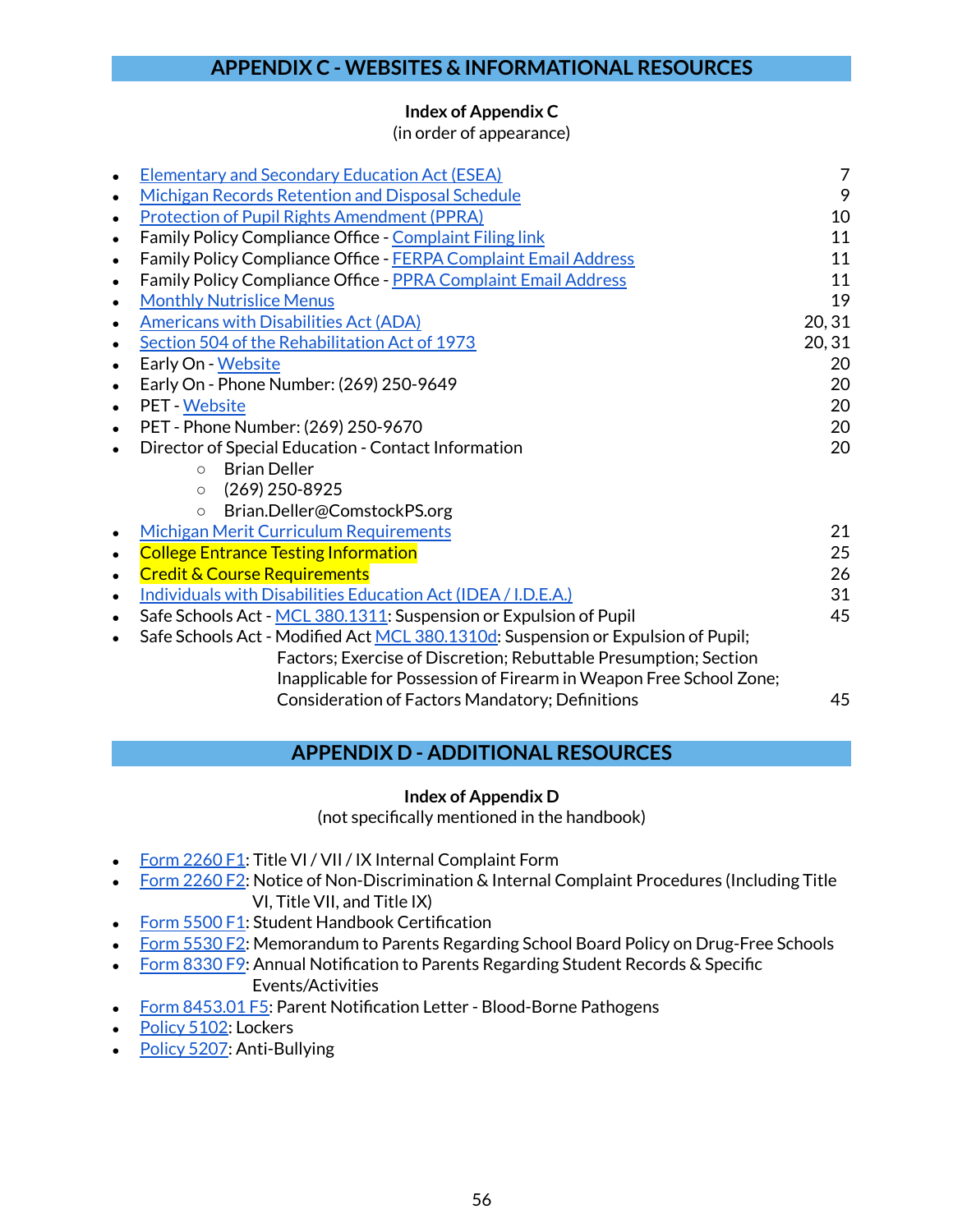## APPENDIX C - WEBSITES & INFORMATIONAL RESOURCES

**Index of Appendix C**
(in order of appearance)

- Elementary and Secondary Education Act (ESEA) 7
- Michigan Records Retention and Disposal Schedule 9
- Protection of Pupil Rights Amendment (PPRA) 10
- Family Policy Compliance Office - Complaint Filing link 11
- Family Policy Compliance Office - FERPA Complaint Email Address 11
- Family Policy Compliance Office - PPRA Complaint Email Address 11
- Monthly Nutrislice Menus 19
- Americans with Disabilities Act (ADA) 20, 31
- Section 504 of the Rehabilitation Act of 1973 20, 31
- Early On - Website 20
- Early On - Phone Number: (269) 250-9649 20
- PET - Website 20
- PET - Phone Number: (269) 250-9670 20
- Director of Special Education - Contact Information 20
  - Brian Deller
  - (269) 250-8925
  - Brian.Deller@ComstockPS.org
- Michigan Merit Curriculum Requirements 21
- College Entrance Testing Information 25
- Credit & Course Requirements 26
- Individuals with Disabilities Education Act (IDEA / I.D.E.A.) 31
- Safe Schools Act - MCL 380.1311: Suspension or Expulsion of Pupil 45
- Safe Schools Act - Modified Act MCL 380.1310d: Suspension or Expulsion of Pupil; Factors; Exercise of Discretion; Rebuttable Presumption; Section Inapplicable for Possession of Firearm in Weapon Free School Zone; Consideration of Factors Mandatory; Definitions 45

## APPENDIX D - ADDITIONAL RESOURCES

**Index of Appendix D**
(not specifically mentioned in the handbook)

- Form 2260 F1: Title VI / VII / IX Internal Complaint Form
- Form 2260 F2: Notice of Non-Discrimination & Internal Complaint Procedures (Including Title VI, Title VII, and Title IX)
- Form 5500 F1: Student Handbook Certification
- Form 5530 F2: Memorandum to Parents Regarding School Board Policy on Drug-Free Schools
- Form 8330 F9: Annual Notification to Parents Regarding Student Records & Specific Events/Activities
- Form 8453.01 F5: Parent Notification Letter - Blood-Borne Pathogens
- Policy 5102: Lockers
- Policy 5207: Anti-Bullying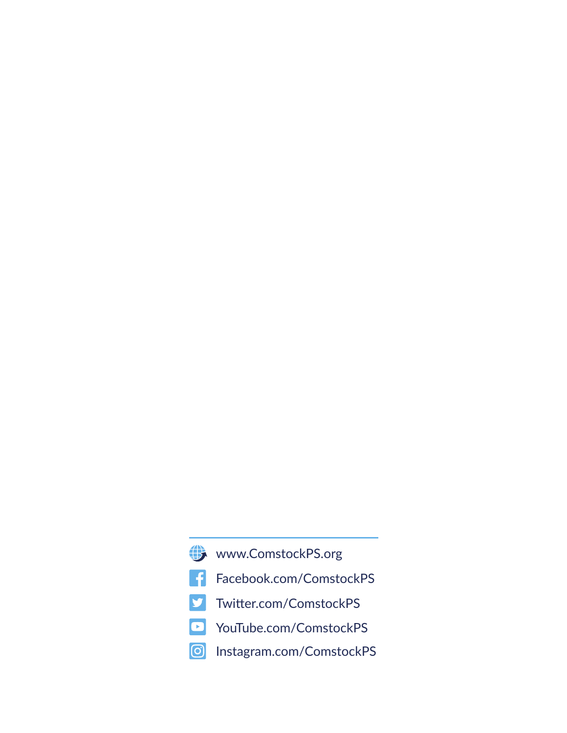---

www.ComstockPS.org

Facebook.com/ComstockPS

Twitter.com/ComstockPS

YouTube.com/ComstockPS

Instagram.com/ComstockPS